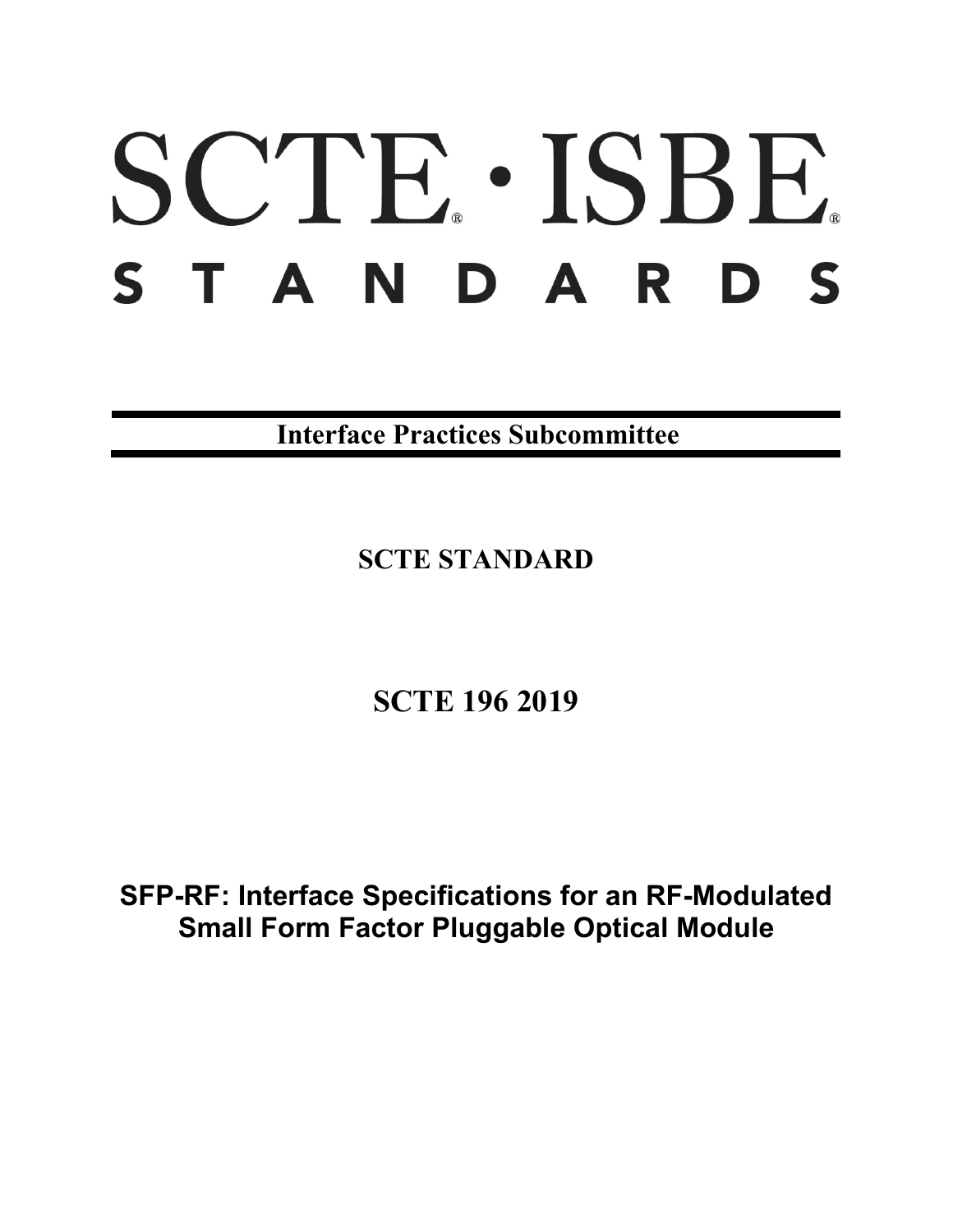# SCTE · ISBE

# STANDARDS

**Interface Practices Subcommittee**

**SCTE STANDARD**

**SCTE 196 2019**

**SFP-RF: Interface Specifications for an RF-Modulated Small Form Factor Pluggable Optical Module**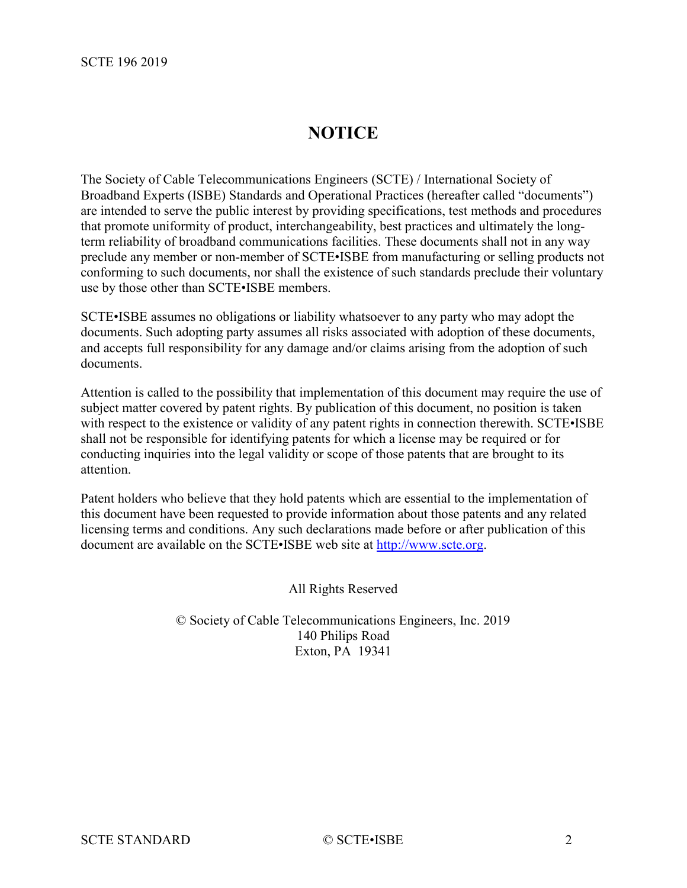# NOTICE

The Society of Cable Telecommunications Engineers (SCTE) / International Society of Broadband Experts (ISBE) Standards and Operational Practices (hereafter called "documents") are intended to serve the public interest by providing specifications, test methods and procedures that promote uniformity of product, interchangeability, best practices and ultimately the long-term reliability of broadband communications facilities. These documents shall not in any way preclude any member or non-member of SCTE•ISBE from manufacturing or selling products not conforming to such documents, nor shall the existence of such standards preclude their voluntary use by those other than SCTE•ISBE members.

SCTE•ISBE assumes no obligations or liability whatsoever to any party who may adopt the documents. Such adopting party assumes all risks associated with adoption of these documents, and accepts full responsibility for any damage and/or claims arising from the adoption of such documents.

Attention is called to the possibility that implementation of this document may require the use of subject matter covered by patent rights. By publication of this document, no position is taken with respect to the existence or validity of any patent rights in connection therewith. SCTE•ISBE shall not be responsible for identifying patents for which a license may be required or for conducting inquiries into the legal validity or scope of those patents that are brought to its attention.

Patent holders who believe that they hold patents which are essential to the implementation of this document have been requested to provide information about those patents and any related licensing terms and conditions. Any such declarations made before or after publication of this document are available on the SCTE•ISBE web site at http://www.scte.org.

All Rights Reserved

© Society of Cable Telecommunications Engineers, Inc. 2019
140 Philips Road
Exton, PA 19341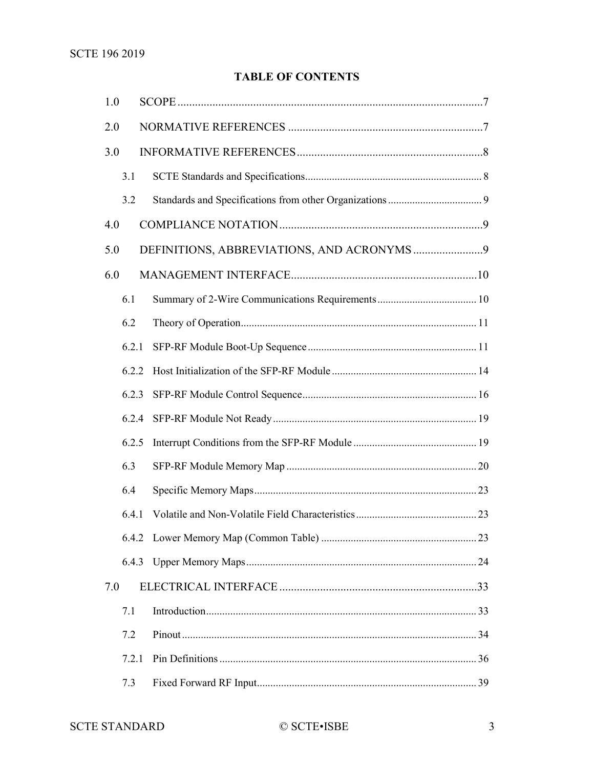## TABLE OF CONTENTS

| | | |
|---|---|---|
| 1.0 | SCOPE | 7 |
| 2.0 | NORMATIVE REFERENCES | 7 |
| 3.0 | INFORMATIVE REFERENCES | 8 |
| 3.1 | SCTE Standards and Specifications | 8 |
| 3.2 | Standards and Specifications from other Organizations | 9 |
| 4.0 | COMPLIANCE NOTATION | 9 |
| 5.0 | DEFINITIONS, ABBREVIATIONS, AND ACRONYMS | 9 |
| 6.0 | MANAGEMENT INTERFACE | 10 |
| 6.1 | Summary of 2-Wire Communications Requirements | 10 |
| 6.2 | Theory of Operation | 11 |
| 6.2.1 | SFP-RF Module Boot-Up Sequence | 11 |
| 6.2.2 | Host Initialization of the SFP-RF Module | 14 |
| 6.2.3 | SFP-RF Module Control Sequence | 16 |
| 6.2.4 | SFP-RF Module Not Ready | 19 |
| 6.2.5 | Interrupt Conditions from the SFP-RF Module | 19 |
| 6.3 | SFP-RF Module Memory Map | 20 |
| 6.4 | Specific Memory Maps | 23 |
| 6.4.1 | Volatile and Non-Volatile Field Characteristics | 23 |
| 6.4.2 | Lower Memory Map (Common Table) | 23 |
| 6.4.3 | Upper Memory Maps | 24 |
| 7.0 | ELECTRICAL INTERFACE | 33 |
| 7.1 | Introduction | 33 |
| 7.2 | Pinout | 34 |
| 7.2.1 | Pin Definitions | 36 |
| 7.3 | Fixed Forward RF Input | 39 |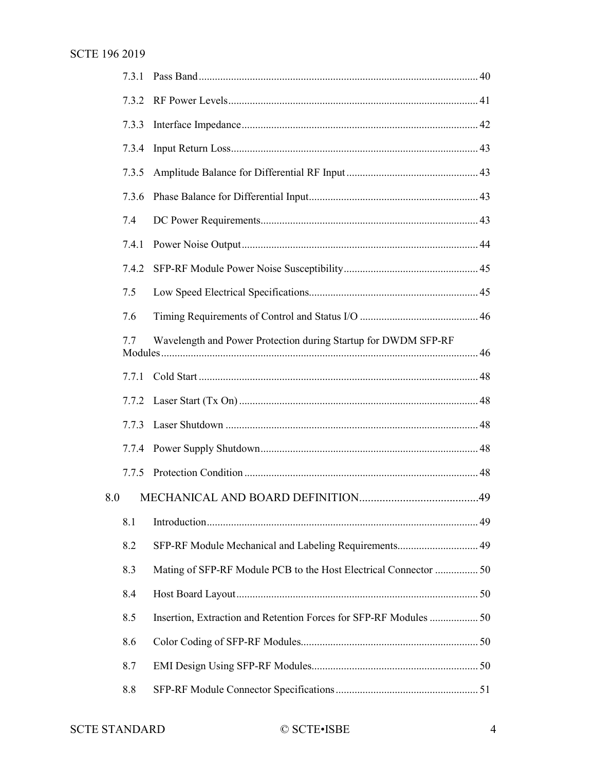7.3.1 Pass Band ........ 40

7.3.2 RF Power Levels ........ 41

7.3.3 Interface Impedance ........ 42

7.3.4 Input Return Loss ........ 43

7.3.5 Amplitude Balance for Differential RF Input ........ 43

7.3.6 Phase Balance for Differential Input ........ 43

7.4 DC Power Requirements ........ 43

7.4.1 Power Noise Output ........ 44

7.4.2 SFP-RF Module Power Noise Susceptibility ........ 45

7.5 Low Speed Electrical Specifications ........ 45

7.6 Timing Requirements of Control and Status I/O ........ 46

7.7 Wavelength and Power Protection during Startup for DWDM SFP-RF Modules ........ 46

7.7.1 Cold Start ........ 48

7.7.2 Laser Start (Tx On) ........ 48

7.7.3 Laser Shutdown ........ 48

7.7.4 Power Supply Shutdown ........ 48

7.7.5 Protection Condition ........ 48

8.0 MECHANICAL AND BOARD DEFINITION ........ 49

8.1 Introduction ........ 49

8.2 SFP-RF Module Mechanical and Labeling Requirements ........ 49

8.3 Mating of SFP-RF Module PCB to the Host Electrical Connector ........ 50

8.4 Host Board Layout ........ 50

8.5 Insertion, Extraction and Retention Forces for SFP-RF Modules ........ 50

8.6 Color Coding of SFP-RF Modules ........ 50

8.7 EMI Design Using SFP-RF Modules ........ 50

8.8 SFP-RF Module Connector Specifications ........ 51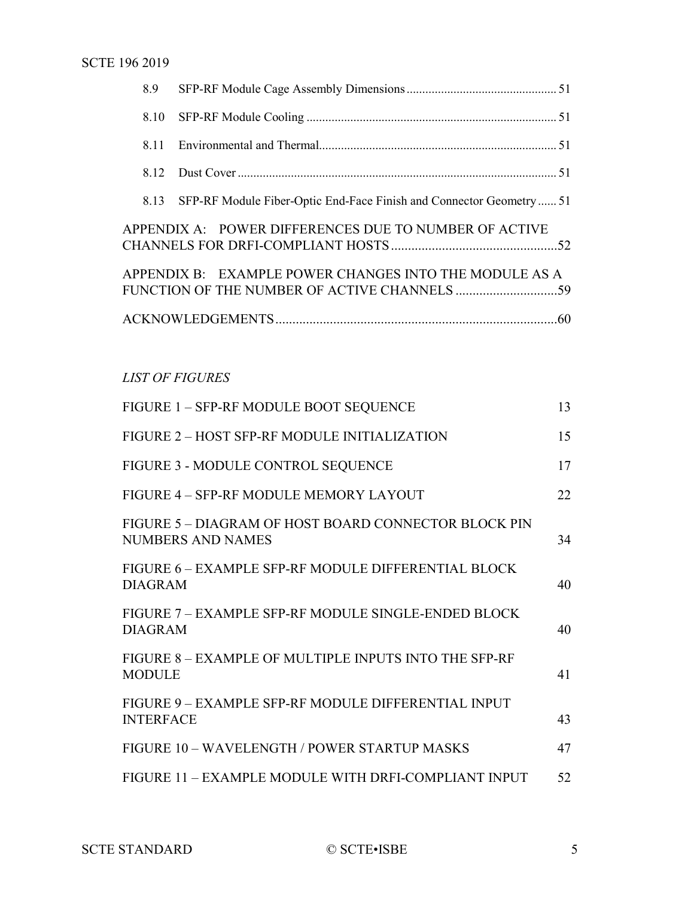8.9 SFP-RF Module Cage Assembly Dimensions ................................................ 51

8.10 SFP-RF Module Cooling ................................................................................ 51

8.11 Environmental and Thermal............................................................................ 51

8.12 Dust Cover ...................................................................................................... 51

8.13 SFP-RF Module Fiber-Optic End-Face Finish and Connector Geometry ...... 51

APPENDIX A: POWER DIFFERENCES DUE TO NUMBER OF ACTIVE CHANNELS FOR DRFI-COMPLIANT HOSTS ................................................52

APPENDIX B: EXAMPLE POWER CHANGES INTO THE MODULE AS A FUNCTION OF THE NUMBER OF ACTIVE CHANNELS .............................59

ACKNOWLEDGEMENTS...................................................................................60

*LIST OF FIGURES*

| | |
|---|---|
| FIGURE 1 – SFP-RF MODULE BOOT SEQUENCE | 13 |
| FIGURE 2 – HOST SFP-RF MODULE INITIALIZATION | 15 |
| FIGURE 3 - MODULE CONTROL SEQUENCE | 17 |
| FIGURE 4 – SFP-RF MODULE MEMORY LAYOUT | 22 |
| FIGURE 5 – DIAGRAM OF HOST BOARD CONNECTOR BLOCK PIN NUMBERS AND NAMES | 34 |
| FIGURE 6 – EXAMPLE SFP-RF MODULE DIFFERENTIAL BLOCK DIAGRAM | 40 |
| FIGURE 7 – EXAMPLE SFP-RF MODULE SINGLE-ENDED BLOCK DIAGRAM | 40 |
| FIGURE 8 – EXAMPLE OF MULTIPLE INPUTS INTO THE SFP-RF MODULE | 41 |
| FIGURE 9 – EXAMPLE SFP-RF MODULE DIFFERENTIAL INPUT INTERFACE | 43 |
| FIGURE 10 – WAVELENGTH / POWER STARTUP MASKS | 47 |
| FIGURE 11 – EXAMPLE MODULE WITH DRFI-COMPLIANT INPUT | 52 |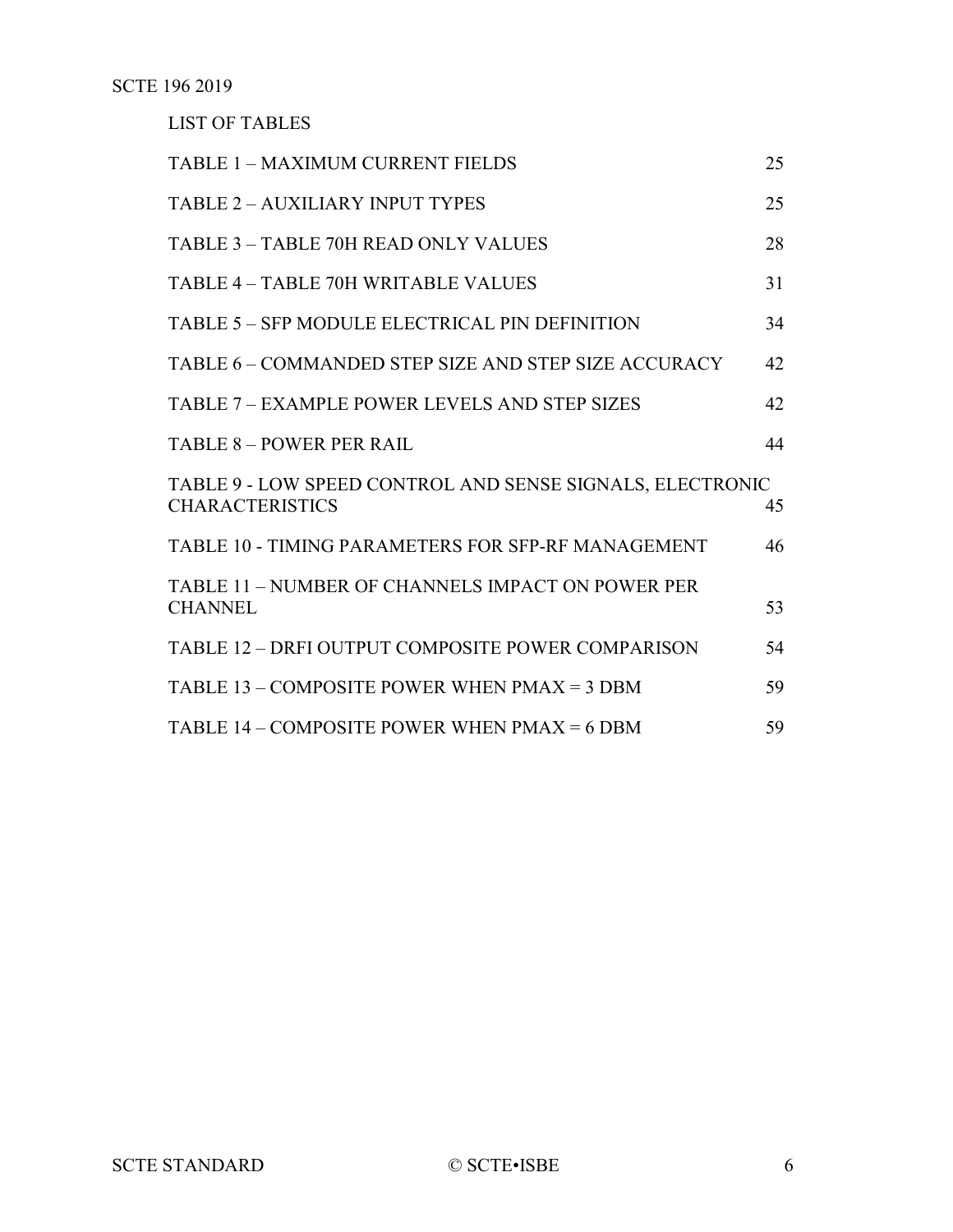LIST OF TABLES

| | |
|---|---|
| TABLE 1 – MAXIMUM CURRENT FIELDS | 25 |
| TABLE 2 – AUXILIARY INPUT TYPES | 25 |
| TABLE 3 – TABLE 70H READ ONLY VALUES | 28 |
| TABLE 4 – TABLE 70H WRITABLE VALUES | 31 |
| TABLE 5 – SFP MODULE ELECTRICAL PIN DEFINITION | 34 |
| TABLE 6 – COMMANDED STEP SIZE AND STEP SIZE ACCURACY | 42 |
| TABLE 7 – EXAMPLE POWER LEVELS AND STEP SIZES | 42 |
| TABLE 8 – POWER PER RAIL | 44 |
| TABLE 9 - LOW SPEED CONTROL AND SENSE SIGNALS, ELECTRONIC CHARACTERISTICS | 45 |
| TABLE 10 - TIMING PARAMETERS FOR SFP-RF MANAGEMENT | 46 |
| TABLE 11 – NUMBER OF CHANNELS IMPACT ON POWER PER CHANNEL | 53 |
| TABLE 12 – DRFI OUTPUT COMPOSITE POWER COMPARISON | 54 |
| TABLE 13 – COMPOSITE POWER WHEN PMAX = 3 DBM | 59 |
| TABLE 14 – COMPOSITE POWER WHEN PMAX = 6 DBM | 59 |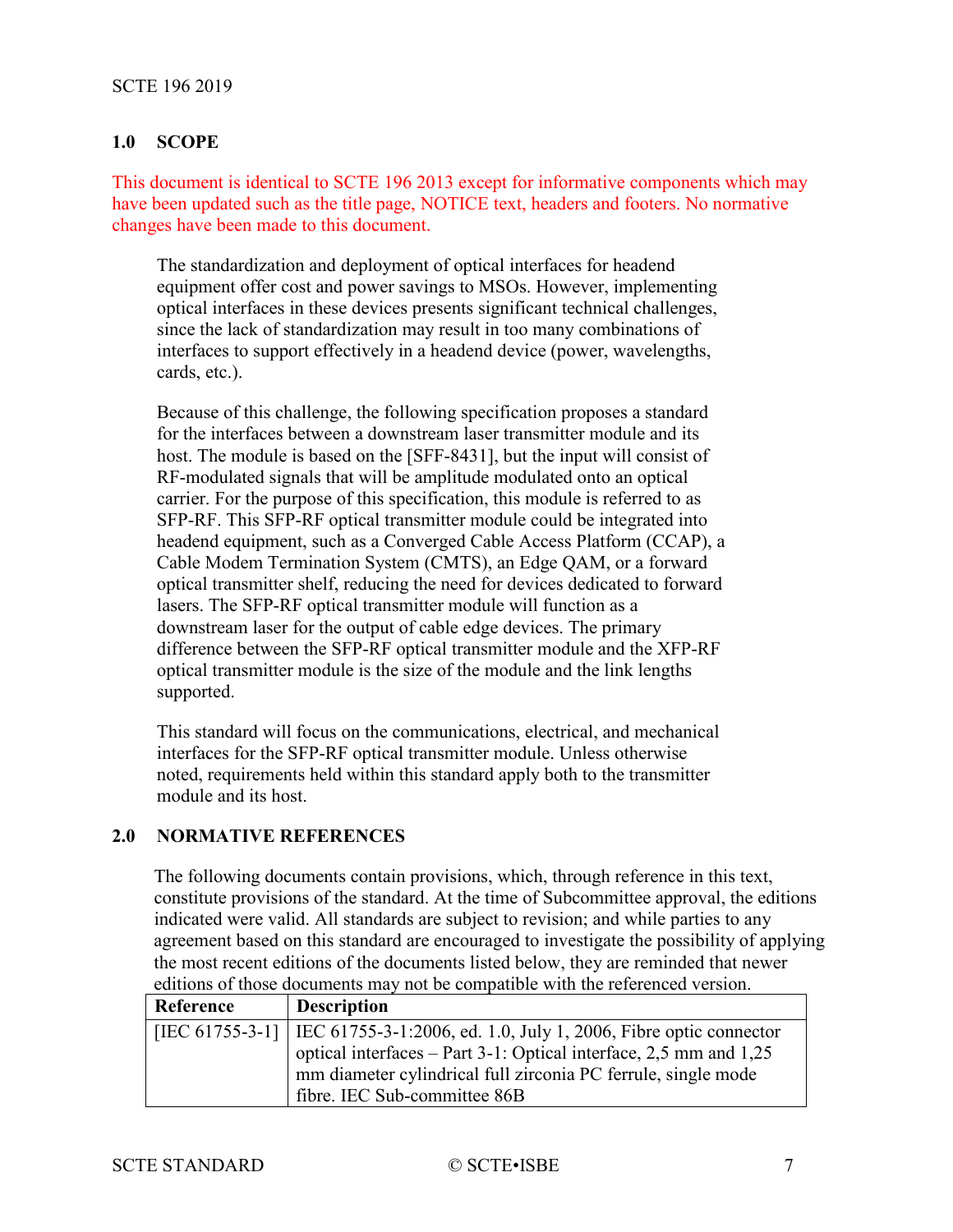## 1.0 SCOPE

This document is identical to SCTE 196 2013 except for informative components which may have been updated such as the title page, NOTICE text, headers and footers. No normative changes have been made to this document.

The standardization and deployment of optical interfaces for headend equipment offer cost and power savings to MSOs. However, implementing optical interfaces in these devices presents significant technical challenges, since the lack of standardization may result in too many combinations of interfaces to support effectively in a headend device (power, wavelengths, cards, etc.).

Because of this challenge, the following specification proposes a standard for the interfaces between a downstream laser transmitter module and its host. The module is based on the [SFF-8431], but the input will consist of RF-modulated signals that will be amplitude modulated onto an optical carrier. For the purpose of this specification, this module is referred to as SFP-RF. This SFP-RF optical transmitter module could be integrated into headend equipment, such as a Converged Cable Access Platform (CCAP), a Cable Modem Termination System (CMTS), an Edge QAM, or a forward optical transmitter shelf, reducing the need for devices dedicated to forward lasers. The SFP-RF optical transmitter module will function as a downstream laser for the output of cable edge devices. The primary difference between the SFP-RF optical transmitter module and the XFP-RF optical transmitter module is the size of the module and the link lengths supported.

This standard will focus on the communications, electrical, and mechanical interfaces for the SFP-RF optical transmitter module. Unless otherwise noted, requirements held within this standard apply both to the transmitter module and its host.

## 2.0 NORMATIVE REFERENCES

The following documents contain provisions, which, through reference in this text, constitute provisions of the standard. At the time of Subcommittee approval, the editions indicated were valid. All standards are subject to revision; and while parties to any agreement based on this standard are encouraged to investigate the possibility of applying the most recent editions of the documents listed below, they are reminded that newer editions of those documents may not be compatible with the referenced version.

| Reference | Description |
| --- | --- |
| [IEC 61755-3-1] | IEC 61755-3-1:2006, ed. 1.0, July 1, 2006, Fibre optic connector optical interfaces – Part 3-1: Optical interface, 2,5 mm and 1,25 mm diameter cylindrical full zirconia PC ferrule, single mode fibre. IEC Sub-committee 86B |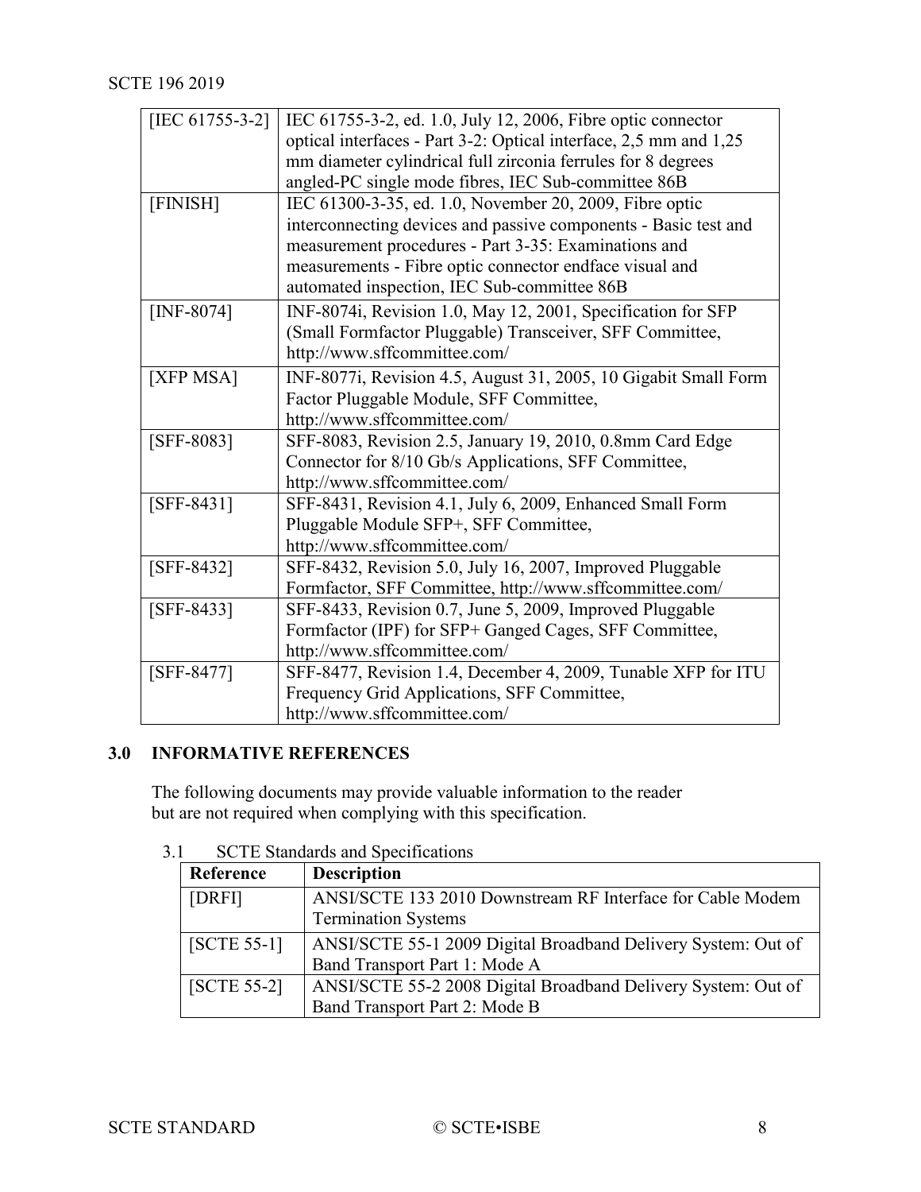| | |
|---|---|
| [IEC 61755-3-2] | IEC 61755-3-2, ed. 1.0, July 12, 2006, Fibre optic connector optical interfaces - Part 3-2: Optical interface, 2,5 mm and 1,25 mm diameter cylindrical full zirconia ferrules for 8 degrees angled-PC single mode fibres, IEC Sub-committee 86B |
| [FINISH] | IEC 61300-3-35, ed. 1.0, November 20, 2009, Fibre optic interconnecting devices and passive components - Basic test and measurement procedures - Part 3-35: Examinations and measurements - Fibre optic connector endface visual and automated inspection, IEC Sub-committee 86B |
| [INF-8074] | INF-8074i, Revision 1.0, May 12, 2001, Specification for SFP (Small Formfactor Pluggable) Transceiver, SFF Committee, http://www.sffcommittee.com/ |
| [XFP MSA] | INF-8077i, Revision 4.5, August 31, 2005, 10 Gigabit Small Form Factor Pluggable Module, SFF Committee, http://www.sffcommittee.com/ |
| [SFF-8083] | SFF-8083, Revision 2.5, January 19, 2010, 0.8mm Card Edge Connector for 8/10 Gb/s Applications, SFF Committee, http://www.sffcommittee.com/ |
| [SFF-8431] | SFF-8431, Revision 4.1, July 6, 2009, Enhanced Small Form Pluggable Module SFP+, SFF Committee, http://www.sffcommittee.com/ |
| [SFF-8432] | SFF-8432, Revision 5.0, July 16, 2007, Improved Pluggable Formfactor, SFF Committee, http://www.sffcommittee.com/ |
| [SFF-8433] | SFF-8433, Revision 0.7, June 5, 2009, Improved Pluggable Formfactor (IPF) for SFP+ Ganged Cages, SFF Committee, http://www.sffcommittee.com/ |
| [SFF-8477] | SFF-8477, Revision 1.4, December 4, 2009, Tunable XFP for ITU Frequency Grid Applications, SFF Committee, http://www.sffcommittee.com/ |

## 3.0 INFORMATIVE REFERENCES

The following documents may provide valuable information to the reader but are not required when complying with this specification.

### 3.1 SCTE Standards and Specifications

| Reference | Description |
|---|---|
| [DRFI] | ANSI/SCTE 133 2010 Downstream RF Interface for Cable Modem Termination Systems |
| [SCTE 55-1] | ANSI/SCTE 55-1 2009 Digital Broadband Delivery System: Out of Band Transport Part 1: Mode A |
| [SCTE 55-2] | ANSI/SCTE 55-2 2008 Digital Broadband Delivery System: Out of Band Transport Part 2: Mode B |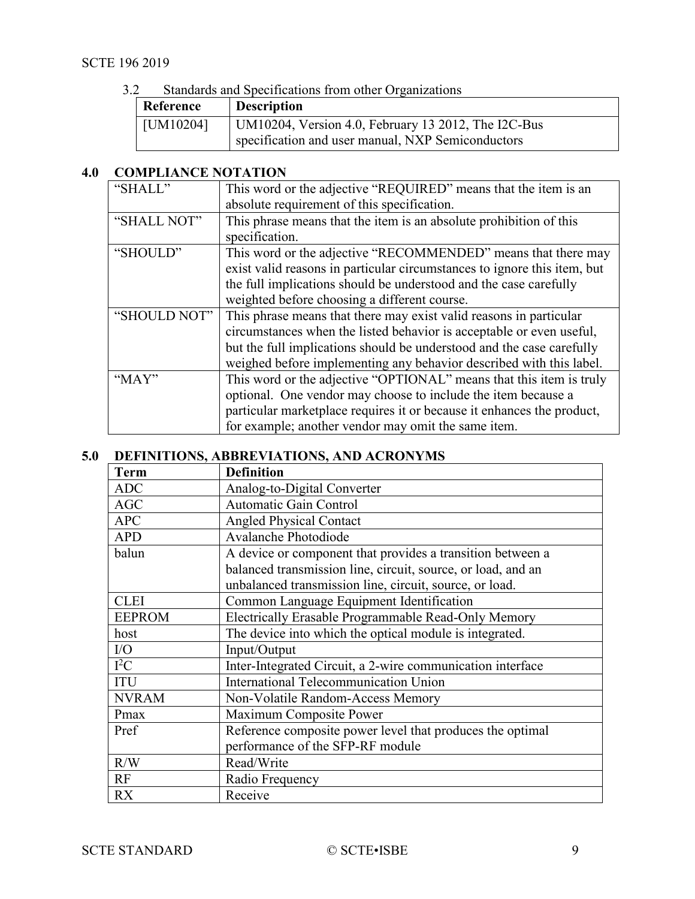### 3.2 Standards and Specifications from other Organizations

| Reference | Description |
|---|---|
| [UM10204] | UM10204, Version 4.0, February 13 2012, The I2C-Bus specification and user manual, NXP Semiconductors |

## 4.0 COMPLIANCE NOTATION

| | |
|---|---|
| "SHALL" | This word or the adjective "REQUIRED" means that the item is an absolute requirement of this specification. |
| "SHALL NOT" | This phrase means that the item is an absolute prohibition of this specification. |
| "SHOULD" | This word or the adjective "RECOMMENDED" means that there may exist valid reasons in particular circumstances to ignore this item, but the full implications should be understood and the case carefully weighted before choosing a different course. |
| "SHOULD NOT" | This phrase means that there may exist valid reasons in particular circumstances when the listed behavior is acceptable or even useful, but the full implications should be understood and the case carefully weighed before implementing any behavior described with this label. |
| "MAY" | This word or the adjective "OPTIONAL" means that this item is truly optional. One vendor may choose to include the item because a particular marketplace requires it or because it enhances the product, for example; another vendor may omit the same item. |

## 5.0 DEFINITIONS, ABBREVIATIONS, AND ACRONYMS

| Term | Definition |
|---|---|
| ADC | Analog-to-Digital Converter |
| AGC | Automatic Gain Control |
| APC | Angled Physical Contact |
| APD | Avalanche Photodiode |
| balun | A device or component that provides a transition between a balanced transmission line, circuit, source, or load, and an unbalanced transmission line, circuit, source, or load. |
| CLEI | Common Language Equipment Identification |
| EEPROM | Electrically Erasable Programmable Read-Only Memory |
| host | The device into which the optical module is integrated. |
| I/O | Input/Output |
| $I^2C$ | Inter-Integrated Circuit, a 2-wire communication interface |
| ITU | International Telecommunication Union |
| NVRAM | Non-Volatile Random-Access Memory |
| Pmax | Maximum Composite Power |
| Pref | Reference composite power level that produces the optimal performance of the SFP-RF module |
| R/W | Read/Write |
| RF | Radio Frequency |
| RX | Receive |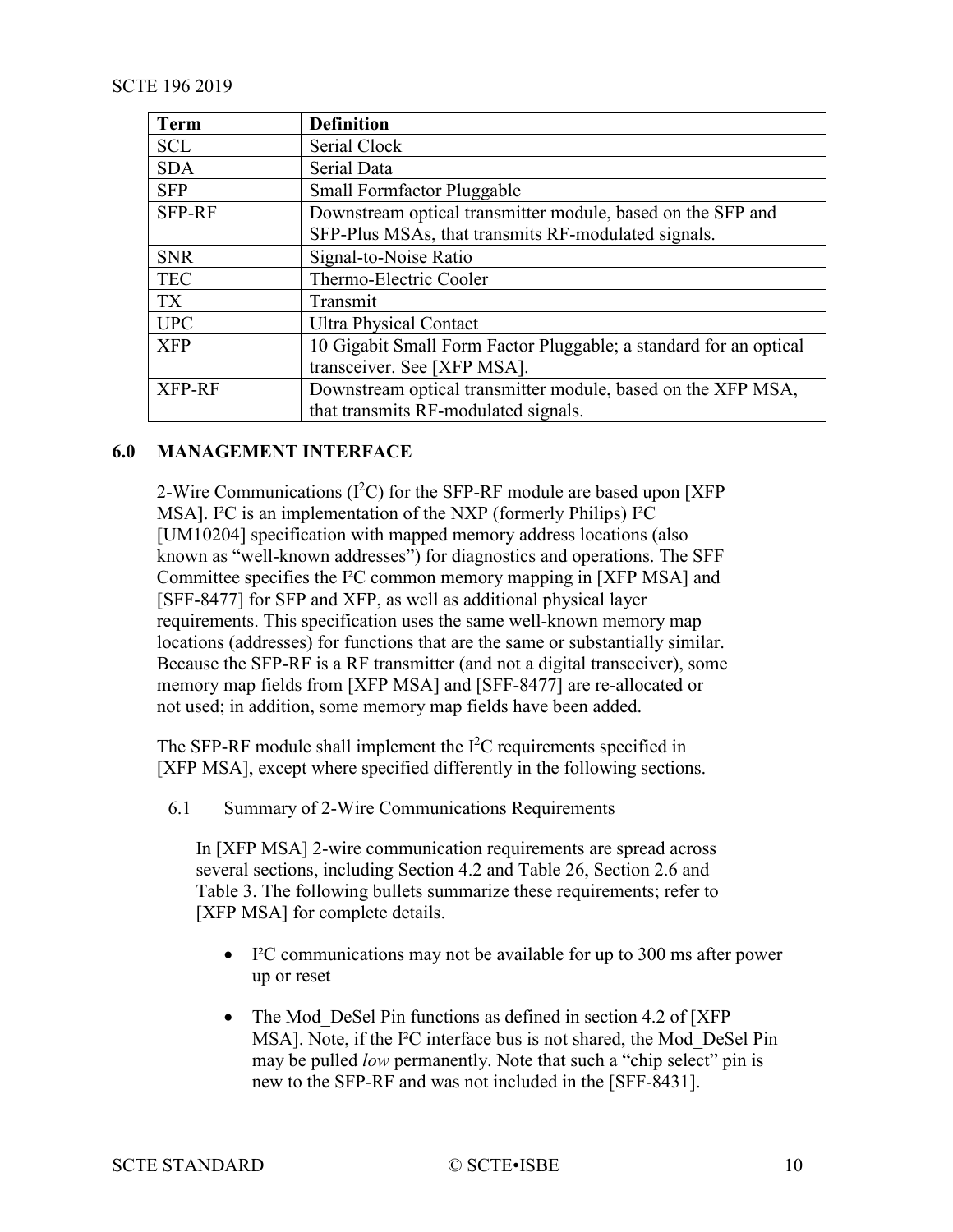| Term | Definition |
| --- | --- |
| SCL | Serial Clock |
| SDA | Serial Data |
| SFP | Small Formfactor Pluggable |
| SFP-RF | Downstream optical transmitter module, based on the SFP and SFP-Plus MSAs, that transmits RF-modulated signals. |
| SNR | Signal-to-Noise Ratio |
| TEC | Thermo-Electric Cooler |
| TX | Transmit |
| UPC | Ultra Physical Contact |
| XFP | 10 Gigabit Small Form Factor Pluggable; a standard for an optical transceiver. See [XFP MSA]. |
| XFP-RF | Downstream optical transmitter module, based on the XFP MSA, that transmits RF-modulated signals. |

# 6.0 MANAGEMENT INTERFACE

2-Wire Communications ($I^2C$) for the SFP-RF module are based upon [XFP MSA]. I²C is an implementation of the NXP (formerly Philips) I²C [UM10204] specification with mapped memory address locations (also known as "well-known addresses") for diagnostics and operations. The SFF Committee specifies the I²C common memory mapping in [XFP MSA] and [SFF-8477] for SFP and XFP, as well as additional physical layer requirements. This specification uses the same well-known memory map locations (addresses) for functions that are the same or substantially similar. Because the SFP-RF is a RF transmitter (and not a digital transceiver), some memory map fields from [XFP MSA] and [SFF-8477] are re-allocated or not used; in addition, some memory map fields have been added.

The SFP-RF module shall implement the $I^2C$ requirements specified in [XFP MSA], except where specified differently in the following sections.

## 6.1 Summary of 2-Wire Communications Requirements

In [XFP MSA] 2-wire communication requirements are spread across several sections, including Section 4.2 and Table 26, Section 2.6 and Table 3. The following bullets summarize these requirements; refer to [XFP MSA] for complete details.

- I²C communications may not be available for up to 300 ms after power up or reset
- The Mod_DeSel Pin functions as defined in section 4.2 of [XFP MSA]. Note, if the I²C interface bus is not shared, the Mod_DeSel Pin may be pulled *low* permanently. Note that such a "chip select" pin is new to the SFP-RF and was not included in the [SFF-8431].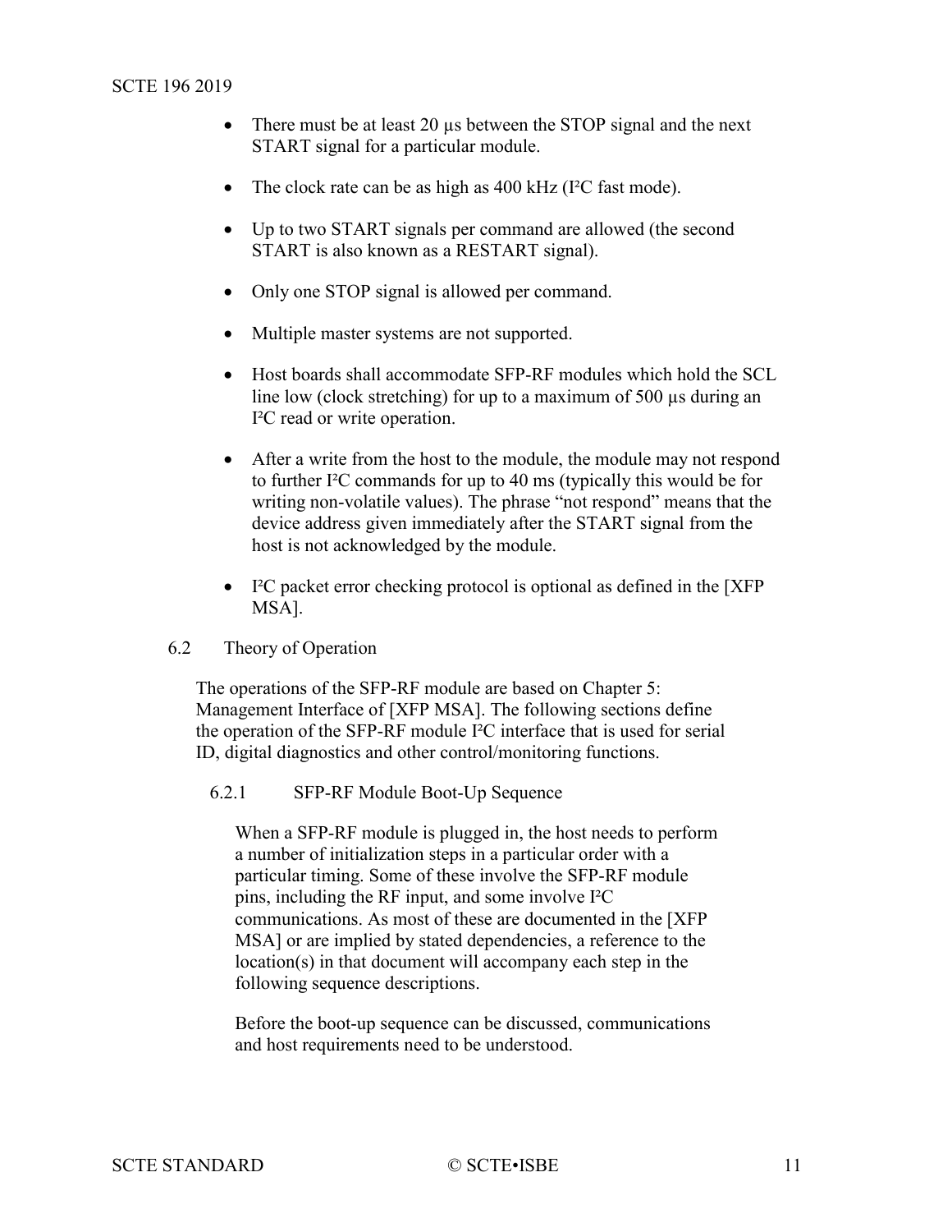- There must be at least 20 µs between the STOP signal and the next START signal for a particular module.

- The clock rate can be as high as 400 kHz (I²C fast mode).

- Up to two START signals per command are allowed (the second START is also known as a RESTART signal).

- Only one STOP signal is allowed per command.

- Multiple master systems are not supported.

- Host boards shall accommodate SFP-RF modules which hold the SCL line low (clock stretching) for up to a maximum of 500 µs during an I²C read or write operation.

- After a write from the host to the module, the module may not respond to further I²C commands for up to 40 ms (typically this would be for writing non-volatile values). The phrase "not respond" means that the device address given immediately after the START signal from the host is not acknowledged by the module.

- I²C packet error checking protocol is optional as defined in the [XFP MSA].

## 6.2 Theory of Operation

The operations of the SFP-RF module are based on Chapter 5: Management Interface of [XFP MSA]. The following sections define the operation of the SFP-RF module I²C interface that is used for serial ID, digital diagnostics and other control/monitoring functions.

### 6.2.1 SFP-RF Module Boot-Up Sequence

When a SFP-RF module is plugged in, the host needs to perform a number of initialization steps in a particular order with a particular timing. Some of these involve the SFP-RF module pins, including the RF input, and some involve I²C communications. As most of these are documented in the [XFP MSA] or are implied by stated dependencies, a reference to the location(s) in that document will accompany each step in the following sequence descriptions.

Before the boot-up sequence can be discussed, communications and host requirements need to be understood.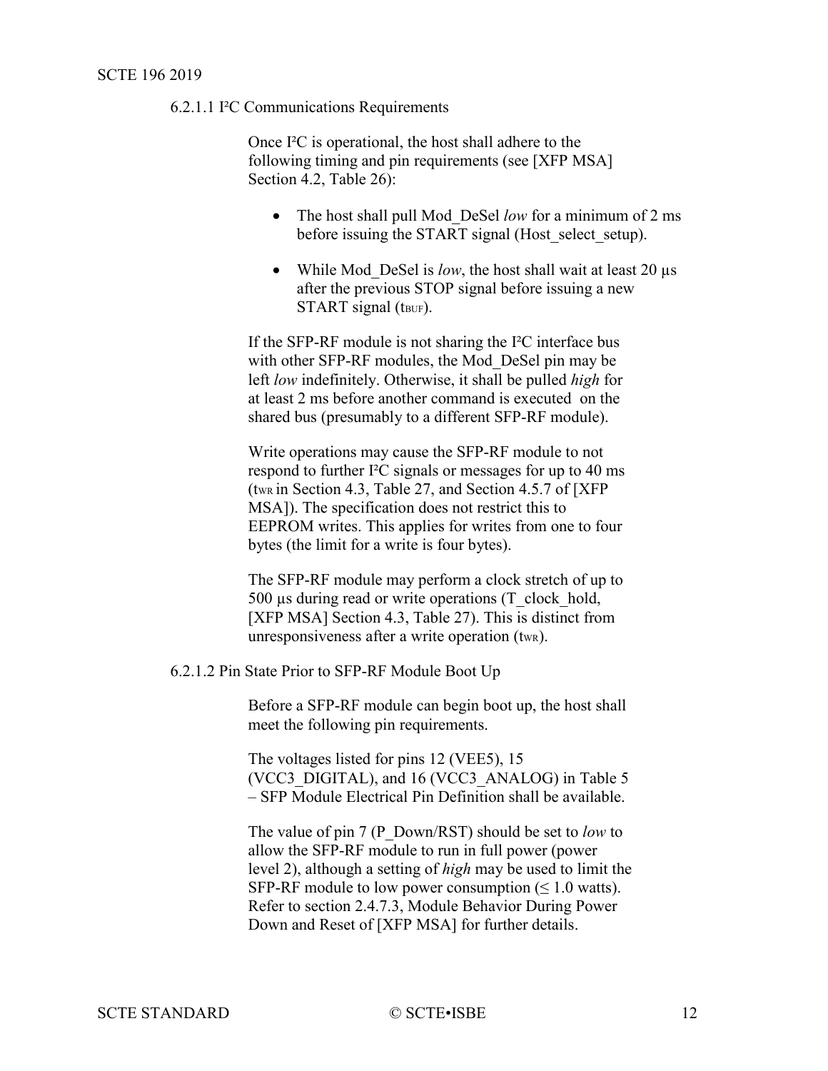#### 6.2.1.1 I²C Communications Requirements

Once I²C is operational, the host shall adhere to the following timing and pin requirements (see [XFP MSA] Section 4.2, Table 26):

- The host shall pull Mod_DeSel *low* for a minimum of 2 ms before issuing the START signal (Host_select_setup).
- While Mod_DeSel is *low*, the host shall wait at least 20 µs after the previous STOP signal before issuing a new START signal ($t_{BUF}$).

If the SFP-RF module is not sharing the I²C interface bus with other SFP-RF modules, the Mod_DeSel pin may be left *low* indefinitely. Otherwise, it shall be pulled *high* for at least 2 ms before another command is executed on the shared bus (presumably to a different SFP-RF module).

Write operations may cause the SFP-RF module to not respond to further I²C signals or messages for up to 40 ms ($t_{WR}$ in Section 4.3, Table 27, and Section 4.5.7 of [XFP MSA]). The specification does not restrict this to EEPROM writes. This applies for writes from one to four bytes (the limit for a write is four bytes).

The SFP-RF module may perform a clock stretch of up to 500 µs during read or write operations (T_clock_hold, [XFP MSA] Section 4.3, Table 27). This is distinct from unresponsiveness after a write operation ($t_{WR}$).

#### 6.2.1.2 Pin State Prior to SFP-RF Module Boot Up

Before a SFP-RF module can begin boot up, the host shall meet the following pin requirements.

The voltages listed for pins 12 (VEE5), 15 (VCC3_DIGITAL), and 16 (VCC3_ANALOG) in Table 5 – SFP Module Electrical Pin Definition shall be available.

The value of pin 7 (P_Down/RST) should be set to *low* to allow the SFP-RF module to run in full power (power level 2), although a setting of *high* may be used to limit the SFP-RF module to low power consumption (≤ 1.0 watts). Refer to section 2.4.7.3, Module Behavior During Power Down and Reset of [XFP MSA] for further details.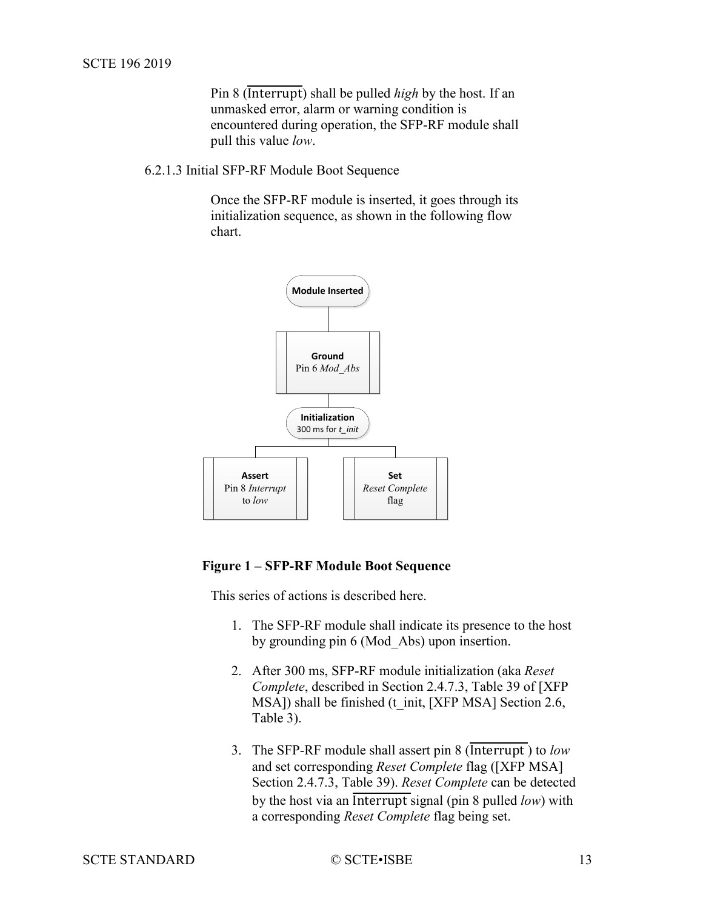Pin 8 ($\overline{\text{Interrupt}}$) shall be pulled *high* by the host. If an unmasked error, alarm or warning condition is encountered during operation, the SFP-RF module shall pull this value *low*.

#### 6.2.1.3 Initial SFP-RF Module Boot Sequence

Once the SFP-RF module is inserted, it goes through its initialization sequence, as shown in the following flow chart.

**Figure 1 – SFP-RF Module Boot Sequence**

This series of actions is described here.

1. The SFP-RF module shall indicate its presence to the host by grounding pin 6 (Mod_Abs) upon insertion.
2. After 300 ms, SFP-RF module initialization (aka *Reset Complete*, described in Section 2.4.7.3, Table 39 of [XFP MSA]) shall be finished (t_init, [XFP MSA] Section 2.6, Table 3).
3. The SFP-RF module shall assert pin 8 ($\overline{\text{Interrupt}}$) to *low* and set corresponding *Reset Complete* flag ([XFP MSA] Section 2.4.7.3, Table 39). *Reset Complete* can be detected by the host via an $\overline{\text{Interrupt}}$ signal (pin 8 pulled *low*) with a corresponding *Reset Complete* flag being set.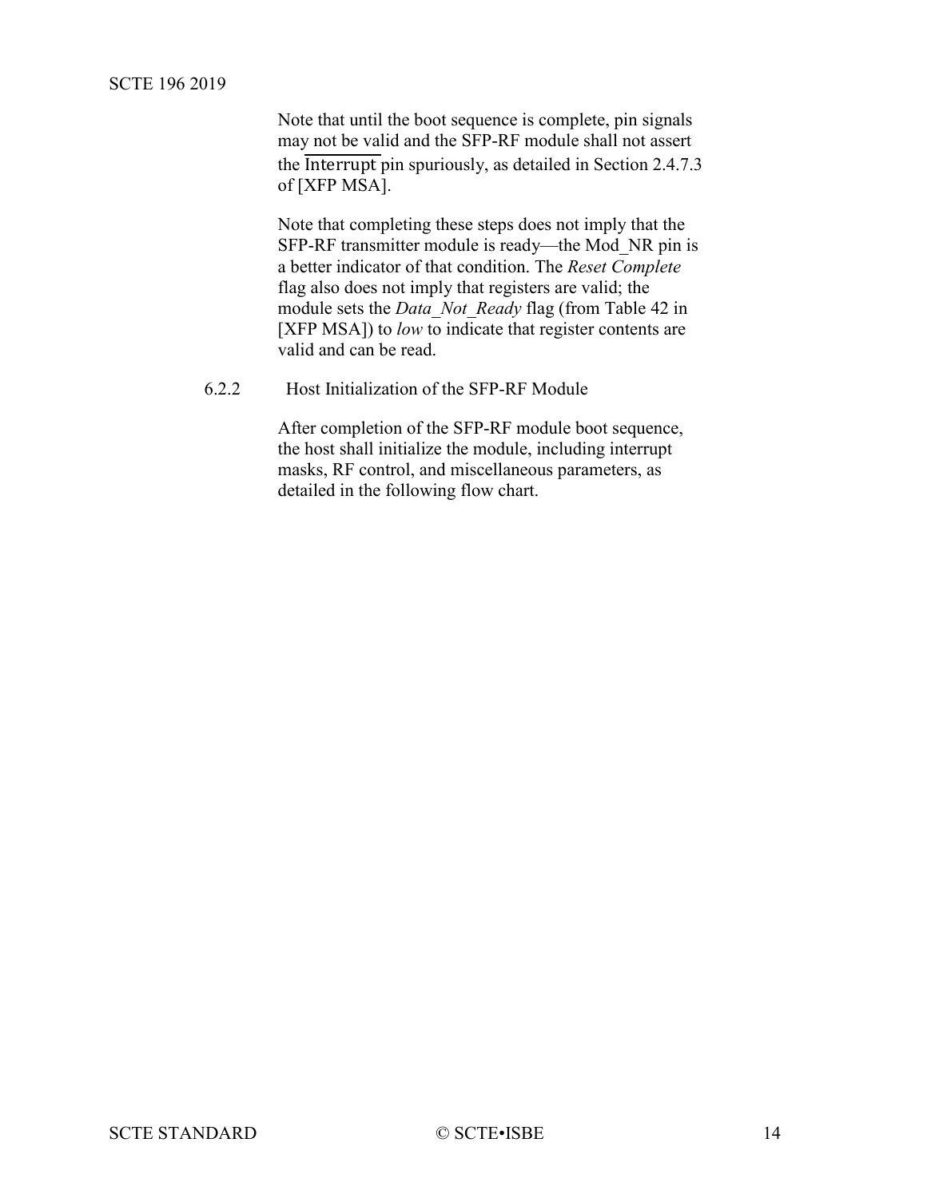Note that until the boot sequence is complete, pin signals may not be valid and the SFP-RF module shall not assert the $\overline{\text{Interrupt}}$ pin spuriously, as detailed in Section 2.4.7.3 of [XFP MSA].

Note that completing these steps does not imply that the SFP-RF transmitter module is ready—the Mod_NR pin is a better indicator of that condition. The *Reset Complete* flag also does not imply that registers are valid; the module sets the *Data_Not_Ready* flag (from Table 42 in [XFP MSA]) to *low* to indicate that register contents are valid and can be read.

### 6.2.2 Host Initialization of the SFP-RF Module

After completion of the SFP-RF module boot sequence, the host shall initialize the module, including interrupt masks, RF control, and miscellaneous parameters, as detailed in the following flow chart.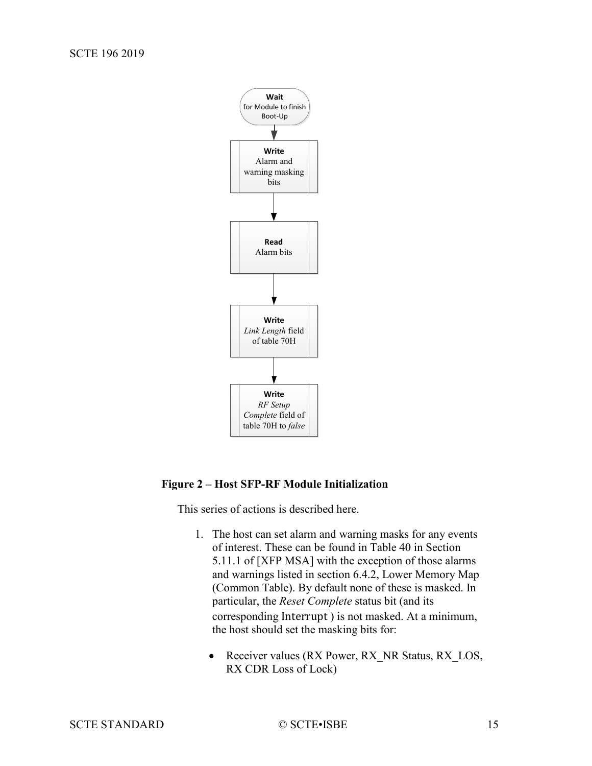**Wait**
for Module to finish Boot-Up

**Write**
Alarm and warning masking bits

**Read**
Alarm bits

**Write**
*Link Length* field of table 70H

**Write**
*RF Setup Complete* field of table 70H to *false*

**Figure 2 – Host SFP-RF Module Initialization**

This series of actions is described here.

1. The host can set alarm and warning masks for any events of interest. These can be found in Table 40 in Section 5.11.1 of [XFP MSA] with the exception of those alarms and warnings listed in section 6.4.2, Lower Memory Map (Common Table). By default none of these is masked. In particular, the *Reset Complete* status bit (and its corresponding $\overline{\text{Interrupt}}$) is not masked. At a minimum, the host should set the masking bits for:

    - Receiver values (RX Power, RX_NR Status, RX_LOS, RX CDR Loss of Lock)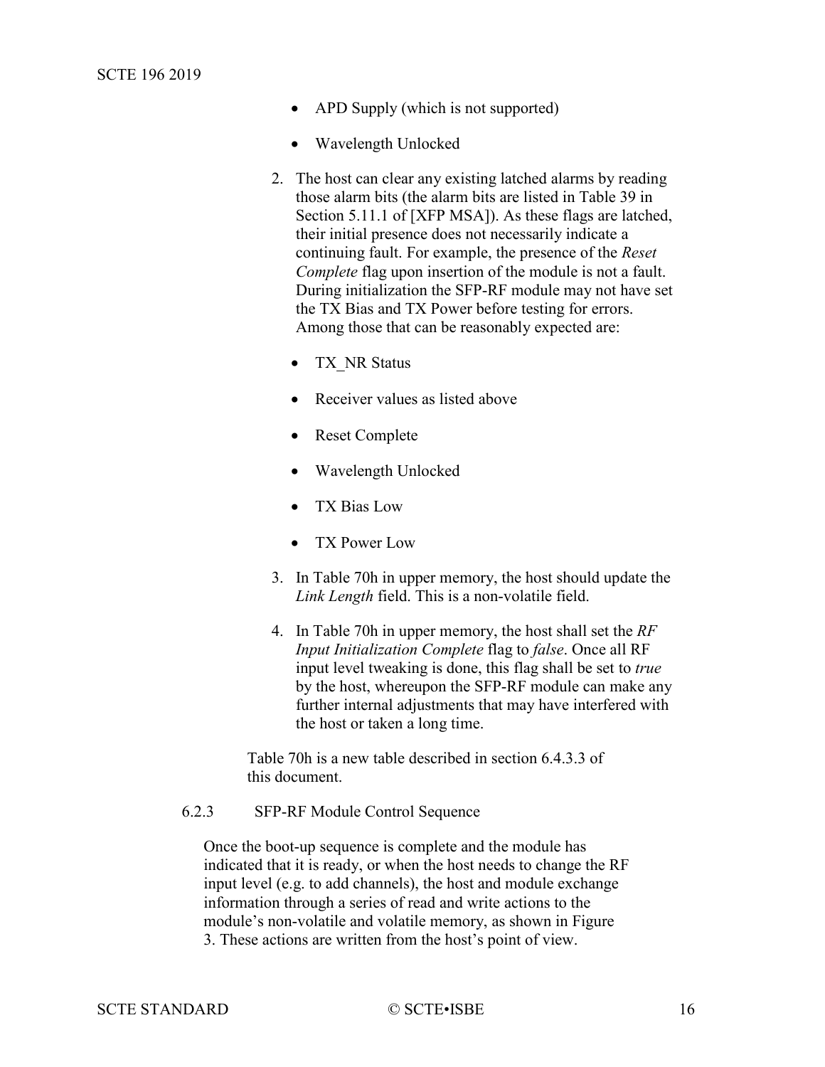- APD Supply (which is not supported)
- Wavelength Unlocked

2. The host can clear any existing latched alarms by reading those alarm bits (the alarm bits are listed in Table 39 in Section 5.11.1 of [XFP MSA]). As these flags are latched, their initial presence does not necessarily indicate a continuing fault. For example, the presence of the *Reset Complete* flag upon insertion of the module is not a fault. During initialization the SFP-RF module may not have set the TX Bias and TX Power before testing for errors. Among those that can be reasonably expected are:

   - TX_NR Status
   - Receiver values as listed above
   - Reset Complete
   - Wavelength Unlocked
   - TX Bias Low
   - TX Power Low

3. In Table 70h in upper memory, the host should update the *Link Length* field. This is a non-volatile field.

4. In Table 70h in upper memory, the host shall set the *RF Input Initialization Complete* flag to *false*. Once all RF input level tweaking is done, this flag shall be set to *true* by the host, whereupon the SFP-RF module can make any further internal adjustments that may have interfered with the host or taken a long time.

Table 70h is a new table described in section 6.4.3.3 of this document.

#### 6.2.3 SFP-RF Module Control Sequence

Once the boot-up sequence is complete and the module has indicated that it is ready, or when the host needs to change the RF input level (e.g. to add channels), the host and module exchange information through a series of read and write actions to the module's non-volatile and volatile memory, as shown in Figure 3. These actions are written from the host's point of view.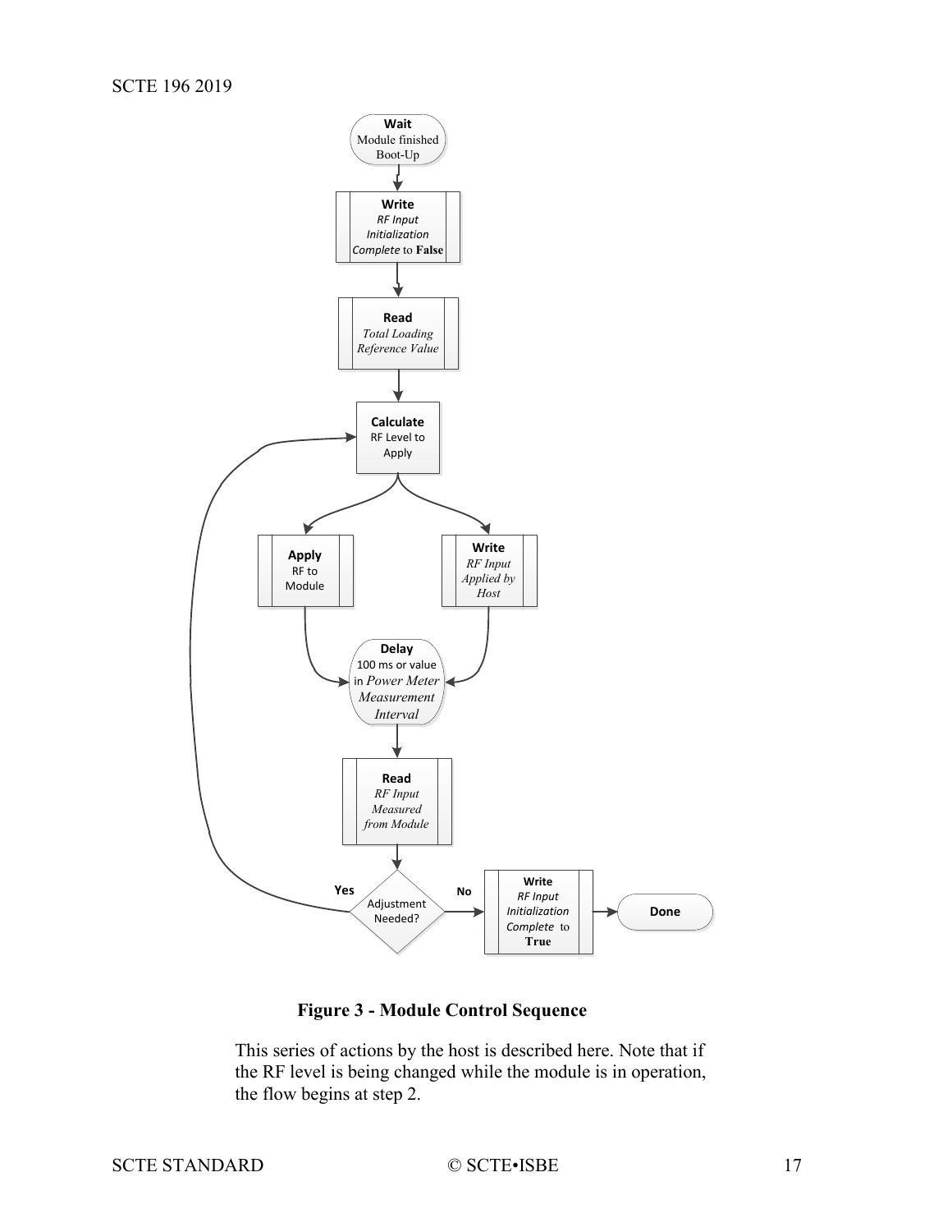**Figure 3 - Module Control Sequence**

This series of actions by the host is described here. Note that if the RF level is being changed while the module is in operation, the flow begins at step 2.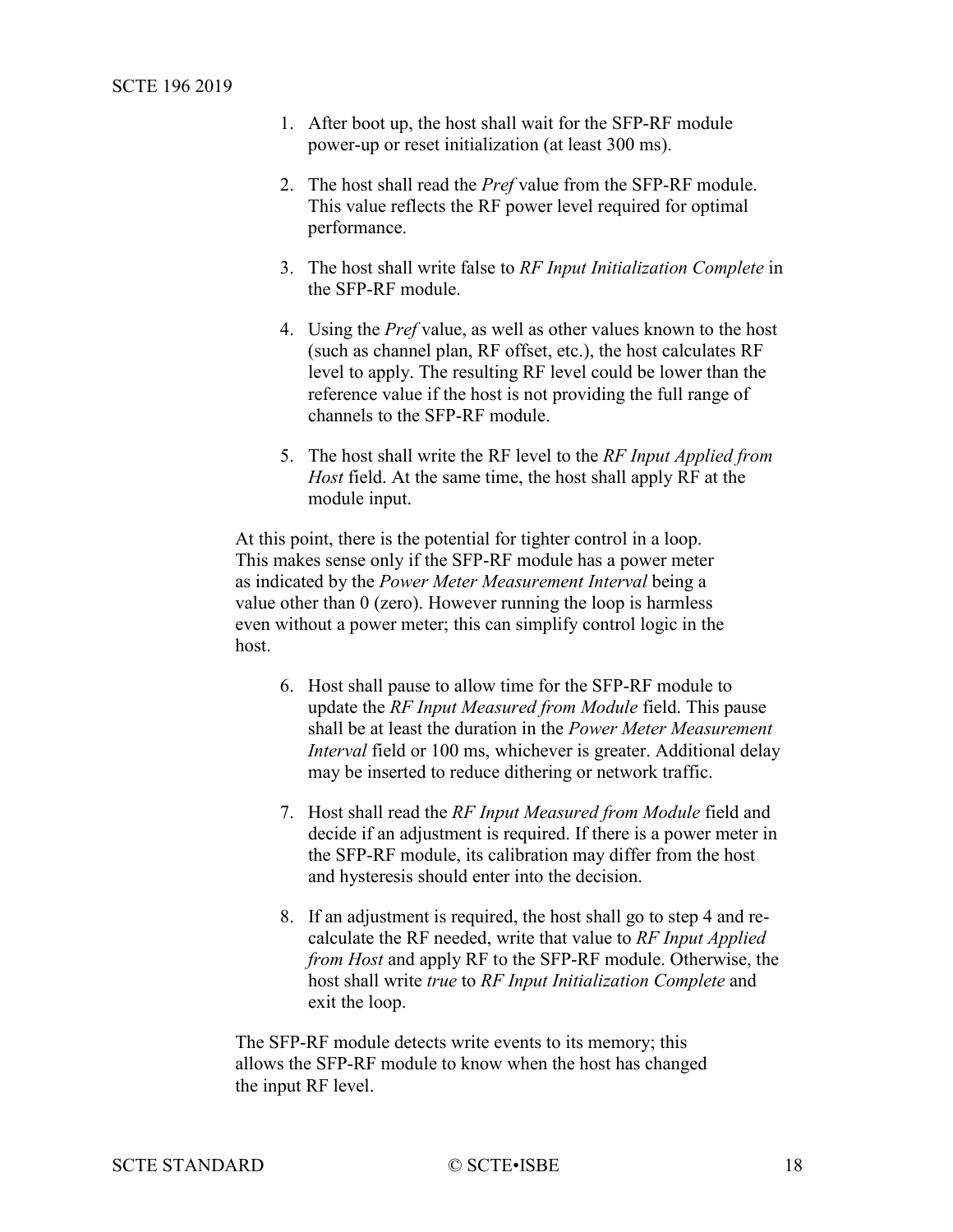1. After boot up, the host shall wait for the SFP-RF module power-up or reset initialization (at least 300 ms).

2. The host shall read the *Pref* value from the SFP-RF module. This value reflects the RF power level required for optimal performance.

3. The host shall write false to *RF Input Initialization Complete* in the SFP-RF module.

4. Using the *Pref* value, as well as other values known to the host (such as channel plan, RF offset, etc.), the host calculates RF level to apply. The resulting RF level could be lower than the reference value if the host is not providing the full range of channels to the SFP-RF module.

5. The host shall write the RF level to the *RF Input Applied from Host* field. At the same time, the host shall apply RF at the module input.

At this point, there is the potential for tighter control in a loop. This makes sense only if the SFP-RF module has a power meter as indicated by the *Power Meter Measurement Interval* being a value other than 0 (zero). However running the loop is harmless even without a power meter; this can simplify control logic in the host.

6. Host shall pause to allow time for the SFP-RF module to update the *RF Input Measured from Module* field. This pause shall be at least the duration in the *Power Meter Measurement Interval* field or 100 ms, whichever is greater. Additional delay may be inserted to reduce dithering or network traffic.

7. Host shall read the *RF Input Measured from Module* field and decide if an adjustment is required. If there is a power meter in the SFP-RF module, its calibration may differ from the host and hysteresis should enter into the decision.

8. If an adjustment is required, the host shall go to step 4 and re-calculate the RF needed, write that value to *RF Input Applied from Host* and apply RF to the SFP-RF module. Otherwise, the host shall write *true* to *RF Input Initialization Complete* and exit the loop.

The SFP-RF module detects write events to its memory; this allows the SFP-RF module to know when the host has changed the input RF level.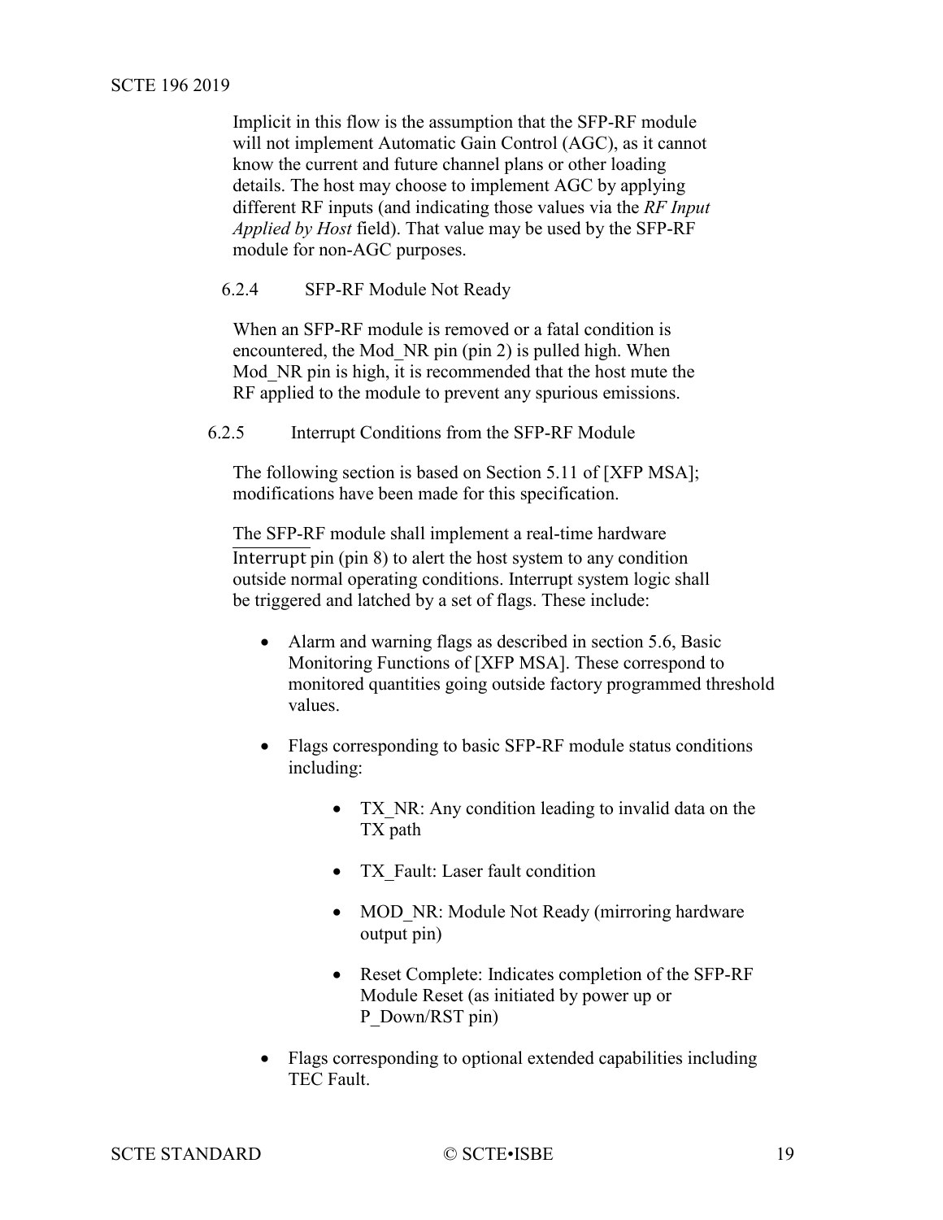Implicit in this flow is the assumption that the SFP-RF module will not implement Automatic Gain Control (AGC), as it cannot know the current and future channel plans or other loading details. The host may choose to implement AGC by applying different RF inputs (and indicating those values via the *RF Input Applied by Host* field). That value may be used by the SFP-RF module for non-AGC purposes.

### 6.2.4 SFP-RF Module Not Ready

When an SFP-RF module is removed or a fatal condition is encountered, the Mod_NR pin (pin 2) is pulled high. When Mod_NR pin is high, it is recommended that the host mute the RF applied to the module to prevent any spurious emissions.

### 6.2.5 Interrupt Conditions from the SFP-RF Module

The following section is based on Section 5.11 of [XFP MSA]; modifications have been made for this specification.

The SFP-RF module shall implement a real-time hardware $\overline{\text{Interrupt}}$ pin (pin 8) to alert the host system to any condition outside normal operating conditions. Interrupt system logic shall be triggered and latched by a set of flags. These include:

- Alarm and warning flags as described in section 5.6, Basic Monitoring Functions of [XFP MSA]. These correspond to monitored quantities going outside factory programmed threshold values.
- Flags corresponding to basic SFP-RF module status conditions including:
    - TX_NR: Any condition leading to invalid data on the TX path
    - TX_Fault: Laser fault condition
    - MOD_NR: Module Not Ready (mirroring hardware output pin)
    - Reset Complete: Indicates completion of the SFP-RF Module Reset (as initiated by power up or P_Down/RST pin)
- Flags corresponding to optional extended capabilities including TEC Fault.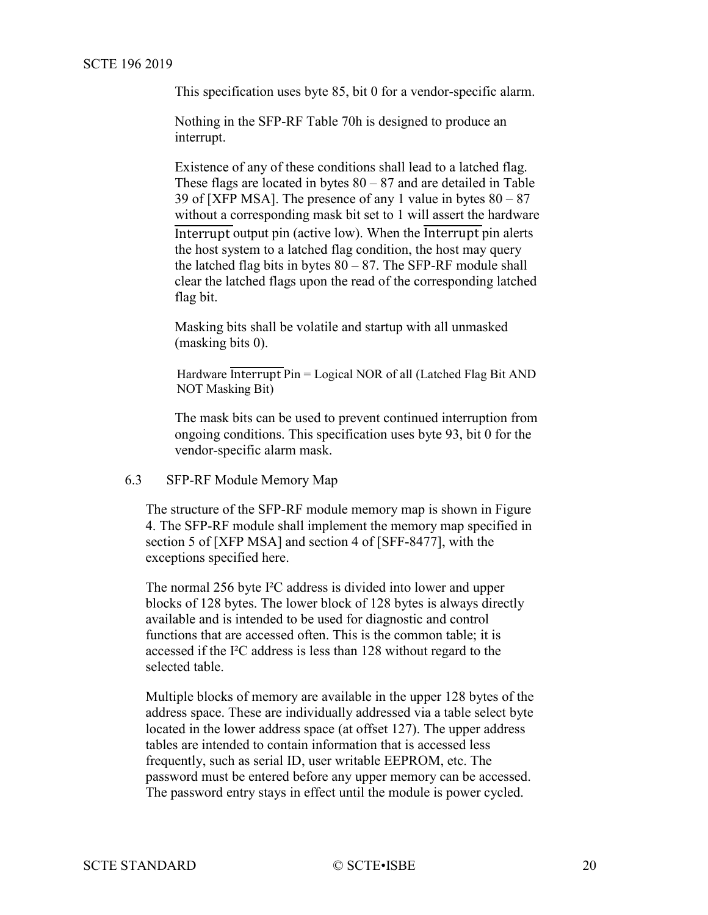This specification uses byte 85, bit 0 for a vendor-specific alarm.

Nothing in the SFP-RF Table 70h is designed to produce an interrupt.

Existence of any of these conditions shall lead to a latched flag. These flags are located in bytes 80 – 87 and are detailed in Table 39 of [XFP MSA]. The presence of any 1 value in bytes 80 – 87 without a corresponding mask bit set to 1 will assert the hardware $\overline{\text{Interrupt}}$ output pin (active low). When the $\overline{\text{Interrupt}}$ pin alerts the host system to a latched flag condition, the host may query the latched flag bits in bytes 80 – 87. The SFP-RF module shall clear the latched flags upon the read of the corresponding latched flag bit.

Masking bits shall be volatile and startup with all unmasked (masking bits 0).

Hardware $\overline{\text{Interrupt}}$ Pin = Logical NOR of all (Latched Flag Bit AND NOT Masking Bit)

The mask bits can be used to prevent continued interruption from ongoing conditions. This specification uses byte 93, bit 0 for the vendor-specific alarm mask.

## 6.3 SFP-RF Module Memory Map

The structure of the SFP-RF module memory map is shown in Figure 4. The SFP-RF module shall implement the memory map specified in section 5 of [XFP MSA] and section 4 of [SFF-8477], with the exceptions specified here.

The normal 256 byte I²C address is divided into lower and upper blocks of 128 bytes. The lower block of 128 bytes is always directly available and is intended to be used for diagnostic and control functions that are accessed often. This is the common table; it is accessed if the I²C address is less than 128 without regard to the selected table.

Multiple blocks of memory are available in the upper 128 bytes of the address space. These are individually addressed via a table select byte located in the lower address space (at offset 127). The upper address tables are intended to contain information that is accessed less frequently, such as serial ID, user writable EEPROM, etc. The password must be entered before any upper memory can be accessed. The password entry stays in effect until the module is power cycled.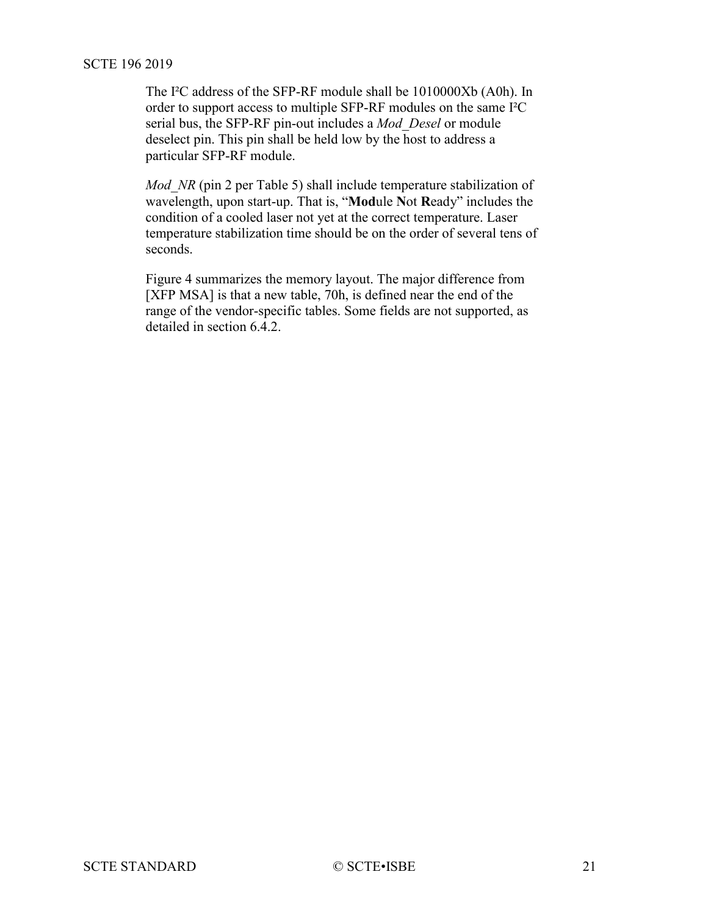The I²C address of the SFP-RF module shall be 1010000Xb (A0h). In order to support access to multiple SFP-RF modules on the same I²C serial bus, the SFP-RF pin-out includes a *Mod_Desel* or module deselect pin. This pin shall be held low by the host to address a particular SFP-RF module.

*Mod_NR* (pin 2 per Table 5) shall include temperature stabilization of wavelength, upon start-up. That is, "**Mod**ule **N**ot **R**eady" includes the condition of a cooled laser not yet at the correct temperature. Laser temperature stabilization time should be on the order of several tens of seconds.

Figure 4 summarizes the memory layout. The major difference from [XFP MSA] is that a new table, 70h, is defined near the end of the range of the vendor-specific tables. Some fields are not supported, as detailed in section 6.4.2.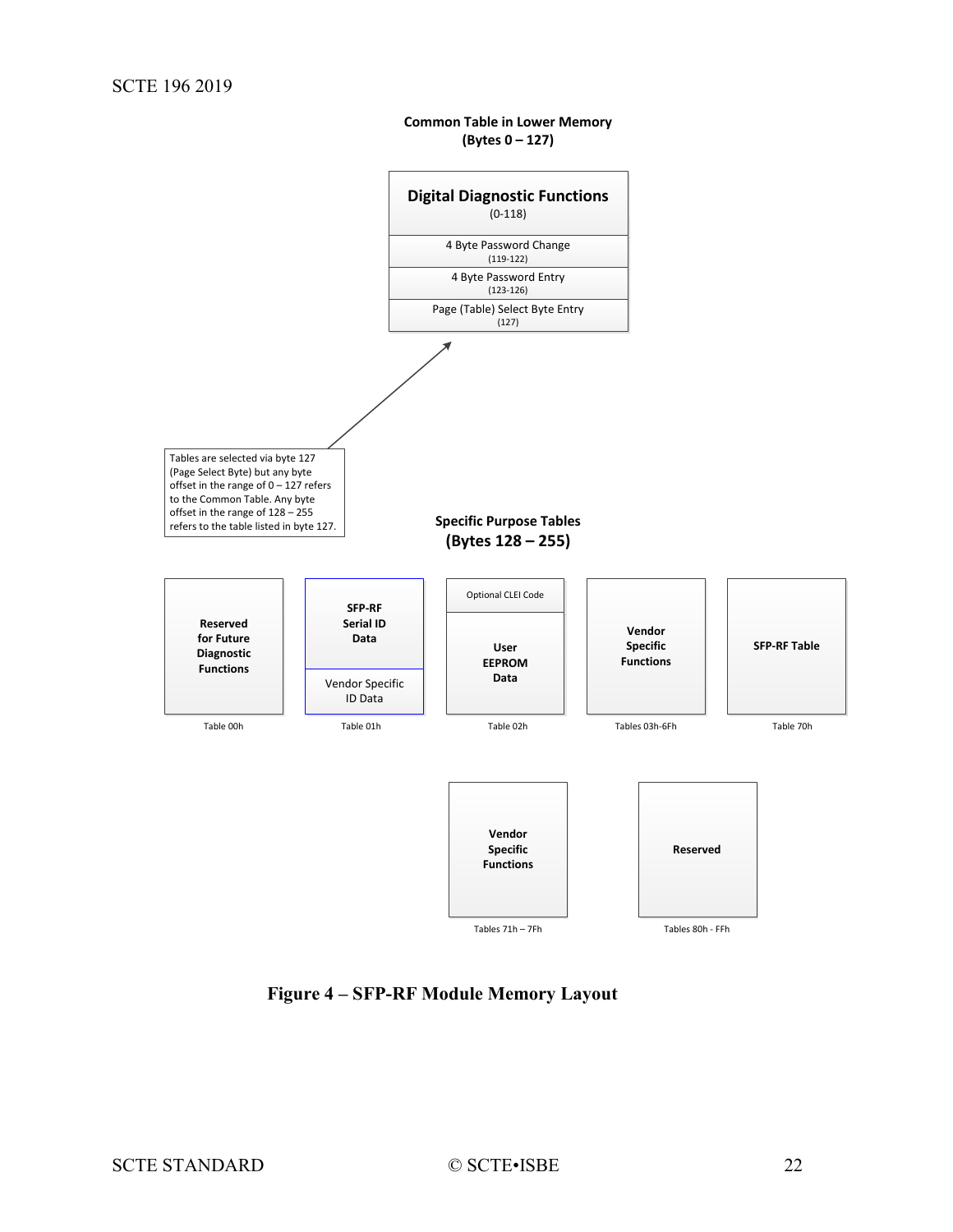**Common Table in Lower Memory**
**(Bytes 0 – 127)**

| Digital Diagnostic Functions (0-118) |
|---|
| 4 Byte Password Change (119-122) |
| 4 Byte Password Entry (123-126) |
| Page (Table) Select Byte Entry (127) |

Tables are selected via byte 127 (Page Select Byte) but any byte offset in the range of 0 – 127 refers to the Common Table. Any byte offset in the range of 128 – 255 refers to the table listed in byte 127.

**Specific Purpose Tables**
**(Bytes 128 – 255)**

| Table | Contents |
|---|---|
| Table 00h | Reserved for Future Diagnostic Functions |
| Table 01h | SFP-RF Serial ID Data; Vendor Specific ID Data |
| Table 02h | Optional CLEI Code; User EEPROM Data |
| Tables 03h-6Fh | Vendor Specific Functions |
| Table 70h | SFP-RF Table |
| Tables 71h – 7Fh | Vendor Specific Functions |
| Tables 80h - FFh | Reserved |

**Figure 4 – SFP-RF Module Memory Layout**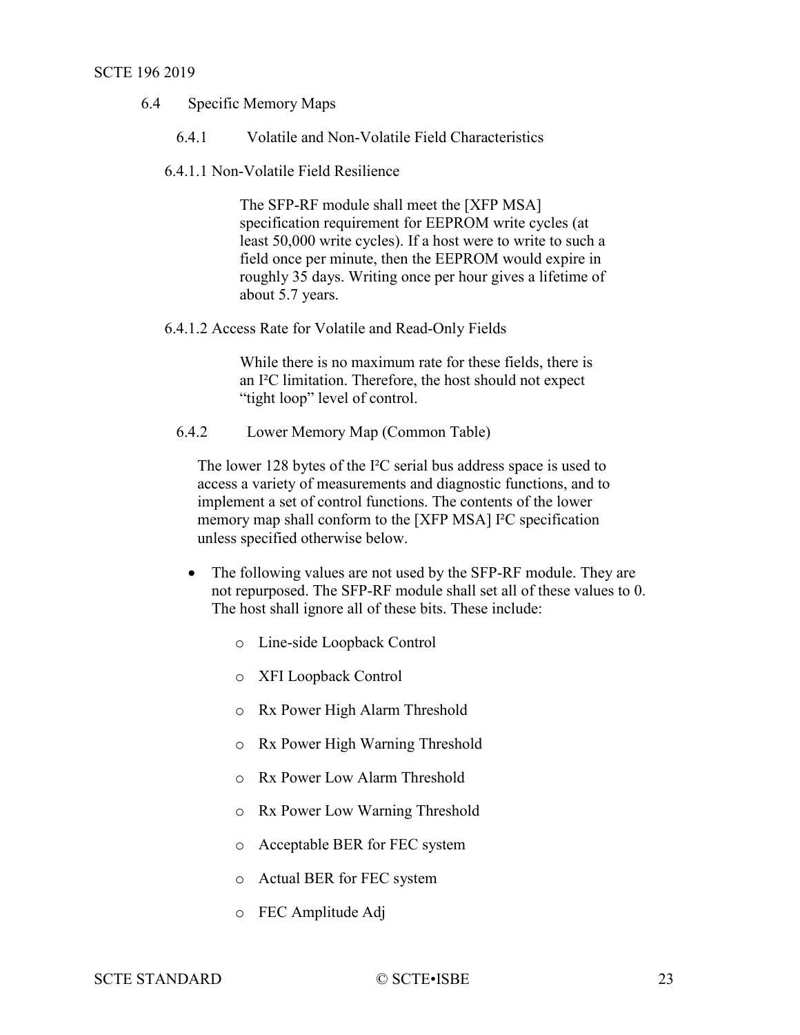## 6.4 Specific Memory Maps

### 6.4.1 Volatile and Non-Volatile Field Characteristics

#### 6.4.1.1 Non-Volatile Field Resilience

The SFP-RF module shall meet the [XFP MSA] specification requirement for EEPROM write cycles (at least 50,000 write cycles). If a host were to write to such a field once per minute, then the EEPROM would expire in roughly 35 days. Writing once per hour gives a lifetime of about 5.7 years.

#### 6.4.1.2 Access Rate for Volatile and Read-Only Fields

While there is no maximum rate for these fields, there is an I²C limitation. Therefore, the host should not expect "tight loop" level of control.

### 6.4.2 Lower Memory Map (Common Table)

The lower 128 bytes of the I²C serial bus address space is used to access a variety of measurements and diagnostic functions, and to implement a set of control functions. The contents of the lower memory map shall conform to the [XFP MSA] I²C specification unless specified otherwise below.

- The following values are not used by the SFP-RF module. They are not repurposed. The SFP-RF module shall set all of these values to 0. The host shall ignore all of these bits. These include:
  - Line-side Loopback Control
  - XFI Loopback Control
  - Rx Power High Alarm Threshold
  - Rx Power High Warning Threshold
  - Rx Power Low Alarm Threshold
  - Rx Power Low Warning Threshold
  - Acceptable BER for FEC system
  - Actual BER for FEC system
  - FEC Amplitude Adj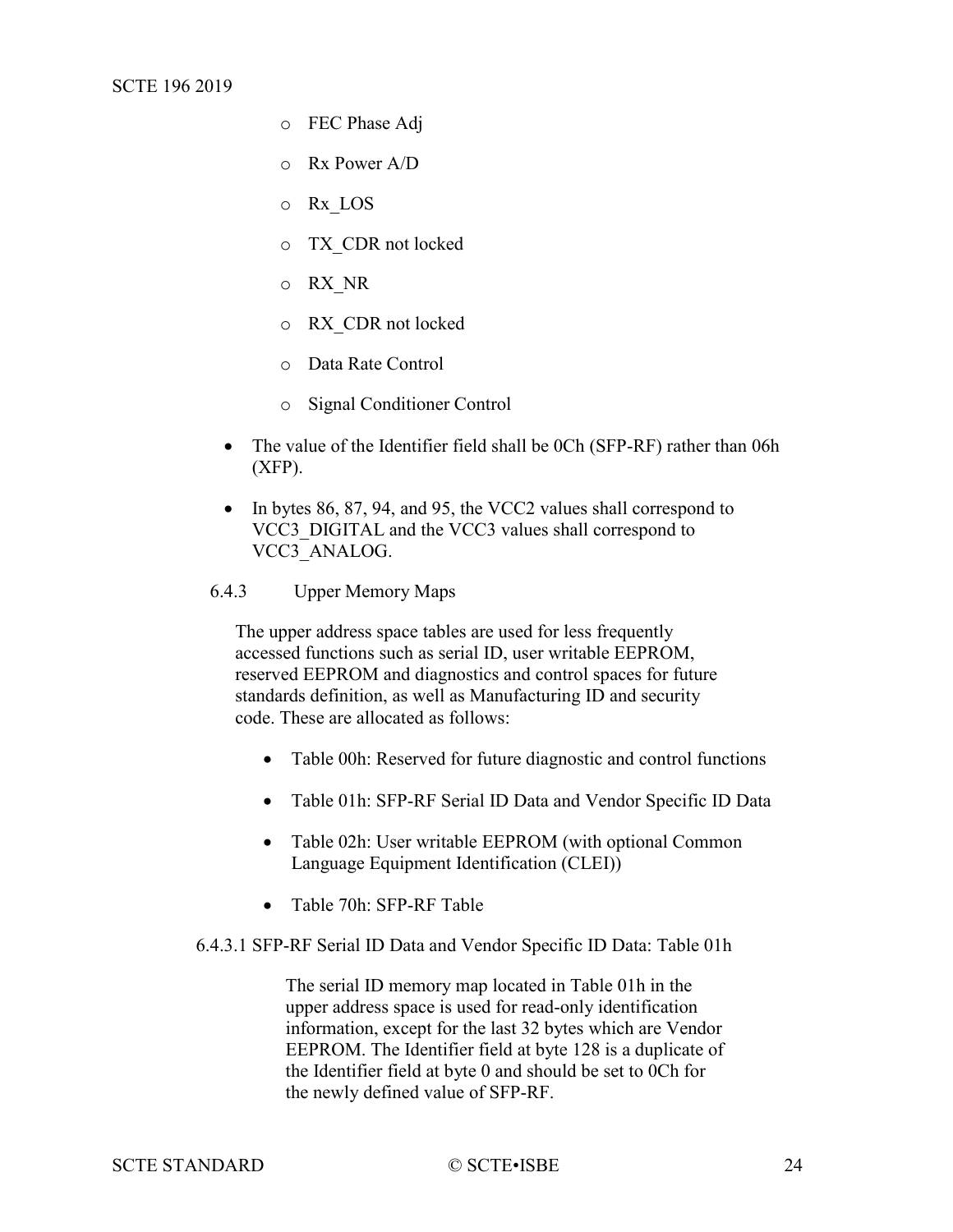- FEC Phase Adj
- Rx Power A/D
- Rx_LOS
- TX_CDR not locked
- RX_NR
- RX_CDR not locked
- Data Rate Control
- Signal Conditioner Control

- The value of the Identifier field shall be 0Ch (SFP-RF) rather than 06h (XFP).
- In bytes 86, 87, 94, and 95, the VCC2 values shall correspond to VCC3_DIGITAL and the VCC3 values shall correspond to VCC3_ANALOG.

### 6.4.3 Upper Memory Maps

The upper address space tables are used for less frequently accessed functions such as serial ID, user writable EEPROM, reserved EEPROM and diagnostics and control spaces for future standards definition, as well as Manufacturing ID and security code. These are allocated as follows:

- Table 00h: Reserved for future diagnostic and control functions
- Table 01h: SFP-RF Serial ID Data and Vendor Specific ID Data
- Table 02h: User writable EEPROM (with optional Common Language Equipment Identification (CLEI))
- Table 70h: SFP-RF Table

#### 6.4.3.1 SFP-RF Serial ID Data and Vendor Specific ID Data: Table 01h

The serial ID memory map located in Table 01h in the upper address space is used for read-only identification information, except for the last 32 bytes which are Vendor EEPROM. The Identifier field at byte 128 is a duplicate of the Identifier field at byte 0 and should be set to 0Ch for the newly defined value of SFP-RF.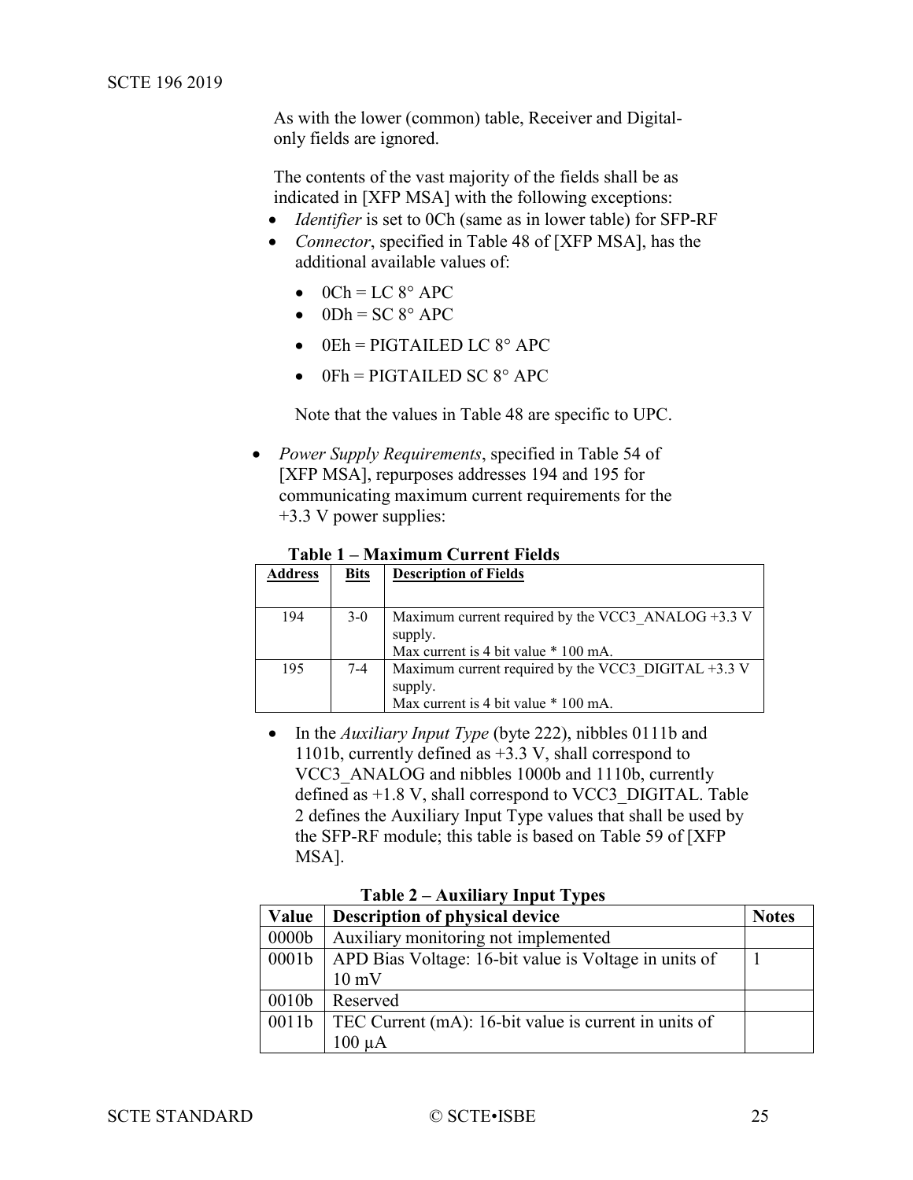As with the lower (common) table, Receiver and Digital-only fields are ignored.

The contents of the vast majority of the fields shall be as indicated in [XFP MSA] with the following exceptions:

- *Identifier* is set to 0Ch (same as in lower table) for SFP-RF
- *Connector*, specified in Table 48 of [XFP MSA], has the additional available values of:
  - 0Ch = LC 8° APC
  - 0Dh = SC 8° APC
  - 0Eh = PIGTAILED LC 8° APC
  - 0Fh = PIGTAILED SC 8° APC

  Note that the values in Table 48 are specific to UPC.

- *Power Supply Requirements*, specified in Table 54 of [XFP MSA], repurposes addresses 194 and 195 for communicating maximum current requirements for the +3.3 V power supplies:

**Table 1 – Maximum Current Fields**

| Address | Bits | Description of Fields |
|---|---|---|
| 194 | 3-0 | Maximum current required by the VCC3_ANALOG +3.3 V supply.<br>Max current is 4 bit value * 100 mA. |
| 195 | 7-4 | Maximum current required by the VCC3_DIGITAL +3.3 V supply.<br>Max current is 4 bit value * 100 mA. |

- In the *Auxiliary Input Type* (byte 222), nibbles 0111b and 1101b, currently defined as +3.3 V, shall correspond to VCC3_ANALOG and nibbles 1000b and 1110b, currently defined as +1.8 V, shall correspond to VCC3_DIGITAL. Table 2 defines the Auxiliary Input Type values that shall be used by the SFP-RF module; this table is based on Table 59 of [XFP MSA].

**Table 2 – Auxiliary Input Types**

| Value | Description of physical device | Notes |
|---|---|---|
| 0000b | Auxiliary monitoring not implemented | |
| 0001b | APD Bias Voltage: 16-bit value is Voltage in units of 10 mV | 1 |
| 0010b | Reserved | |
| 0011b | TEC Current (mA): 16-bit value is current in units of 100 μA | |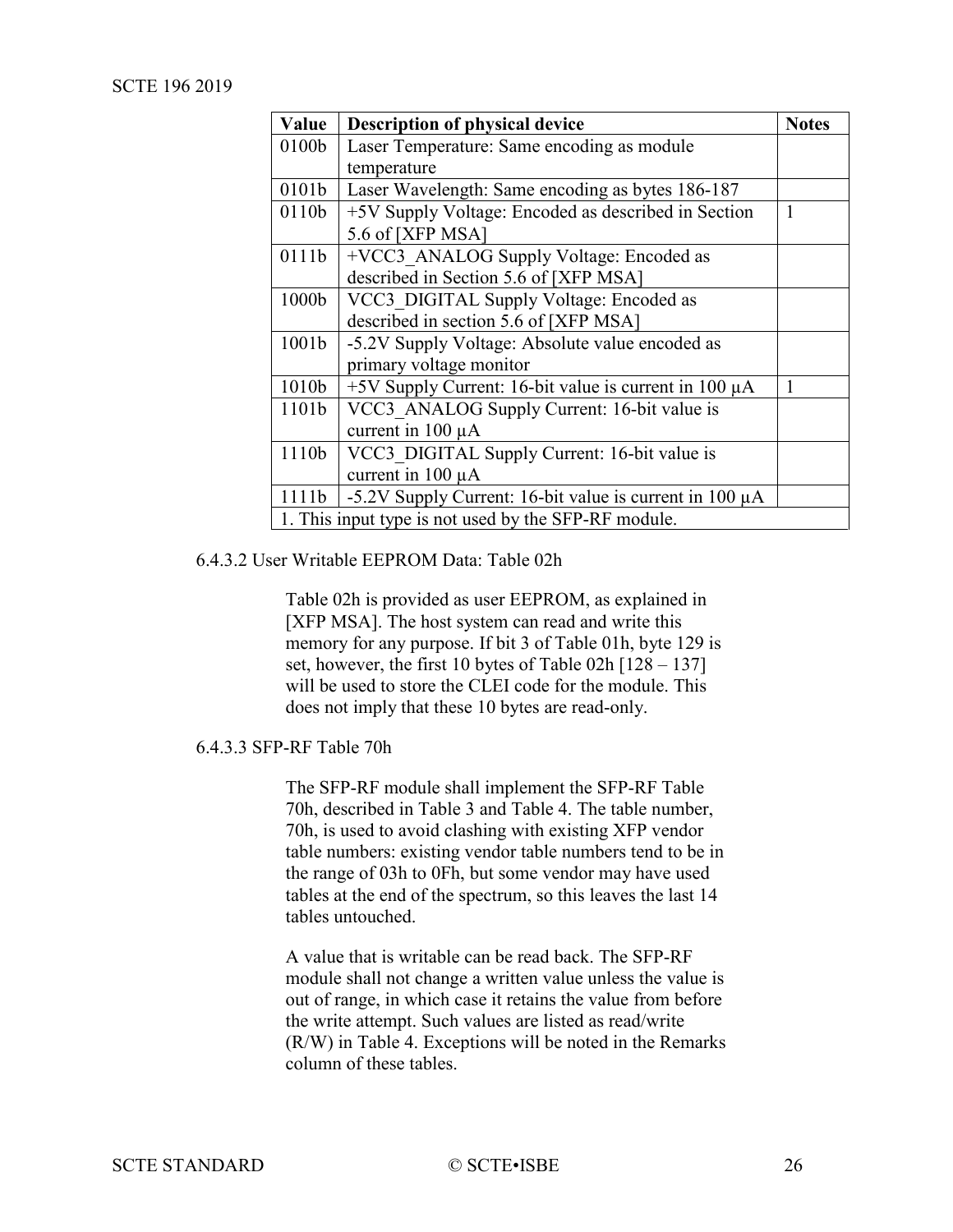| Value | Description of physical device | Notes |
| --- | --- | --- |
| 0100b | Laser Temperature: Same encoding as module temperature | |
| 0101b | Laser Wavelength: Same encoding as bytes 186-187 | |
| 0110b | +5V Supply Voltage: Encoded as described in Section 5.6 of [XFP MSA] | 1 |
| 0111b | +VCC3_ANALOG Supply Voltage: Encoded as described in Section 5.6 of [XFP MSA] | |
| 1000b | VCC3_DIGITAL Supply Voltage: Encoded as described in section 5.6 of [XFP MSA] | |
| 1001b | -5.2V Supply Voltage: Absolute value encoded as primary voltage monitor | |
| 1010b | +5V Supply Current: 16-bit value is current in 100 µA | 1 |
| 1101b | VCC3_ANALOG Supply Current: 16-bit value is current in 100 µA | |
| 1110b | VCC3_DIGITAL Supply Current: 16-bit value is current in 100 µA | |
| 1111b | -5.2V Supply Current: 16-bit value is current in 100 µA | |
| 1. This input type is not used by the SFP-RF module. | | |

#### 6.4.3.2 User Writable EEPROM Data: Table 02h

Table 02h is provided as user EEPROM, as explained in [XFP MSA]. The host system can read and write this memory for any purpose. If bit 3 of Table 01h, byte 129 is set, however, the first 10 bytes of Table 02h [128 – 137] will be used to store the CLEI code for the module. This does not imply that these 10 bytes are read-only.

#### 6.4.3.3 SFP-RF Table 70h

The SFP-RF module shall implement the SFP-RF Table 70h, described in Table 3 and Table 4. The table number, 70h, is used to avoid clashing with existing XFP vendor table numbers: existing vendor table numbers tend to be in the range of 03h to 0Fh, but some vendor may have used tables at the end of the spectrum, so this leaves the last 14 tables untouched.

A value that is writable can be read back. The SFP-RF module shall not change a written value unless the value is out of range, in which case it retains the value from before the write attempt. Such values are listed as read/write (R/W) in Table 4. Exceptions will be noted in the Remarks column of these tables.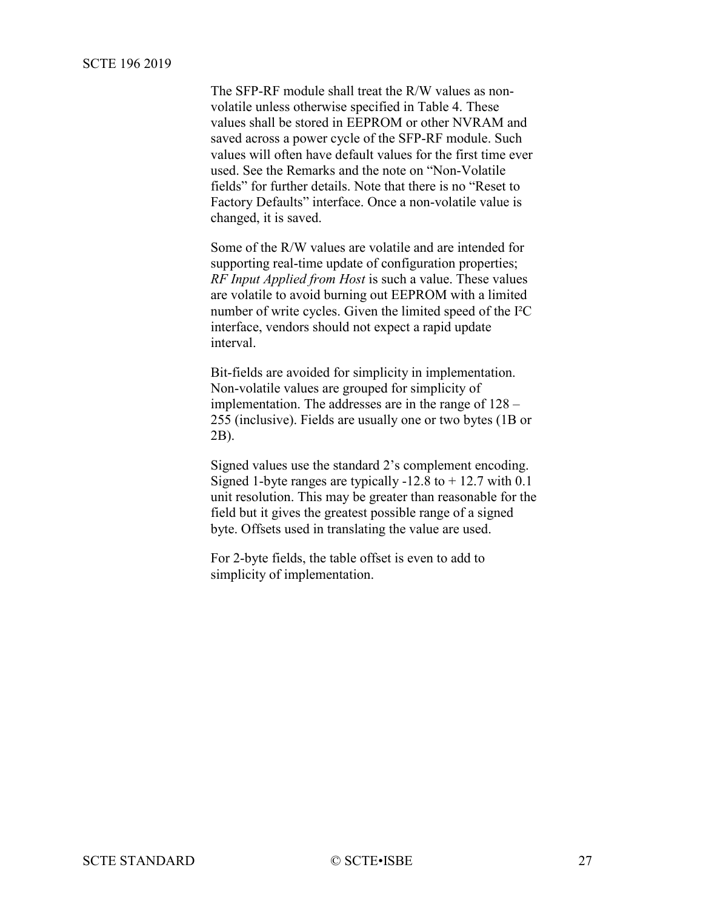The SFP-RF module shall treat the R/W values as non-volatile unless otherwise specified in Table 4. These values shall be stored in EEPROM or other NVRAM and saved across a power cycle of the SFP-RF module. Such values will often have default values for the first time ever used. See the Remarks and the note on "Non-Volatile fields" for further details. Note that there is no "Reset to Factory Defaults" interface. Once a non-volatile value is changed, it is saved.

Some of the R/W values are volatile and are intended for supporting real-time update of configuration properties; *RF Input Applied from Host* is such a value. These values are volatile to avoid burning out EEPROM with a limited number of write cycles. Given the limited speed of the I²C interface, vendors should not expect a rapid update interval.

Bit-fields are avoided for simplicity in implementation. Non-volatile values are grouped for simplicity of implementation. The addresses are in the range of 128 – 255 (inclusive). Fields are usually one or two bytes (1B or 2B).

Signed values use the standard 2's complement encoding. Signed 1-byte ranges are typically -12.8 to + 12.7 with 0.1 unit resolution. This may be greater than reasonable for the field but it gives the greatest possible range of a signed byte. Offsets used in translating the value are used.

For 2-byte fields, the table offset is even to add to simplicity of implementation.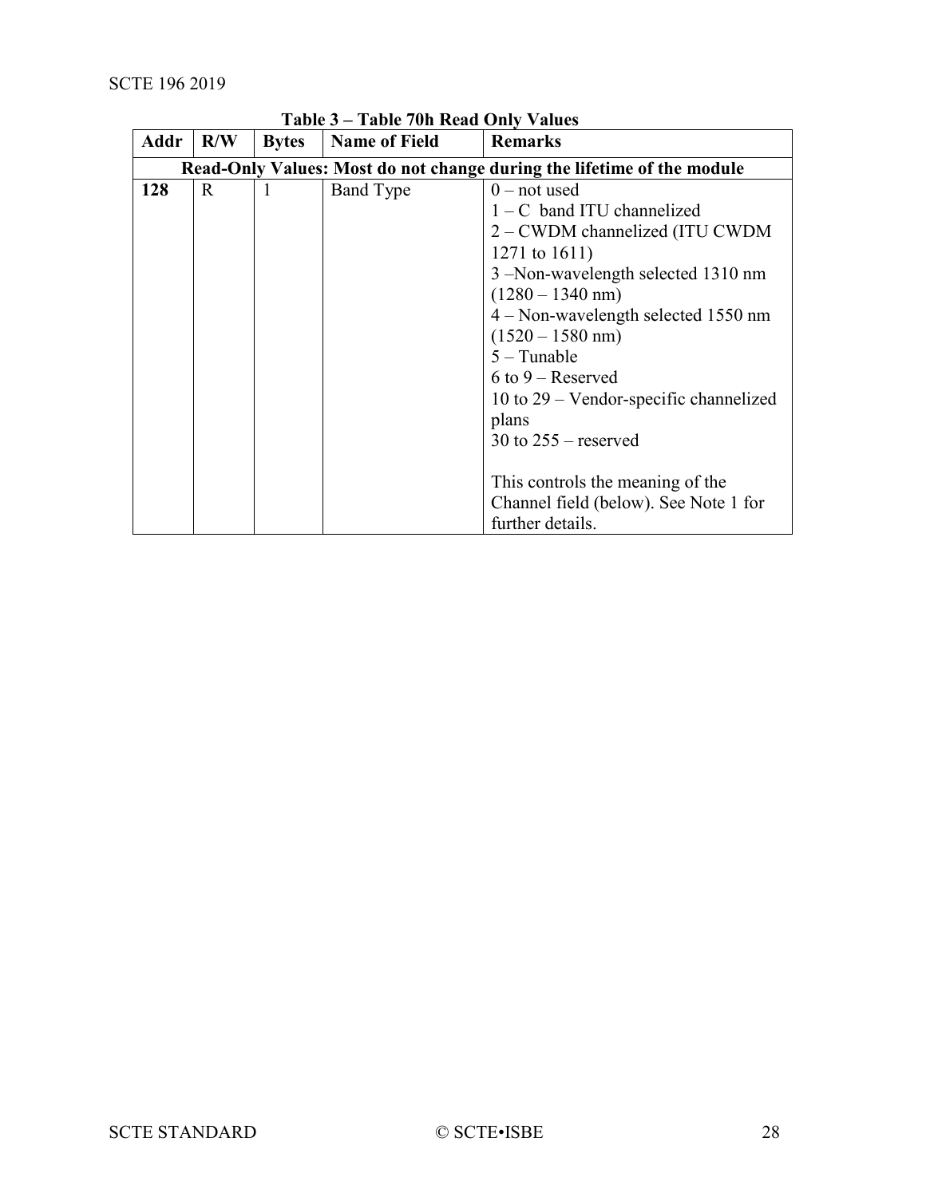**Table 3 – Table 70h Read Only Values**

| Addr | R/W | Bytes | Name of Field | Remarks |
|---|---|---|---|---|
| **Read-Only Values: Most do not change during the lifetime of the module** | | | | |
| **128** | R | 1 | Band Type | 0 – not used<br>1 – C  band ITU channelized<br>2 – CWDM channelized (ITU CWDM 1271 to 1611)<br>3 –Non-wavelength selected 1310 nm (1280 – 1340 nm)<br>4 – Non-wavelength selected 1550 nm (1520 – 1580 nm)<br>5 – Tunable<br>6 to 9 – Reserved<br>10 to 29 – Vendor-specific channelized plans<br>30 to 255 – reserved<br><br>This controls the meaning of the Channel field (below). See Note 1 for further details. |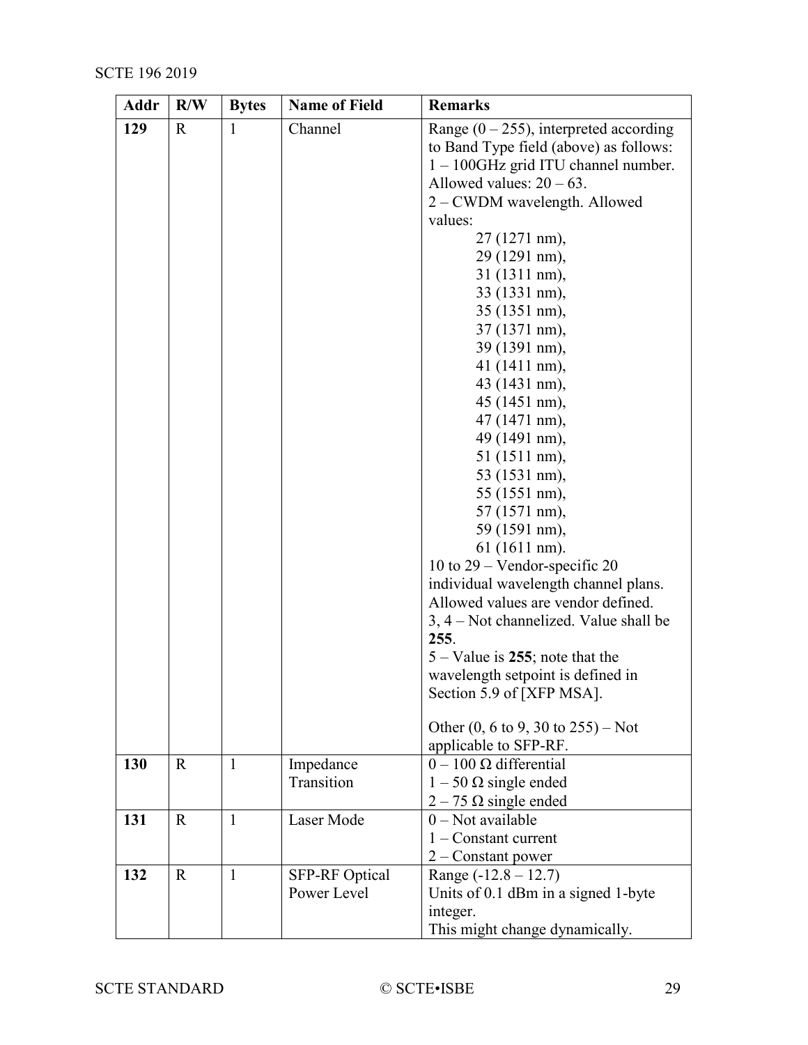| Addr | R/W | Bytes | Name of Field | Remarks |
|---|---|---|---|---|
| 129 | R | 1 | Channel | Range (0 – 255), interpreted according to Band Type field (above) as follows:<br>1 – 100GHz grid ITU channel number. Allowed values: 20 – 63.<br>2 – CWDM wavelength. Allowed values:<br>27 (1271 nm),<br>29 (1291 nm),<br>31 (1311 nm),<br>33 (1331 nm),<br>35 (1351 nm),<br>37 (1371 nm),<br>39 (1391 nm),<br>41 (1411 nm),<br>43 (1431 nm),<br>45 (1451 nm),<br>47 (1471 nm),<br>49 (1491 nm),<br>51 (1511 nm),<br>53 (1531 nm),<br>55 (1551 nm),<br>57 (1571 nm),<br>59 (1591 nm),<br>61 (1611 nm).<br>10 to 29 – Vendor-specific 20 individual wavelength channel plans. Allowed values are vendor defined.<br>3, 4 – Not channelized. Value shall be **255**.<br>5 – Value is **255**; note that the wavelength setpoint is defined in Section 5.9 of [XFP MSA].<br><br>Other (0, 6 to 9, 30 to 255) – Not applicable to SFP-RF. |
| 130 | R | 1 | Impedance Transition | 0 – 100 Ω differential<br>1 – 50 Ω single ended<br>2 – 75 Ω single ended |
| 131 | R | 1 | Laser Mode | 0 – Not available<br>1 – Constant current<br>2 – Constant power |
| 132 | R | 1 | SFP-RF Optical Power Level | Range (-12.8 – 12.7)<br>Units of 0.1 dBm in a signed 1-byte integer.<br>This might change dynamically. |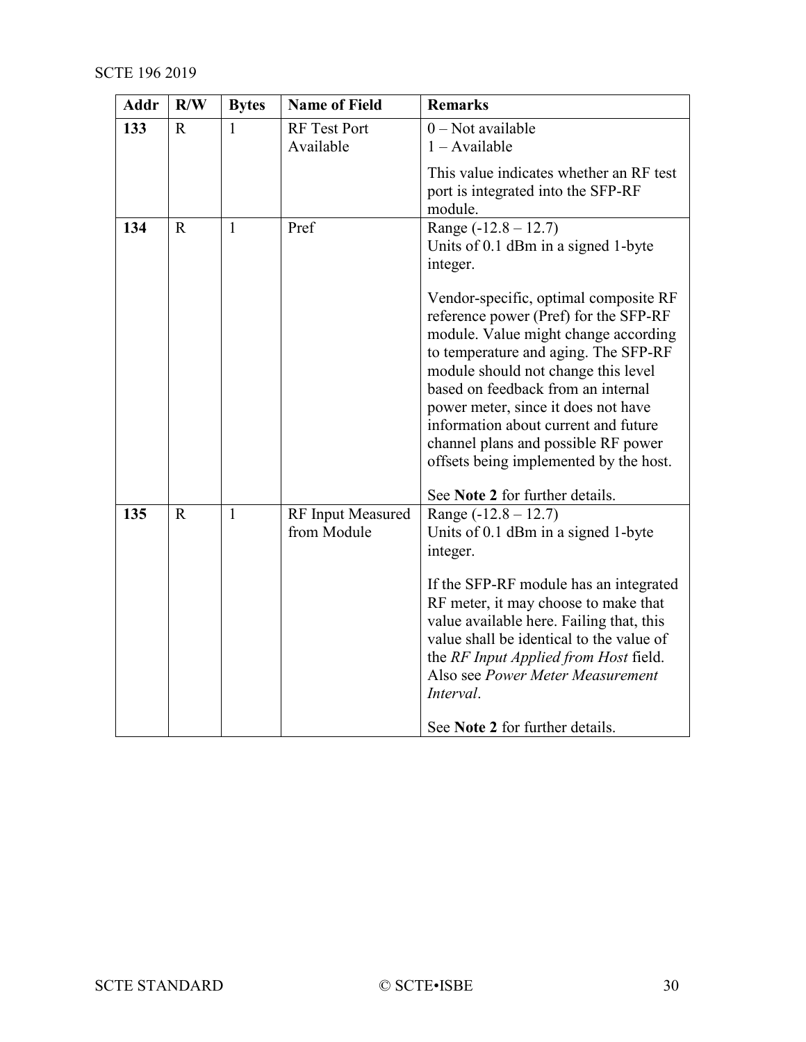| Addr | R/W | Bytes | Name of Field | Remarks |
|---|---|---|---|---|
| **133** | R | 1 | RF Test Port Available | 0 – Not available<br>1 – Available<br><br>This value indicates whether an RF test port is integrated into the SFP-RF module. |
| **134** | R | 1 | Pref | Range (-12.8 – 12.7)<br>Units of 0.1 dBm in a signed 1-byte integer.<br><br>Vendor-specific, optimal composite RF reference power (Pref) for the SFP-RF module. Value might change according to temperature and aging. The SFP-RF module should not change this level based on feedback from an internal power meter, since it does not have information about current and future channel plans and possible RF power offsets being implemented by the host.<br><br>See **Note 2** for further details. |
| **135** | R | 1 | RF Input Measured from Module | Range (-12.8 – 12.7)<br>Units of 0.1 dBm in a signed 1-byte integer.<br><br>If the SFP-RF module has an integrated RF meter, it may choose to make that value available here. Failing that, this value shall be identical to the value of the *RF Input Applied from Host* field. Also see *Power Meter Measurement Interval*.<br><br>See **Note 2** for further details. |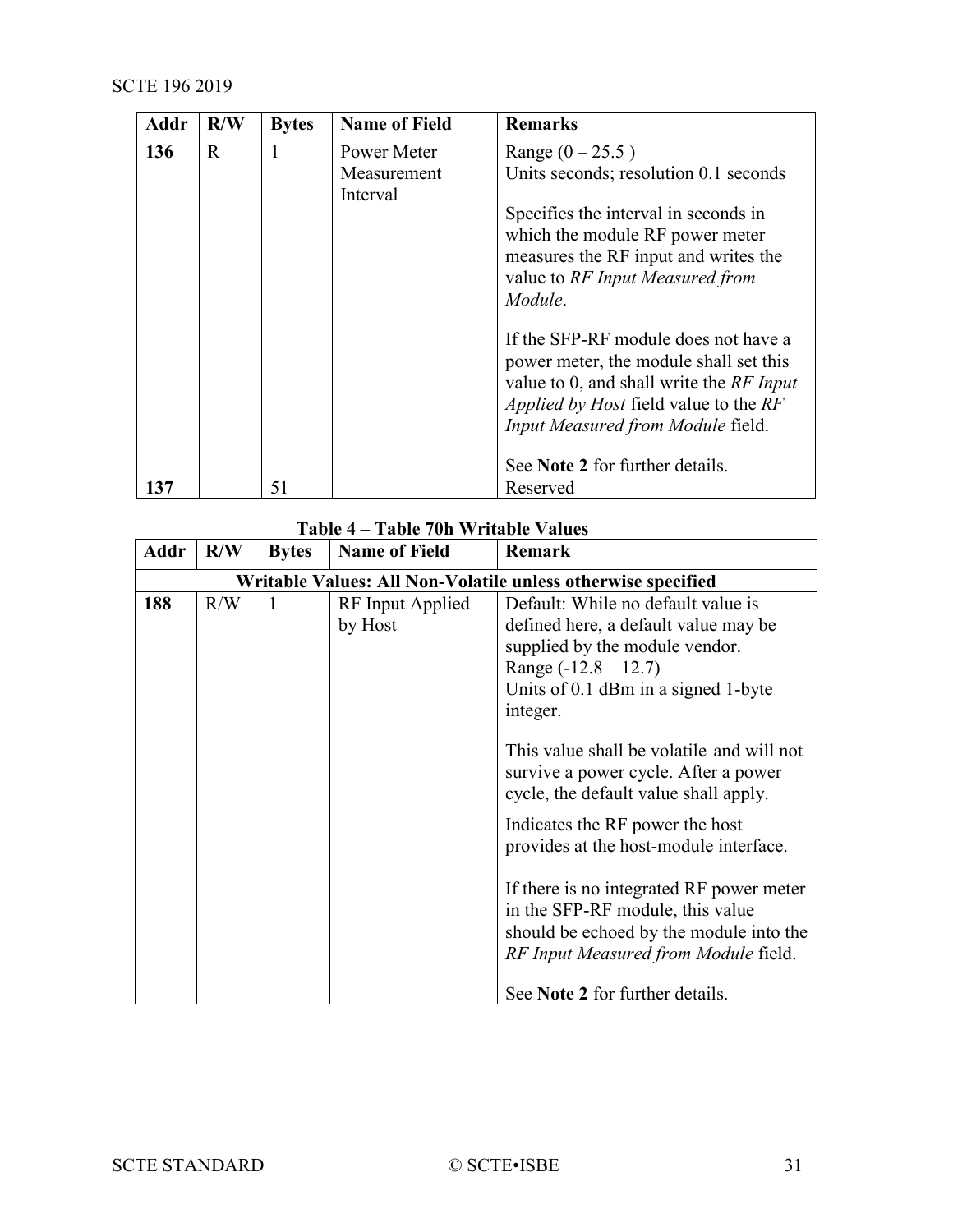| Addr | R/W | Bytes | Name of Field | Remarks |
|---|---|---|---|---|
| **136** | R | 1 | Power Meter Measurement Interval | Range (0 – 25.5 )<br>Units seconds; resolution 0.1 seconds<br><br>Specifies the interval in seconds in which the module RF power meter measures the RF input and writes the value to *RF Input Measured from Module*.<br><br>If the SFP-RF module does not have a power meter, the module shall set this value to 0, and shall write the *RF Input Applied by Host* field value to the *RF Input Measured from Module* field.<br><br>See **Note 2** for further details. |
| **137** | | 51 | | Reserved |

**Table 4 – Table 70h Writable Values**

| Addr | R/W | Bytes | Name of Field | Remark |
|---|---|---|---|---|
| **Writable Values: All Non-Volatile unless otherwise specified** | | | | |
| **188** | R/W | 1 | RF Input Applied by Host | Default: While no default value is defined here, a default value may be supplied by the module vendor.<br>Range (-12.8 – 12.7)<br>Units of 0.1 dBm in a signed 1-byte integer.<br><br>This value shall be volatile and will not survive a power cycle. After a power cycle, the default value shall apply.<br><br>Indicates the RF power the host provides at the host-module interface.<br><br>If there is no integrated RF power meter in the SFP-RF module, this value should be echoed by the module into the *RF Input Measured from Module* field.<br><br>See **Note 2** for further details. |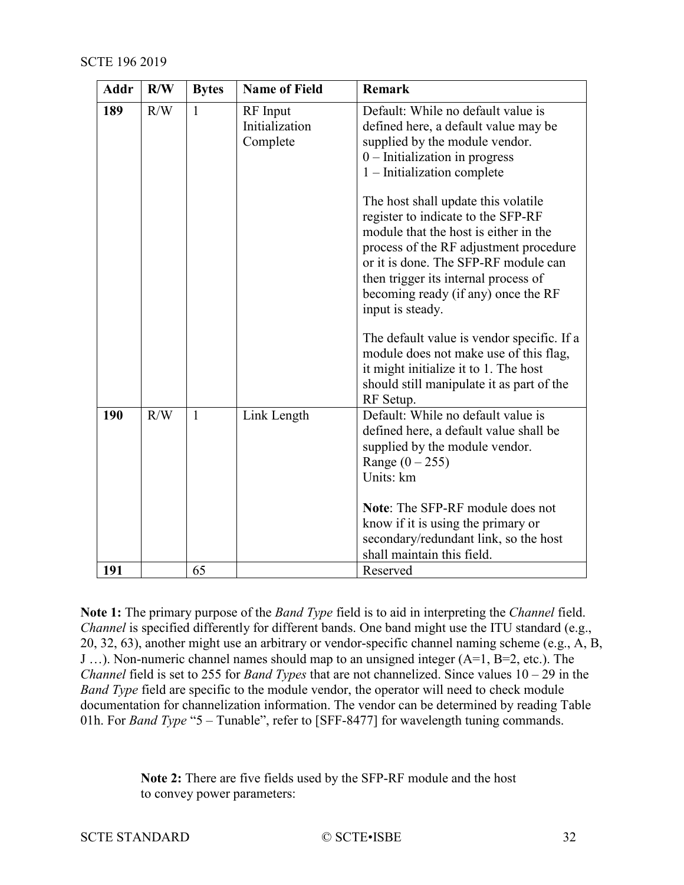| Addr | R/W | Bytes | Name of Field | Remark |
|---|---|---|---|---|
| **189** | R/W | 1 | RF Input Initialization Complete | Default: While no default value is defined here, a default value may be supplied by the module vendor.<br>0 – Initialization in progress<br>1 – Initialization complete<br><br>The host shall update this volatile register to indicate to the SFP-RF module that the host is either in the process of the RF adjustment procedure or it is done. The SFP-RF module can then trigger its internal process of becoming ready (if any) once the RF input is steady.<br><br>The default value is vendor specific. If a module does not make use of this flag, it might initialize it to 1. The host should still manipulate it as part of the RF Setup. |
| **190** | R/W | 1 | Link Length | Default: While no default value is defined here, a default value shall be supplied by the module vendor.<br>Range (0 – 255)<br>Units: km<br><br>**Note**: The SFP-RF module does not know if it is using the primary or secondary/redundant link, so the host shall maintain this field. |
| **191** | | 65 | | Reserved |

**Note 1:** The primary purpose of the *Band Type* field is to aid in interpreting the *Channel* field. *Channel* is specified differently for different bands. One band might use the ITU standard (e.g., 20, 32, 63), another might use an arbitrary or vendor-specific channel naming scheme (e.g., A, B, J …). Non-numeric channel names should map to an unsigned integer (A=1, B=2, etc.). The *Channel* field is set to 255 for *Band Types* that are not channelized. Since values 10 – 29 in the *Band Type* field are specific to the module vendor, the operator will need to check module documentation for channelization information. The vendor can be determined by reading Table 01h. For *Band Type* "5 – Tunable", refer to [SFF-8477] for wavelength tuning commands.

**Note 2:** There are five fields used by the SFP-RF module and the host to convey power parameters: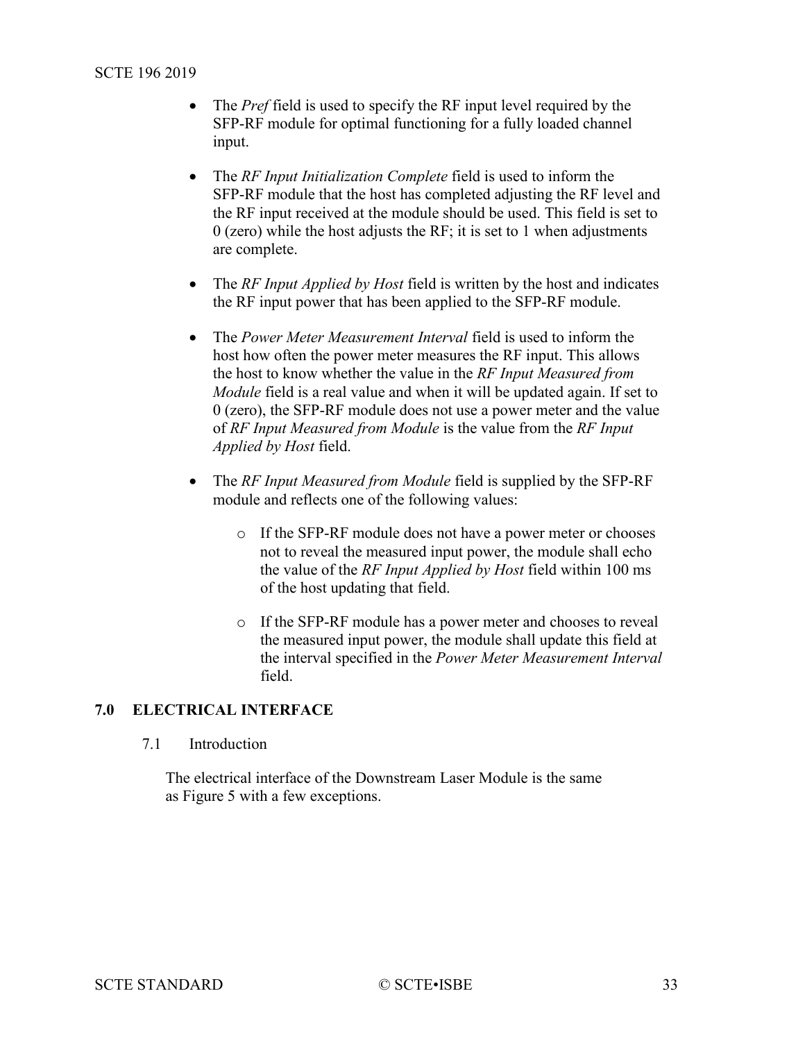- The *Pref* field is used to specify the RF input level required by the SFP-RF module for optimal functioning for a fully loaded channel input.

- The *RF Input Initialization Complete* field is used to inform the SFP-RF module that the host has completed adjusting the RF level and the RF input received at the module should be used. This field is set to 0 (zero) while the host adjusts the RF; it is set to 1 when adjustments are complete.

- The *RF Input Applied by Host* field is written by the host and indicates the RF input power that has been applied to the SFP-RF module.

- The *Power Meter Measurement Interval* field is used to inform the host how often the power meter measures the RF input. This allows the host to know whether the value in the *RF Input Measured from Module* field is a real value and when it will be updated again. If set to 0 (zero), the SFP-RF module does not use a power meter and the value of *RF Input Measured from Module* is the value from the *RF Input Applied by Host* field.

- The *RF Input Measured from Module* field is supplied by the SFP-RF module and reflects one of the following values:

    - If the SFP-RF module does not have a power meter or chooses not to reveal the measured input power, the module shall echo the value of the *RF Input Applied by Host* field within 100 ms of the host updating that field.

    - If the SFP-RF module has a power meter and chooses to reveal the measured input power, the module shall update this field at the interval specified in the *Power Meter Measurement Interval* field.

# 7.0 ELECTRICAL INTERFACE

## 7.1 Introduction

The electrical interface of the Downstream Laser Module is the same as Figure 5 with a few exceptions.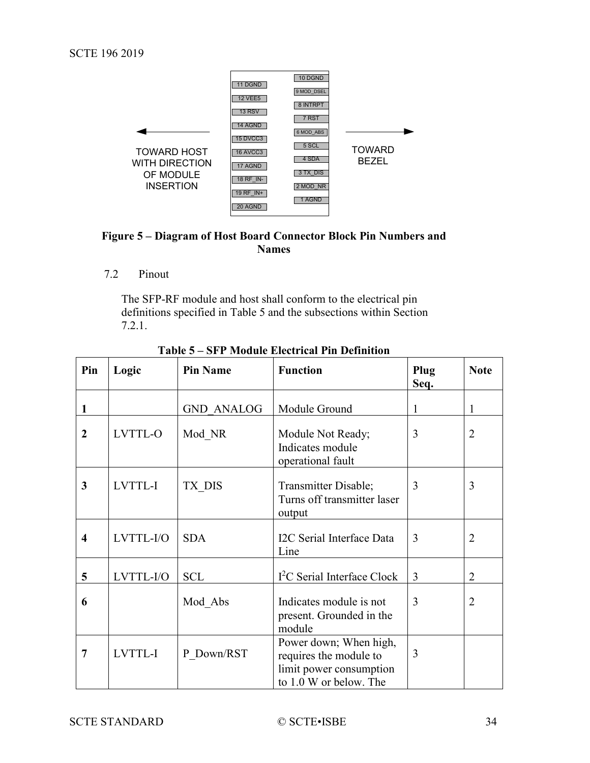TOWARD HOST WITH DIRECTION OF MODULE INSERTION

| 11 DGND | 10 DGND |
|---|---|
| 12 VEE5 | 9 MOD_DSEL |
| 13 RSV | 8 INTRPT |
| 14 AGND | 7 RST |
| 15 DVCC3 | 6 MOD_ABS |
| 16 AVCC3 | 5 SCL |
| 17 AGND | 4 SDA |
| 18 RF_IN- | 3 TX_DIS |
| 19 RF_IN+ | 2 MOD_NR |
| 20 AGND | 1 AGND |

TOWARD BEZEL

**Figure 5 – Diagram of Host Board Connector Block Pin Numbers and Names**

### 7.2 Pinout

The SFP-RF module and host shall conform to the electrical pin definitions specified in Table 5 and the subsections within Section 7.2.1.

**Table 5 – SFP Module Electrical Pin Definition**

| Pin | Logic | Pin Name | Function | Plug Seq. | Note |
|---|---|---|---|---|---|
| **1** | | GND_ANALOG | Module Ground | 1 | 1 |
| **2** | LVTTL-O | Mod_NR | Module Not Ready; Indicates module operational fault | 3 | 2 |
| **3** | LVTTL-I | TX_DIS | Transmitter Disable; Turns off transmitter laser output | 3 | 3 |
| **4** | LVTTL-I/O | SDA | I2C Serial Interface Data Line | 3 | 2 |
| **5** | LVTTL-I/O | SCL | $I^2C$ Serial Interface Clock | 3 | 2 |
| **6** | | Mod_Abs | Indicates module is not present. Grounded in the module | 3 | 2 |
| **7** | LVTTL-I | P_Down/RST | Power down; When high, requires the module to limit power consumption to 1.0 W or below. The | 3 | |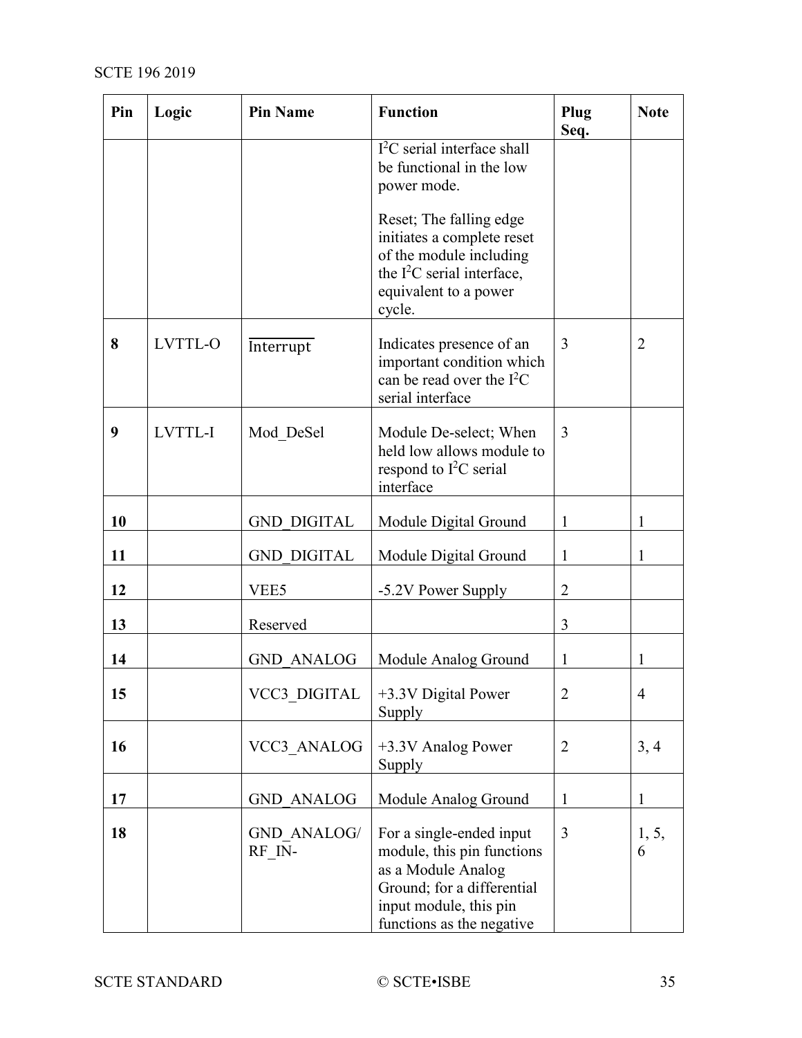| Pin | Logic | Pin Name | Function | Plug Seq. | Note |
|---|---|---|---|---|---|
| | | | $I^2C$ serial interface shall be functional in the low power mode.<br><br>Reset; The falling edge initiates a complete reset of the module including the $I^2C$ serial interface, equivalent to a power cycle. | | |
| **8** | LVTTL-O | $\overline{\text{Interrupt}}$ | Indicates presence of an important condition which can be read over the $I^2C$ serial interface | 3 | 2 |
| **9** | LVTTL-I | Mod_DeSel | Module De-select; When held low allows module to respond to $I^2C$ serial interface | 3 | |
| **10** | | GND_DIGITAL | Module Digital Ground | 1 | 1 |
| **11** | | GND_DIGITAL | Module Digital Ground | 1 | 1 |
| **12** | | VEE5 | -5.2V Power Supply | 2 | |
| **13** | | Reserved | | 3 | |
| **14** | | GND_ANALOG | Module Analog Ground | 1 | 1 |
| **15** | | VCC3_DIGITAL | +3.3V Digital Power Supply | 2 | 4 |
| **16** | | VCC3_ANALOG | +3.3V Analog Power Supply | 2 | 3, 4 |
| **17** | | GND_ANALOG | Module Analog Ground | 1 | 1 |
| **18** | | GND_ANALOG/ RF_IN- | For a single-ended input module, this pin functions as a Module Analog Ground; for a differential input module, this pin functions as the negative | 3 | 1, 5, 6 |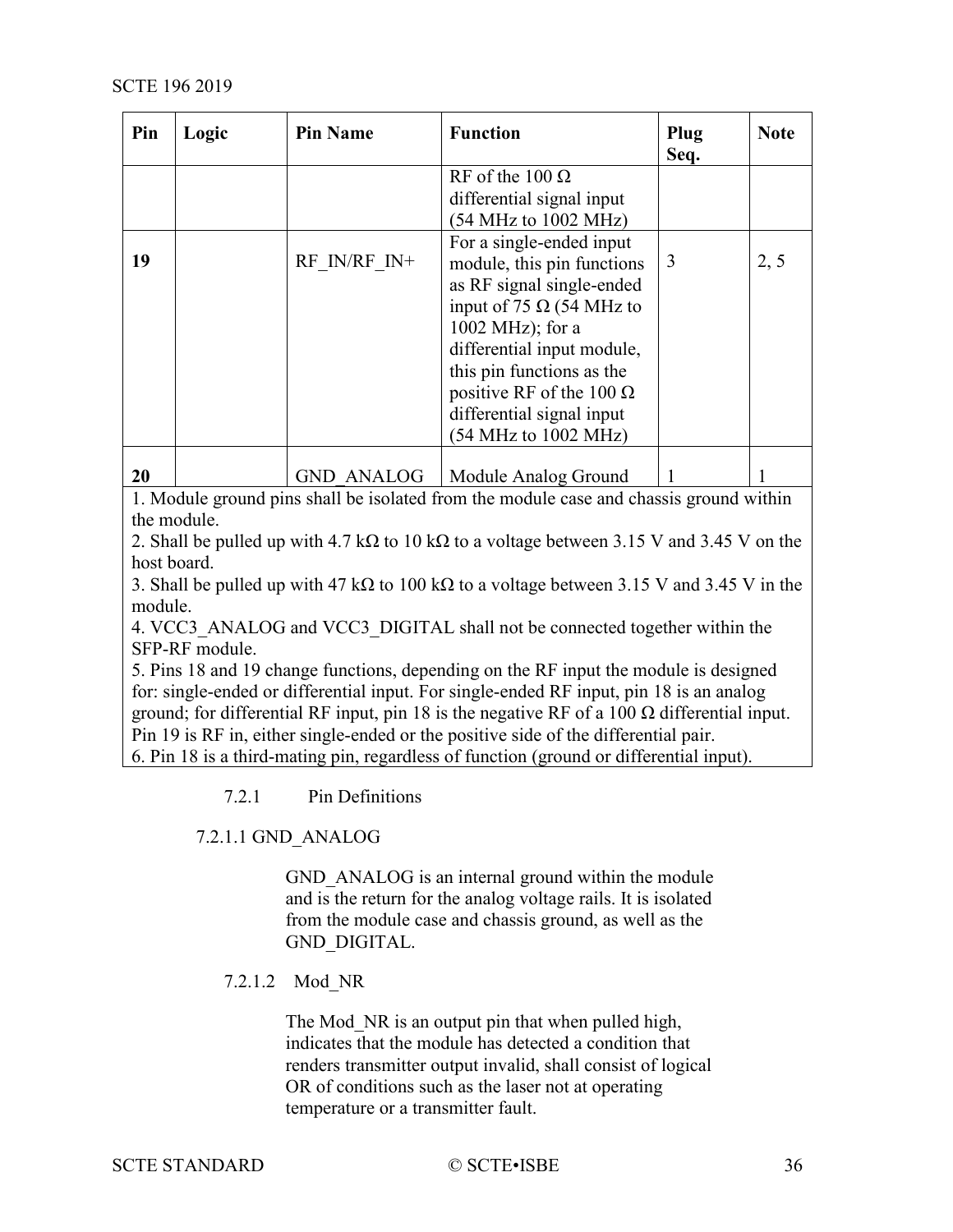| Pin | Logic | Pin Name | Function | Plug Seq. | Note |
|---|---|---|---|---|---|
| | | | RF of the 100 Ω differential signal input (54 MHz to 1002 MHz) | | |
| **19** | | RF_IN/RF_IN+ | For a single-ended input module, this pin functions as RF signal single-ended input of 75 Ω (54 MHz to 1002 MHz); for a differential input module, this pin functions as the positive RF of the 100 Ω differential signal input (54 MHz to 1002 MHz) | 3 | 2, 5 |
| **20** | | GND_ANALOG | Module Analog Ground | 1 | 1 |

1. Module ground pins shall be isolated from the module case and chassis ground within the module.
2. Shall be pulled up with 4.7 kΩ to 10 kΩ to a voltage between 3.15 V and 3.45 V on the host board.
3. Shall be pulled up with 47 kΩ to 100 kΩ to a voltage between 3.15 V and 3.45 V in the module.
4. VCC3_ANALOG and VCC3_DIGITAL shall not be connected together within the SFP-RF module.
5. Pins 18 and 19 change functions, depending on the RF input the module is designed for: single-ended or differential input. For single-ended RF input, pin 18 is an analog ground; for differential RF input, pin 18 is the negative RF of a 100 Ω differential input. Pin 19 is RF in, either single-ended or the positive side of the differential pair.
6. Pin 18 is a third-mating pin, regardless of function (ground or differential input).

### 7.2.1 Pin Definitions

#### 7.2.1.1 GND_ANALOG

GND_ANALOG is an internal ground within the module and is the return for the analog voltage rails. It is isolated from the module case and chassis ground, as well as the GND_DIGITAL.

#### 7.2.1.2 Mod_NR

The Mod_NR is an output pin that when pulled high, indicates that the module has detected a condition that renders transmitter output invalid, shall consist of logical OR of conditions such as the laser not at operating temperature or a transmitter fault.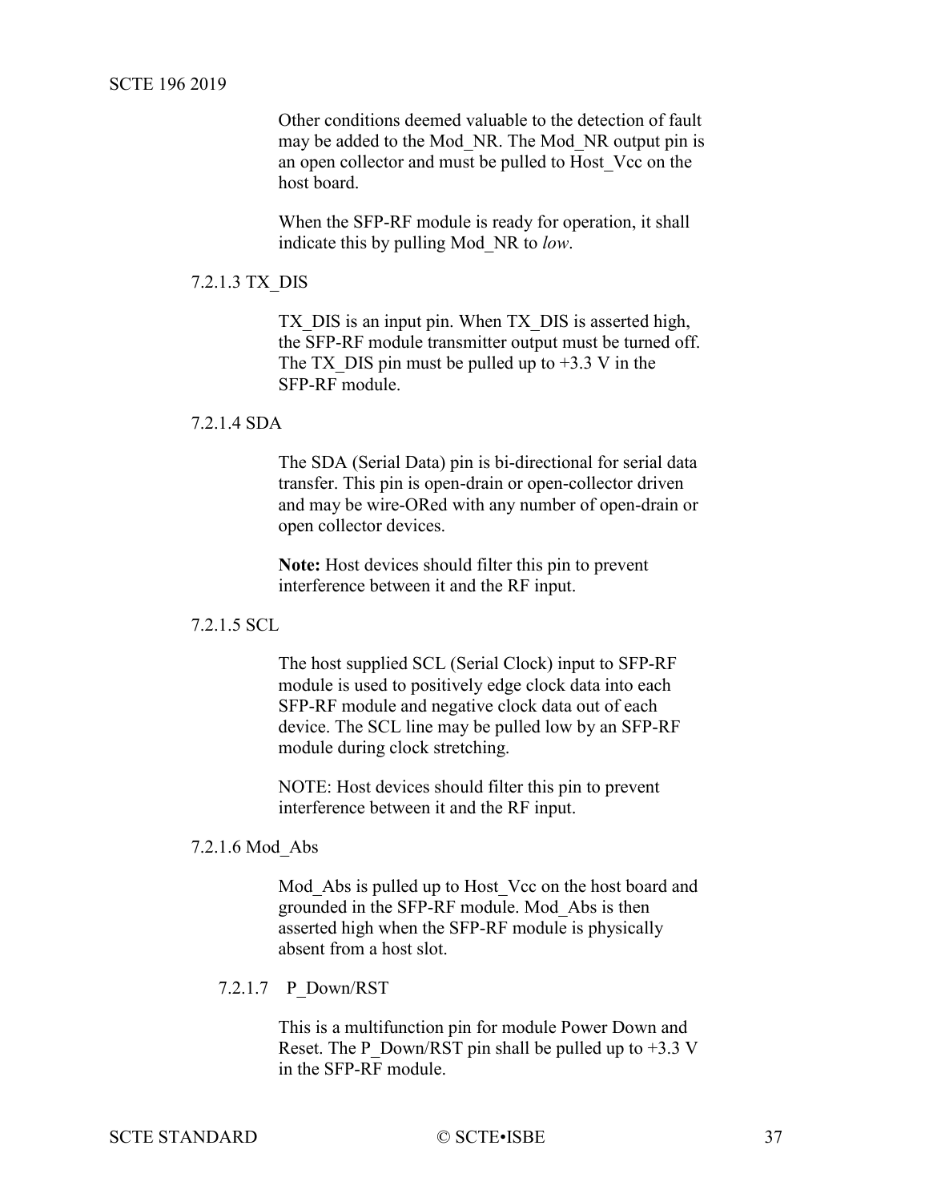Other conditions deemed valuable to the detection of fault may be added to the Mod_NR. The Mod_NR output pin is an open collector and must be pulled to Host_Vcc on the host board.

When the SFP-RF module is ready for operation, it shall indicate this by pulling Mod_NR to *low*.

#### 7.2.1.3 TX_DIS

TX_DIS is an input pin. When TX_DIS is asserted high, the SFP-RF module transmitter output must be turned off. The TX_DIS pin must be pulled up to +3.3 V in the SFP-RF module.

#### 7.2.1.4 SDA

The SDA (Serial Data) pin is bi-directional for serial data transfer. This pin is open-drain or open-collector driven and may be wire-ORed with any number of open-drain or open collector devices.

**Note:** Host devices should filter this pin to prevent interference between it and the RF input.

#### 7.2.1.5 SCL

The host supplied SCL (Serial Clock) input to SFP-RF module is used to positively edge clock data into each SFP-RF module and negative clock data out of each device. The SCL line may be pulled low by an SFP-RF module during clock stretching.

NOTE: Host devices should filter this pin to prevent interference between it and the RF input.

#### 7.2.1.6 Mod_Abs

Mod_Abs is pulled up to Host_Vcc on the host board and grounded in the SFP-RF module. Mod_Abs is then asserted high when the SFP-RF module is physically absent from a host slot.

#### 7.2.1.7 P_Down/RST

This is a multifunction pin for module Power Down and Reset. The P_Down/RST pin shall be pulled up to +3.3 V in the SFP-RF module.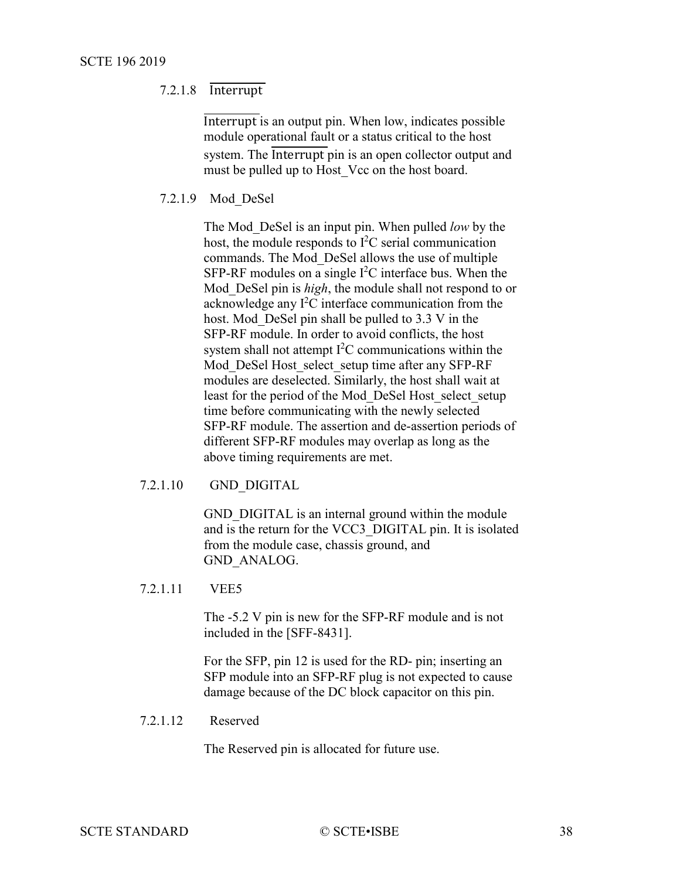#### 7.2.1.8 $\overline{\text{Interrupt}}$

$\overline{\text{Interrupt}}$ is an output pin. When low, indicates possible module operational fault or a status critical to the host system. The $\overline{\text{Interrupt}}$ pin is an open collector output and must be pulled up to Host_Vcc on the host board.

#### 7.2.1.9 Mod_DeSel

The Mod_DeSel is an input pin. When pulled *low* by the host, the module responds to $I^2C$ serial communication commands. The Mod_DeSel allows the use of multiple SFP-RF modules on a single $I^2C$ interface bus. When the Mod_DeSel pin is *high*, the module shall not respond to or acknowledge any $I^2C$ interface communication from the host. Mod_DeSel pin shall be pulled to 3.3 V in the SFP-RF module. In order to avoid conflicts, the host system shall not attempt $I^2C$ communications within the Mod_DeSel Host_select_setup time after any SFP-RF modules are deselected. Similarly, the host shall wait at least for the period of the Mod_DeSel Host_select_setup time before communicating with the newly selected SFP-RF module. The assertion and de-assertion periods of different SFP-RF modules may overlap as long as the above timing requirements are met.

#### 7.2.1.10 GND_DIGITAL

GND_DIGITAL is an internal ground within the module and is the return for the VCC3_DIGITAL pin. It is isolated from the module case, chassis ground, and GND_ANALOG.

#### 7.2.1.11 VEE5

The -5.2 V pin is new for the SFP-RF module and is not included in the [SFF-8431].

For the SFP, pin 12 is used for the RD- pin; inserting an SFP module into an SFP-RF plug is not expected to cause damage because of the DC block capacitor on this pin.

#### 7.2.1.12 Reserved

The Reserved pin is allocated for future use.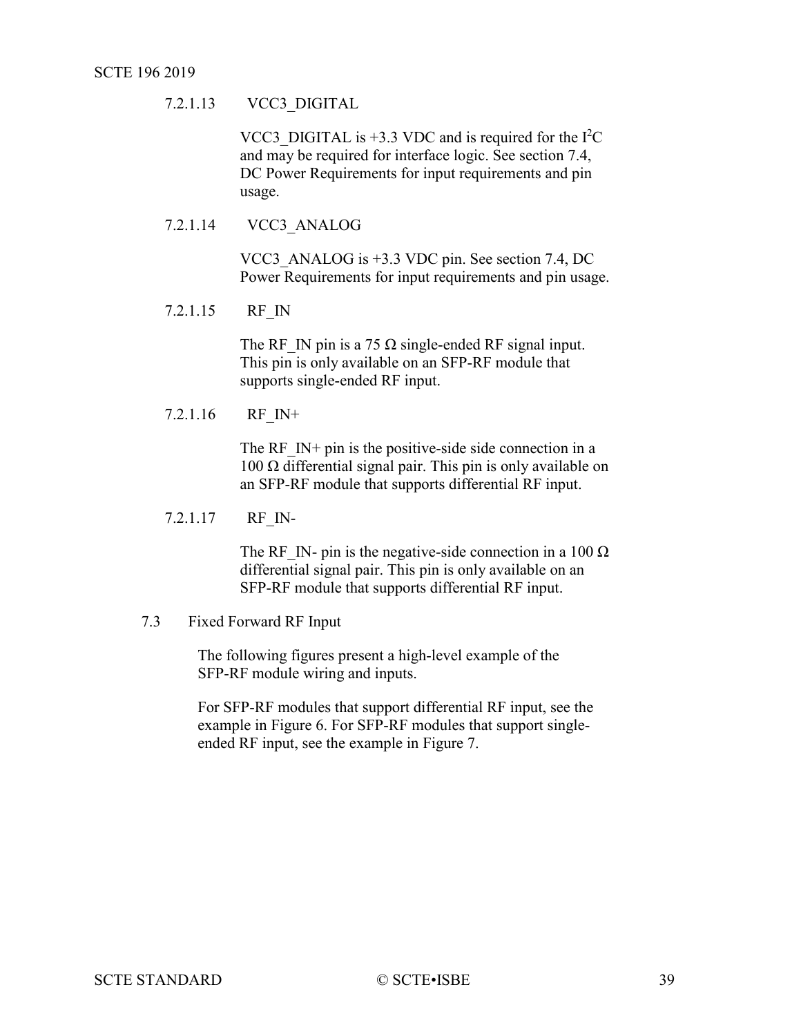#### 7.2.1.13 VCC3_DIGITAL

VCC3_DIGITAL is +3.3 VDC and is required for the $I^2C$ and may be required for interface logic. See section 7.4, DC Power Requirements for input requirements and pin usage.

#### 7.2.1.14 VCC3_ANALOG

VCC3_ANALOG is +3.3 VDC pin. See section 7.4, DC Power Requirements for input requirements and pin usage.

#### 7.2.1.15 RF_IN

The RF_IN pin is a 75 Ω single-ended RF signal input. This pin is only available on an SFP-RF module that supports single-ended RF input.

#### 7.2.1.16 RF_IN+

The RF_IN+ pin is the positive-side side connection in a 100 Ω differential signal pair. This pin is only available on an SFP-RF module that supports differential RF input.

#### 7.2.1.17 RF_IN-

The RF_IN- pin is the negative-side connection in a 100 Ω differential signal pair. This pin is only available on an SFP-RF module that supports differential RF input.

## 7.3 Fixed Forward RF Input

The following figures present a high-level example of the SFP-RF module wiring and inputs.

For SFP-RF modules that support differential RF input, see the example in Figure 6. For SFP-RF modules that support single-ended RF input, see the example in Figure 7.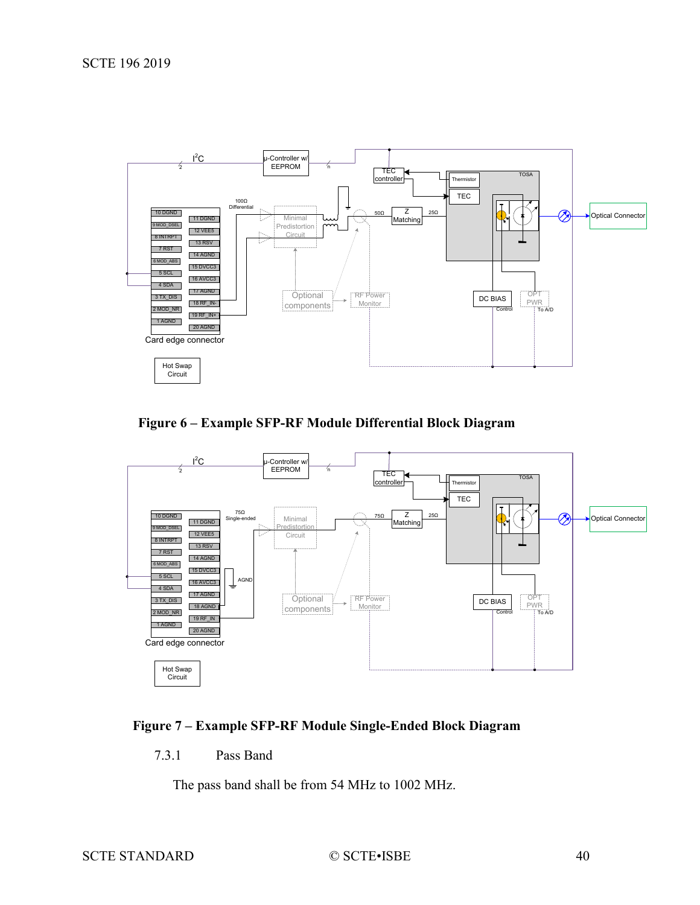**Figure 6 – Example SFP-RF Module Differential Block Diagram**

**Figure 7 – Example SFP-RF Module Single-Ended Block Diagram**

### 7.3.1 Pass Band

The pass band shall be from 54 MHz to 1002 MHz.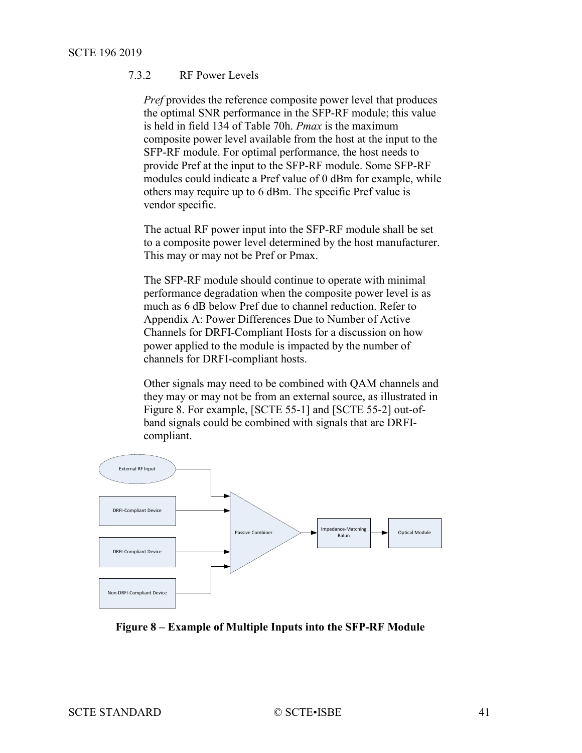### 7.3.2 RF Power Levels

*Pref* provides the reference composite power level that produces the optimal SNR performance in the SFP-RF module; this value is held in field 134 of Table 70h. *Pmax* is the maximum composite power level available from the host at the input to the SFP-RF module. For optimal performance, the host needs to provide Pref at the input to the SFP-RF module. Some SFP-RF modules could indicate a Pref value of 0 dBm for example, while others may require up to 6 dBm. The specific Pref value is vendor specific.

The actual RF power input into the SFP-RF module shall be set to a composite power level determined by the host manufacturer. This may or may not be Pref or Pmax.

The SFP-RF module should continue to operate with minimal performance degradation when the composite power level is as much as 6 dB below Pref due to channel reduction. Refer to Appendix A: Power Differences Due to Number of Active Channels for DRFI-Compliant Hosts for a discussion on how power applied to the module is impacted by the number of channels for DRFI-compliant hosts.

Other signals may need to be combined with QAM channels and they may or may not be from an external source, as illustrated in Figure 8. For example, [SCTE 55-1] and [SCTE 55-2] out-of-band signals could be combined with signals that are DRFI-compliant.

**Figure 8 – Example of Multiple Inputs into the SFP-RF Module**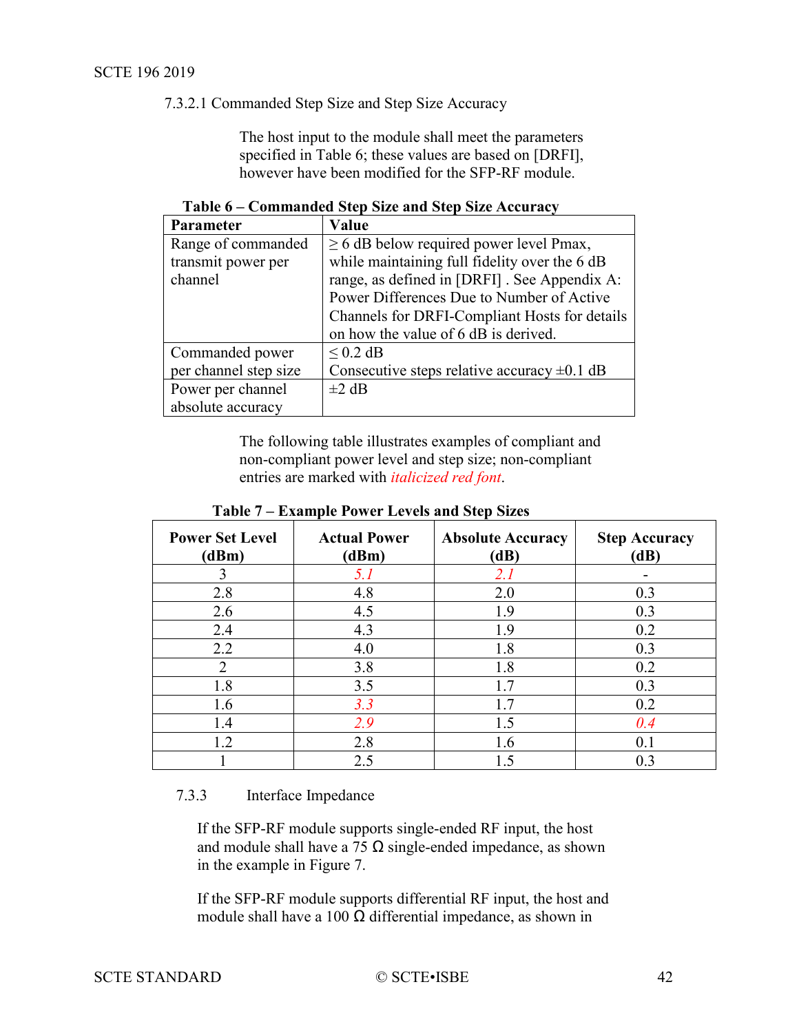#### 7.3.2.1 Commanded Step Size and Step Size Accuracy

The host input to the module shall meet the parameters specified in Table 6; these values are based on [DRFI], however have been modified for the SFP-RF module.

**Table 6 – Commanded Step Size and Step Size Accuracy**

| Parameter | Value |
|---|---|
| Range of commanded transmit power per channel | ≥ 6 dB below required power level Pmax, while maintaining full fidelity over the 6 dB range, as defined in [DRFI] . See Appendix A: Power Differences Due to Number of Active Channels for DRFI-Compliant Hosts for details on how the value of 6 dB is derived. |
| Commanded power per channel step size | ≤ 0.2 dB<br>Consecutive steps relative accuracy ±0.1 dB |
| Power per channel absolute accuracy | ±2 dB |

The following table illustrates examples of compliant and non-compliant power level and step size; non-compliant entries are marked with *italicized red font*.

**Table 7 – Example Power Levels and Step Sizes**

| Power Set Level (dBm) | Actual Power (dBm) | Absolute Accuracy (dB) | Step Accuracy (dB) |
|---|---|---|---|
| 3 | *5.1* | *2.1* | - |
| 2.8 | 4.8 | 2.0 | 0.3 |
| 2.6 | 4.5 | 1.9 | 0.3 |
| 2.4 | 4.3 | 1.9 | 0.2 |
| 2.2 | 4.0 | 1.8 | 0.3 |
| 2 | 3.8 | 1.8 | 0.2 |
| 1.8 | 3.5 | 1.7 | 0.3 |
| 1.6 | *3.3* | 1.7 | 0.2 |
| 1.4 | *2.9* | 1.5 | *0.4* |
| 1.2 | 2.8 | 1.6 | 0.1 |
| 1 | 2.5 | 1.5 | 0.3 |

### 7.3.3 Interface Impedance

If the SFP-RF module supports single-ended RF input, the host and module shall have a 75 Ω single-ended impedance, as shown in the example in Figure 7.

If the SFP-RF module supports differential RF input, the host and module shall have a 100 Ω differential impedance, as shown in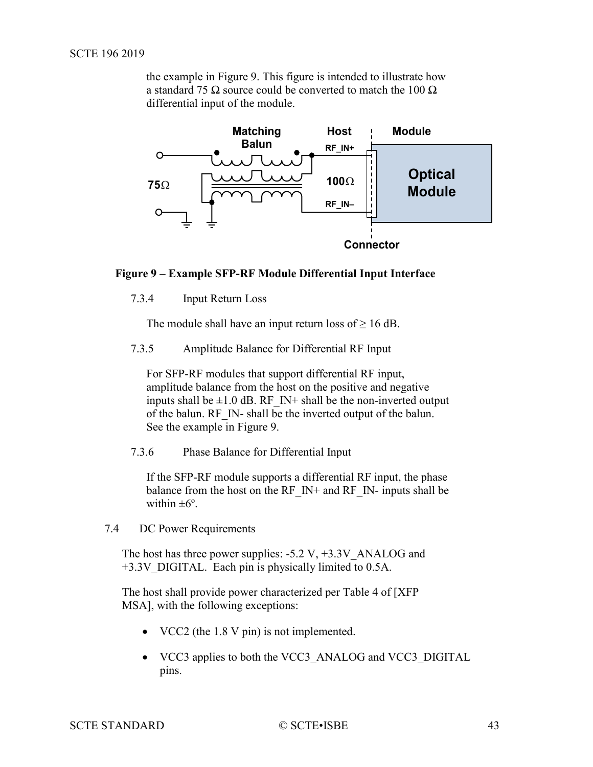the example in Figure 9. This figure is intended to illustrate how a standard 75 Ω source could be converted to match the 100 Ω differential input of the module.

**Figure 9 – Example SFP-RF Module Differential Input Interface**

#### 7.3.4 Input Return Loss

The module shall have an input return loss of ≥ 16 dB.

#### 7.3.5 Amplitude Balance for Differential RF Input

For SFP-RF modules that support differential RF input, amplitude balance from the host on the positive and negative inputs shall be ±1.0 dB. RF_IN+ shall be the non-inverted output of the balun. RF_IN- shall be the inverted output of the balun. See the example in Figure 9.

#### 7.3.6 Phase Balance for Differential Input

If the SFP-RF module supports a differential RF input, the phase balance from the host on the RF_IN+ and RF_IN- inputs shall be within ±6º.

### 7.4 DC Power Requirements

The host has three power supplies: -5.2 V, +3.3V_ANALOG and +3.3V_DIGITAL. Each pin is physically limited to 0.5A.

The host shall provide power characterized per Table 4 of [XFP MSA], with the following exceptions:

- VCC2 (the 1.8 V pin) is not implemented.
- VCC3 applies to both the VCC3_ANALOG and VCC3_DIGITAL pins.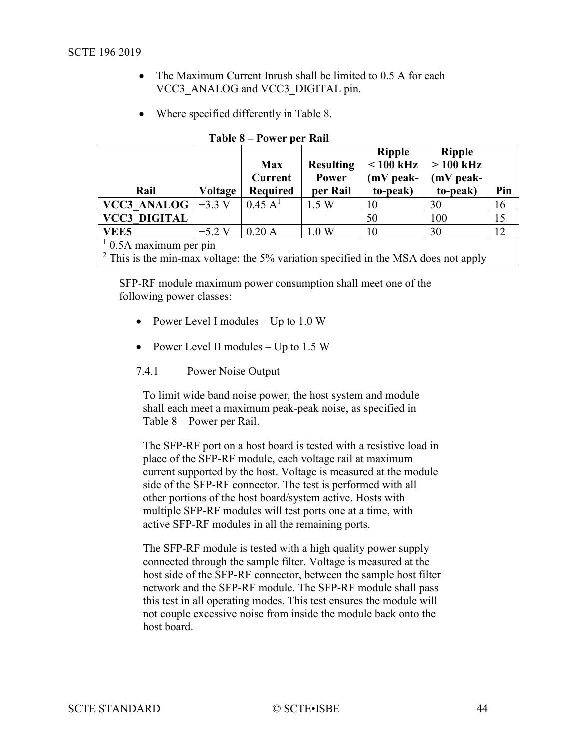- The Maximum Current Inrush shall be limited to 0.5 A for each VCC3_ANALOG and VCC3_DIGITAL pin.
- Where specified differently in Table 8.

**Table 8 – Power per Rail**

| Rail | Voltage | Max Current Required | Resulting Power per Rail | Ripple < 100 kHz (mV peak-to-peak) | Ripple > 100 kHz (mV peak-to-peak) | Pin |
|---|---|---|---|---|---|---|
| **VCC3_ANALOG** | +3.3 V | 0.45 A[1] | 1.5 W | 10 | 30 | 16 |
| **VCC3_DIGITAL** | | | | 50 | 100 | 15 |
| **VEE5** | −5.2 V | 0.20 A | 1.0 W | 10 | 30 | 12 |

[1] 0.5A maximum per pin
[2] This is the min-max voltage; the 5% variation specified in the MSA does not apply

SFP-RF module maximum power consumption shall meet one of the following power classes:

- Power Level I modules – Up to 1.0 W
- Power Level II modules – Up to 1.5 W

### 7.4.1 Power Noise Output

To limit wide band noise power, the host system and module shall each meet a maximum peak-peak noise, as specified in Table 8 – Power per Rail.

The SFP-RF port on a host board is tested with a resistive load in place of the SFP-RF module, each voltage rail at maximum current supported by the host. Voltage is measured at the module side of the SFP-RF connector. The test is performed with all other portions of the host board/system active. Hosts with multiple SFP-RF modules will test ports one at a time, with active SFP-RF modules in all the remaining ports.

The SFP-RF module is tested with a high quality power supply connected through the sample filter. Voltage is measured at the host side of the SFP-RF connector, between the sample host filter network and the SFP-RF module. The SFP-RF module shall pass this test in all operating modes. This test ensures the module will not couple excessive noise from inside the module back onto the host board.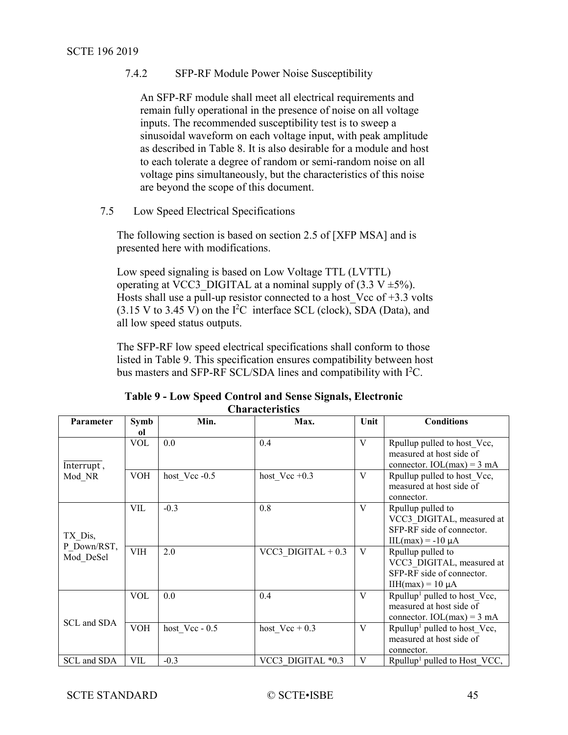#### 7.4.2 SFP-RF Module Power Noise Susceptibility

An SFP-RF module shall meet all electrical requirements and remain fully operational in the presence of noise on all voltage inputs. The recommended susceptibility test is to sweep a sinusoidal waveform on each voltage input, with peak amplitude as described in Table 8. It is also desirable for a module and host to each tolerate a degree of random or semi-random noise on all voltage pins simultaneously, but the characteristics of this noise are beyond the scope of this document.

### 7.5 Low Speed Electrical Specifications

The following section is based on section 2.5 of [XFP MSA] and is presented here with modifications.

Low speed signaling is based on Low Voltage TTL (LVTTL) operating at VCC3_DIGITAL at a nominal supply of (3.3 V ±5%). Hosts shall use a pull-up resistor connected to a host_Vcc of +3.3 volts (3.15 V to 3.45 V) on the I²C interface SCL (clock), SDA (Data), and all low speed status outputs.

The SFP-RF low speed electrical specifications shall conform to those listed in Table 9. This specification ensures compatibility between host bus masters and SFP-RF SCL/SDA lines and compatibility with I²C.

**Table 9 - Low Speed Control and Sense Signals, Electronic Characteristics**

| Parameter | Symbol | Min. | Max. | Unit | Conditions |
|---|---|---|---|---|---|
| $\overline{\text{Interrupt}}$, Mod_NR | VOL | 0.0 | 0.4 | V | Rpullup pulled to host_Vcc, measured at host side of connector. IOL(max) = 3 mA |
| | VOH | host_Vcc -0.5 | host_Vcc +0.3 | V | Rpullup pulled to host_Vcc, measured at host side of connector. |
| TX_Dis, P_Down/RST, Mod_DeSel | VIL | -0.3 | 0.8 | V | Rpullup pulled to VCC3_DIGITAL, measured at SFP-RF side of connector. IIL(max) = -10 μA |
| | VIH | 2.0 | VCC3_DIGITAL + 0.3 | V | Rpullup pulled to VCC3_DIGITAL, measured at SFP-RF side of connector. IIH(max) = 10 μA |
| SCL and SDA | VOL | 0.0 | 0.4 | V | Rpullup[1] pulled to host_Vcc, measured at host side of connector. IOL(max) = 3 mA |
| | VOH | host_Vcc - 0.5 | host_Vcc + 0.3 | V | Rpullup[1] pulled to host_Vcc, measured at host side of connector. |
| SCL and SDA | VIL | -0.3 | VCC3_DIGITAL *0.3 | V | Rpullup[1] pulled to Host_VCC, |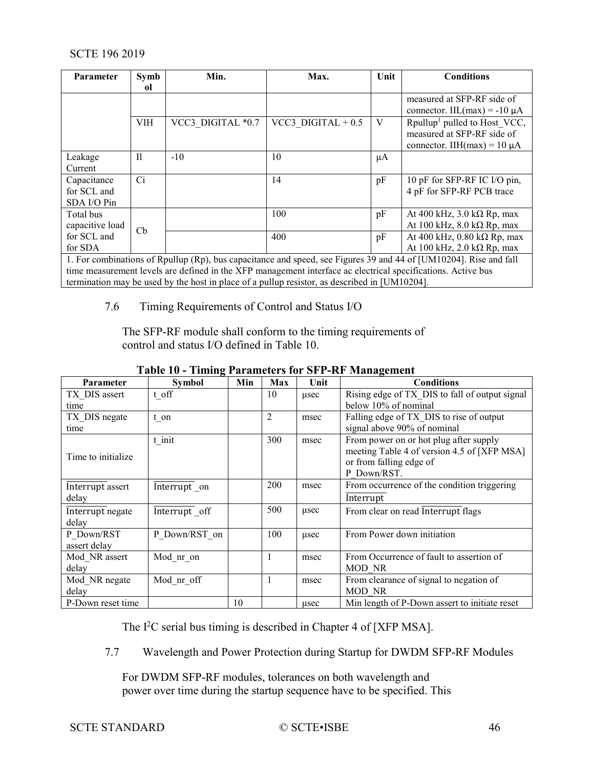| Parameter | Symbol | Min. | Max. | Unit | Conditions |
|---|---|---|---|---|---|
| | | | | | measured at SFP-RF side of connector. IIL(max) = -10 µA |
| | VIH | VCC3_DIGITAL *0.7 | VCC3_DIGITAL + 0.5 | V | Rpullup[1] pulled to Host_VCC, measured at SFP-RF side of connector. IIH(max) = 10 µA |
| Leakage Current | Il | -10 | 10 | µA | |
| Capacitance for SCL and SDA I/O Pin | Ci | | 14 | pF | 10 pF for SFP-RF IC I/O pin, 4 pF for SFP-RF PCB trace |
| Total bus capacitive load for SCL and for SDA | Cb | | 100 | pF | At 400 kHz, 3.0 kΩ Rp, max At 100 kHz, 8.0 kΩ Rp, max |
| | | | 400 | pF | At 400 kHz, 0.80 kΩ Rp, max At 100 kHz, 2.0 kΩ Rp, max |

1. For combinations of Rpullup (Rp), bus capacitance and speed, see Figures 39 and 44 of [UM10204]. Rise and fall time measurement levels are defined in the XFP management interface ac electrical specifications. Active bus termination may be used by the host in place of a pullup resistor, as described in [UM10204].

## 7.6 Timing Requirements of Control and Status I/O

The SFP-RF module shall conform to the timing requirements of control and status I/O defined in Table 10.

**Table 10 - Timing Parameters for SFP-RF Management**

| Parameter | Symbol | Min | Max | Unit | Conditions |
|---|---|---|---|---|---|
| TX_DIS assert time | t_off | | 10 | µsec | Rising edge of TX_DIS to fall of output signal below 10% of nominal |
| TX_DIS negate time | t_on | | 2 | msec | Falling edge of TX_DIS to rise of output signal above 90% of nominal |
| Time to initialize | t_init | | 300 | msec | From power on or hot plug after supply meeting Table 4 of version 4.5 of [XFP MSA] or from falling edge of P_Down/RST. |
| $\overline{\text{Interrupt}}$ assert delay | $\overline{\text{Interrupt}}$ _on | | 200 | msec | From occurrence of the condition triggering $\overline{\text{Interrupt}}$ |
| $\overline{\text{Interrupt}}$ negate delay | $\overline{\text{Interrupt}}$ _off | | 500 | µsec | From clear on read $\overline{\text{Interrupt}}$ flags |
| P_Down/RST assert delay | P_Down/RST_on | | 100 | µsec | From Power down initiation |
| Mod_NR assert delay | Mod_nr_on | | 1 | msec | From Occurrence of fault to assertion of MOD_NR |
| Mod_NR negate delay | Mod_nr_off | | 1 | msec | From clearance of signal to negation of MOD_NR |
| P-Down reset time | | 10 | | µsec | Min length of P-Down assert to initiate reset |

The $I^2C$ serial bus timing is described in Chapter 4 of [XFP MSA].

## 7.7 Wavelength and Power Protection during Startup for DWDM SFP-RF Modules

For DWDM SFP-RF modules, tolerances on both wavelength and power over time during the startup sequence have to be specified. This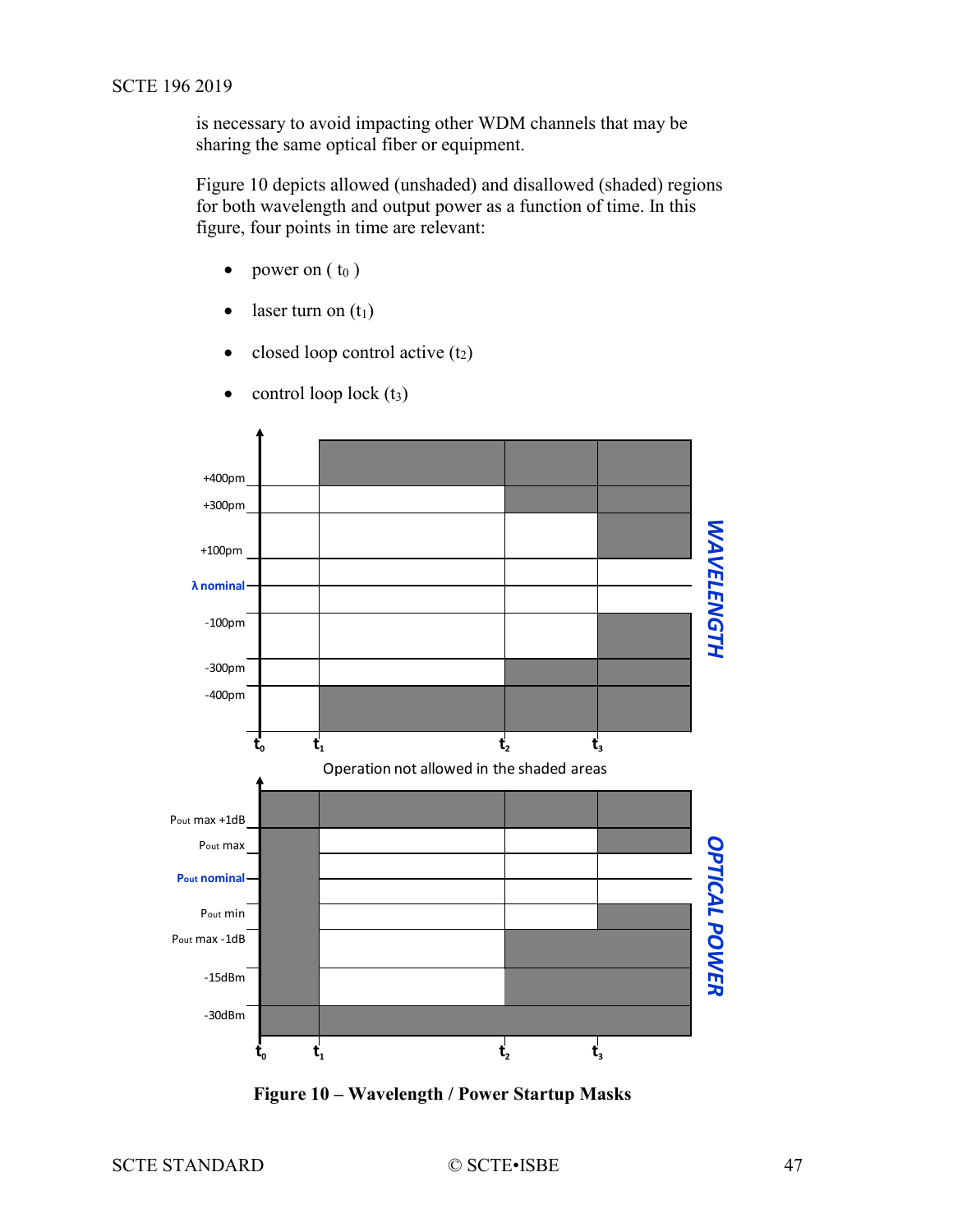is necessary to avoid impacting other WDM channels that may be sharing the same optical fiber or equipment.

Figure 10 depicts allowed (unshaded) and disallowed (shaded) regions for both wavelength and output power as a function of time. In this figure, four points in time are relevant:

- power on ( $t_0$ )
- laser turn on ($t_1$)
- closed loop control active ($t_2$)
- control loop lock ($t_3$)

**Figure 10 – Wavelength / Power Startup Masks**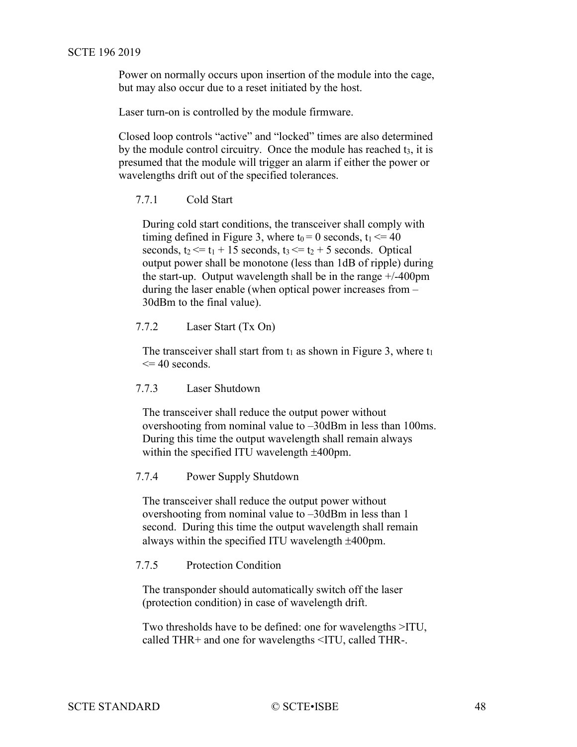Power on normally occurs upon insertion of the module into the cage, but may also occur due to a reset initiated by the host.

Laser turn-on is controlled by the module firmware.

Closed loop controls "active" and "locked" times are also determined by the module control circuitry. Once the module has reached $t_3$, it is presumed that the module will trigger an alarm if either the power or wavelengths drift out of the specified tolerances.

#### 7.7.1 Cold Start

During cold start conditions, the transceiver shall comply with timing defined in Figure 3, where $t_0 = 0$ seconds, $t_1 <= 40$ seconds, $t_2 <= t_1 + 15$ seconds, $t_3 <= t_2 + 5$ seconds. Optical output power shall be monotone (less than 1dB of ripple) during the start-up. Output wavelength shall be in the range +/-400pm during the laser enable (when optical power increases from –30dBm to the final value).

#### 7.7.2 Laser Start (Tx On)

The transceiver shall start from $t_1$ as shown in Figure 3, where $t_1 <= 40$ seconds.

#### 7.7.3 Laser Shutdown

The transceiver shall reduce the output power without overshooting from nominal value to –30dBm in less than 100ms. During this time the output wavelength shall remain always within the specified ITU wavelength ±400pm.

#### 7.7.4 Power Supply Shutdown

The transceiver shall reduce the output power without overshooting from nominal value to –30dBm in less than 1 second. During this time the output wavelength shall remain always within the specified ITU wavelength ±400pm.

#### 7.7.5 Protection Condition

The transponder should automatically switch off the laser (protection condition) in case of wavelength drift.

Two thresholds have to be defined: one for wavelengths >ITU, called THR+ and one for wavelengths <ITU, called THR-.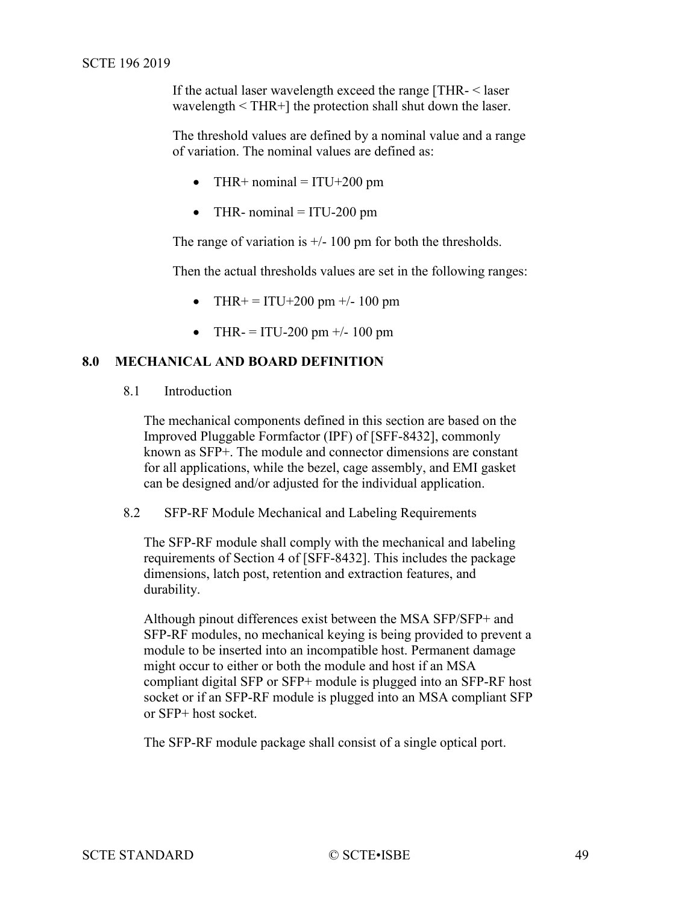If the actual laser wavelength exceed the range [THR- < laser wavelength < THR+] the protection shall shut down the laser.

The threshold values are defined by a nominal value and a range of variation. The nominal values are defined as:

- THR+ nominal = ITU+200 pm
- THR- nominal = ITU-200 pm

The range of variation is +/- 100 pm for both the thresholds.

Then the actual thresholds values are set in the following ranges:

- THR+ = ITU+200 pm +/- 100 pm
- THR- = ITU-200 pm +/- 100 pm

# 8.0 MECHANICAL AND BOARD DEFINITION

## 8.1 Introduction

The mechanical components defined in this section are based on the Improved Pluggable Formfactor (IPF) of [SFF-8432], commonly known as SFP+. The module and connector dimensions are constant for all applications, while the bezel, cage assembly, and EMI gasket can be designed and/or adjusted for the individual application.

## 8.2 SFP-RF Module Mechanical and Labeling Requirements

The SFP-RF module shall comply with the mechanical and labeling requirements of Section 4 of [SFF-8432]. This includes the package dimensions, latch post, retention and extraction features, and durability.

Although pinout differences exist between the MSA SFP/SFP+ and SFP-RF modules, no mechanical keying is being provided to prevent a module to be inserted into an incompatible host. Permanent damage might occur to either or both the module and host if an MSA compliant digital SFP or SFP+ module is plugged into an SFP-RF host socket or if an SFP-RF module is plugged into an MSA compliant SFP or SFP+ host socket.

The SFP-RF module package shall consist of a single optical port.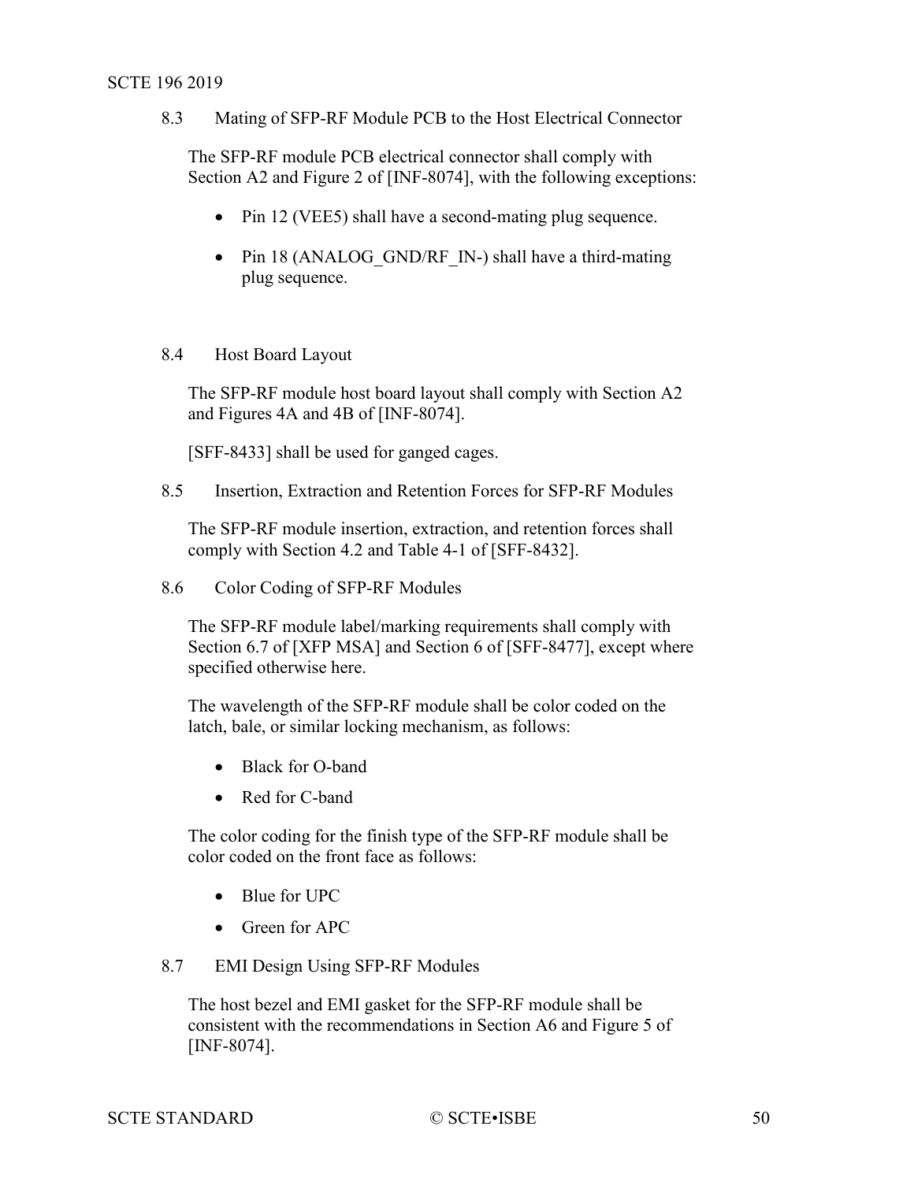## 8.3 Mating of SFP-RF Module PCB to the Host Electrical Connector

The SFP-RF module PCB electrical connector shall comply with Section A2 and Figure 2 of [INF-8074], with the following exceptions:

- Pin 12 (VEE5) shall have a second-mating plug sequence.
- Pin 18 (ANALOG_GND/RF_IN-) shall have a third-mating plug sequence.

## 8.4 Host Board Layout

The SFP-RF module host board layout shall comply with Section A2 and Figures 4A and 4B of [INF-8074].

[SFF-8433] shall be used for ganged cages.

## 8.5 Insertion, Extraction and Retention Forces for SFP-RF Modules

The SFP-RF module insertion, extraction, and retention forces shall comply with Section 4.2 and Table 4-1 of [SFF-8432].

## 8.6 Color Coding of SFP-RF Modules

The SFP-RF module label/marking requirements shall comply with Section 6.7 of [XFP MSA] and Section 6 of [SFF-8477], except where specified otherwise here.

The wavelength of the SFP-RF module shall be color coded on the latch, bale, or similar locking mechanism, as follows:

- Black for O-band
- Red for C-band

The color coding for the finish type of the SFP-RF module shall be color coded on the front face as follows:

- Blue for UPC
- Green for APC

## 8.7 EMI Design Using SFP-RF Modules

The host bezel and EMI gasket for the SFP-RF module shall be consistent with the recommendations in Section A6 and Figure 5 of [INF-8074].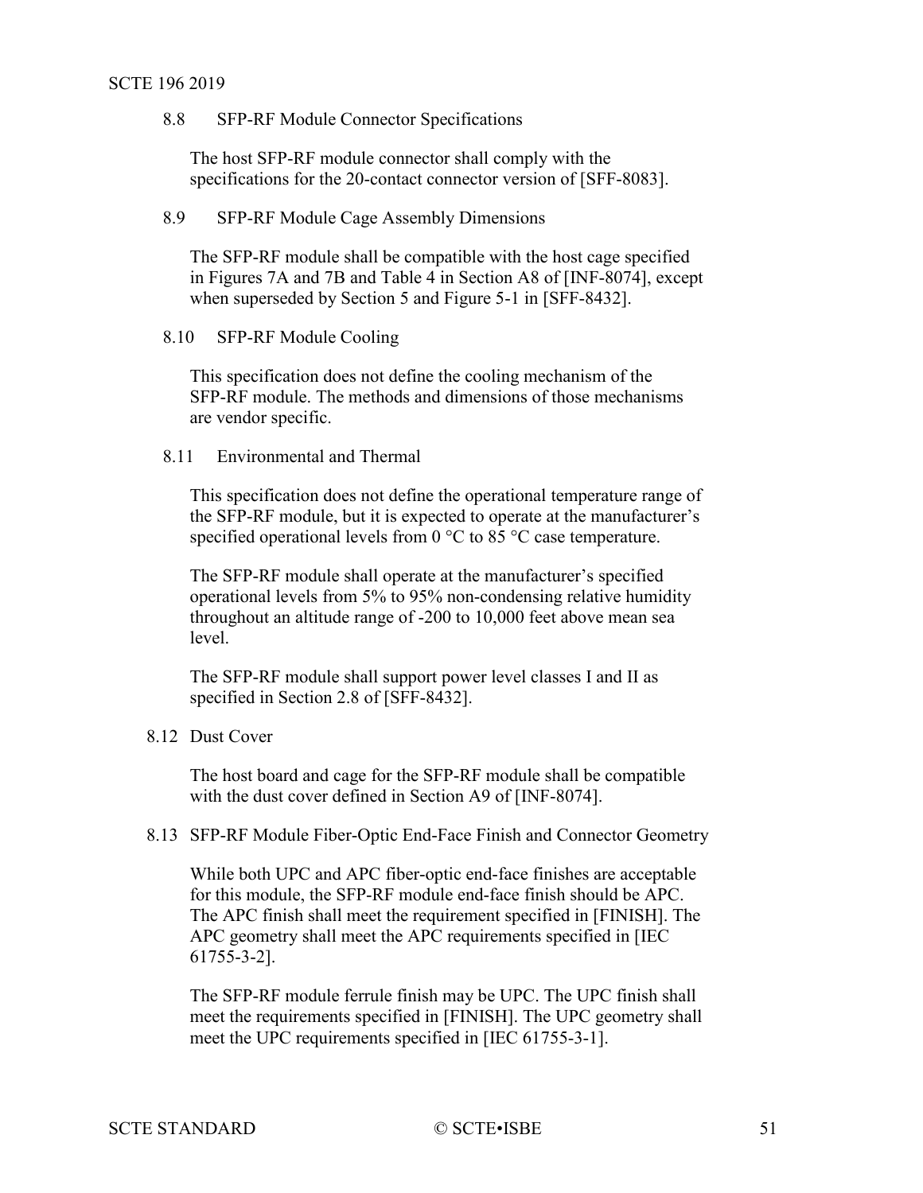### 8.8 SFP-RF Module Connector Specifications

The host SFP-RF module connector shall comply with the specifications for the 20-contact connector version of [SFF-8083].

### 8.9 SFP-RF Module Cage Assembly Dimensions

The SFP-RF module shall be compatible with the host cage specified in Figures 7A and 7B and Table 4 in Section A8 of [INF-8074], except when superseded by Section 5 and Figure 5-1 in [SFF-8432].

### 8.10 SFP-RF Module Cooling

This specification does not define the cooling mechanism of the SFP-RF module. The methods and dimensions of those mechanisms are vendor specific.

### 8.11 Environmental and Thermal

This specification does not define the operational temperature range of the SFP-RF module, but it is expected to operate at the manufacturer's specified operational levels from 0 °C to 85 °C case temperature.

The SFP-RF module shall operate at the manufacturer's specified operational levels from 5% to 95% non-condensing relative humidity throughout an altitude range of -200 to 10,000 feet above mean sea level.

The SFP-RF module shall support power level classes I and II as specified in Section 2.8 of [SFF-8432].

### 8.12 Dust Cover

The host board and cage for the SFP-RF module shall be compatible with the dust cover defined in Section A9 of [INF-8074].

### 8.13 SFP-RF Module Fiber-Optic End-Face Finish and Connector Geometry

While both UPC and APC fiber-optic end-face finishes are acceptable for this module, the SFP-RF module end-face finish should be APC. The APC finish shall meet the requirement specified in [FINISH]. The APC geometry shall meet the APC requirements specified in [IEC 61755-3-2].

The SFP-RF module ferrule finish may be UPC. The UPC finish shall meet the requirements specified in [FINISH]. The UPC geometry shall meet the UPC requirements specified in [IEC 61755-3-1].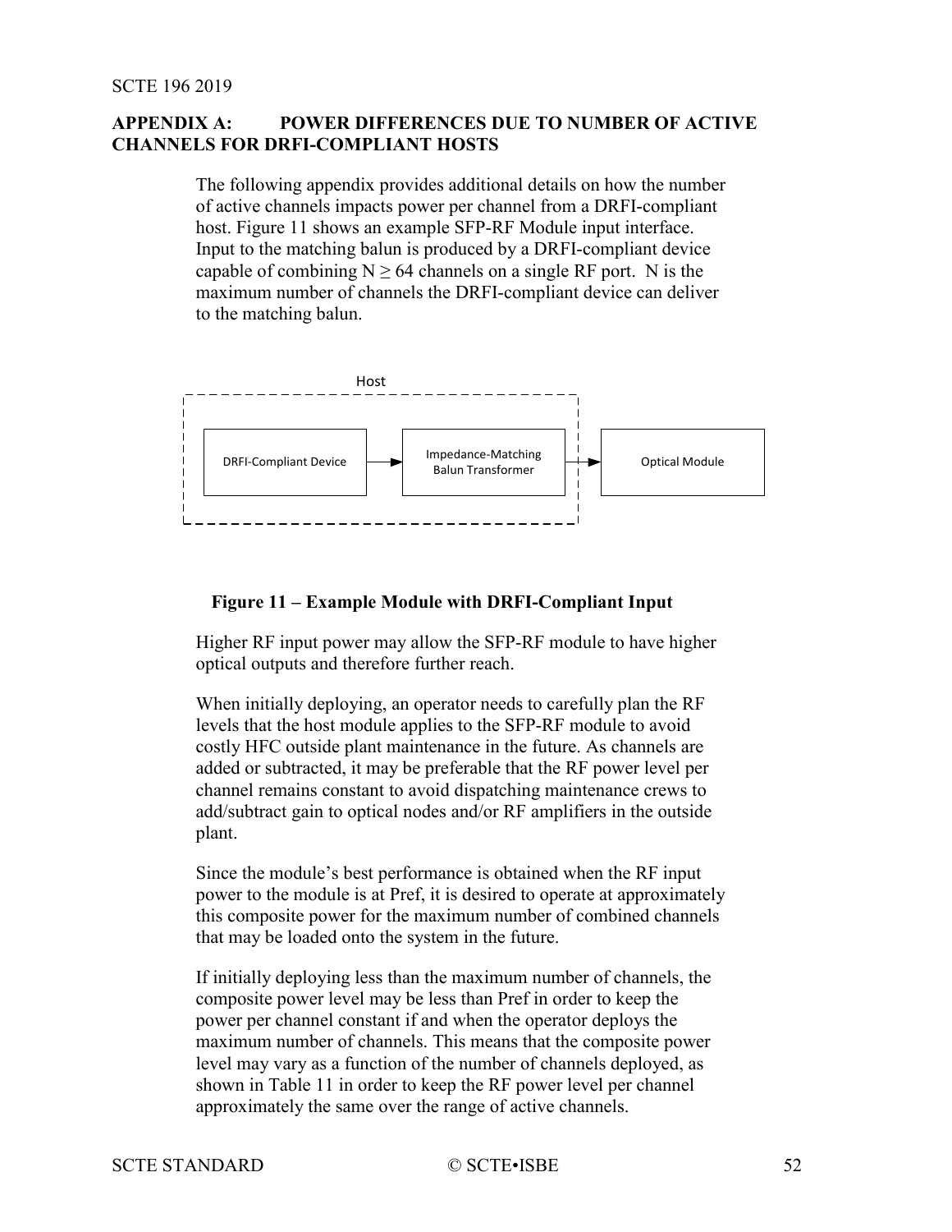# APPENDIX A: POWER DIFFERENCES DUE TO NUMBER OF ACTIVE CHANNELS FOR DRFI-COMPLIANT HOSTS

The following appendix provides additional details on how the number of active channels impacts power per channel from a DRFI-compliant host. Figure 11 shows an example SFP-RF Module input interface. Input to the matching balun is produced by a DRFI-compliant device capable of combining $N \geq 64$ channels on a single RF port. N is the maximum number of channels the DRFI-compliant device can deliver to the matching balun.

Host

DRFI-Compliant Device → Impedance-Matching Balun Transformer → Optical Module

**Figure 11 – Example Module with DRFI-Compliant Input**

Higher RF input power may allow the SFP-RF module to have higher optical outputs and therefore further reach.

When initially deploying, an operator needs to carefully plan the RF levels that the host module applies to the SFP-RF module to avoid costly HFC outside plant maintenance in the future. As channels are added or subtracted, it may be preferable that the RF power level per channel remains constant to avoid dispatching maintenance crews to add/subtract gain to optical nodes and/or RF amplifiers in the outside plant.

Since the module's best performance is obtained when the RF input power to the module is at Pref, it is desired to operate at approximately this composite power for the maximum number of combined channels that may be loaded onto the system in the future.

If initially deploying less than the maximum number of channels, the composite power level may be less than Pref in order to keep the power per channel constant if and when the operator deploys the maximum number of channels. This means that the composite power level may vary as a function of the number of channels deployed, as shown in Table 11 in order to keep the RF power level per channel approximately the same over the range of active channels.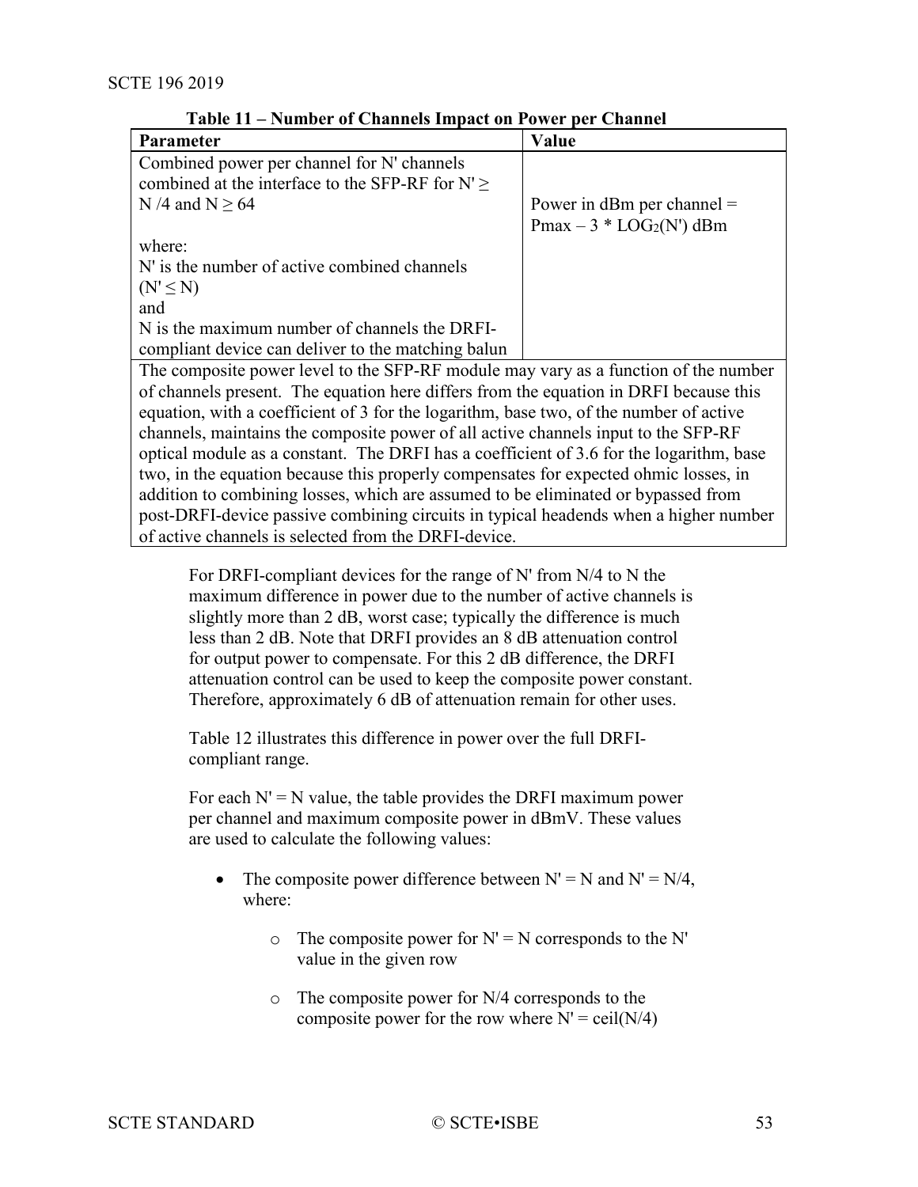**Table 11 – Number of Channels Impact on Power per Channel**

| Parameter | Value |
|---|---|
| Combined power per channel for N' channels combined at the interface to the SFP-RF for $N' \geq N/4$ and $N \geq 64$<br><br>where:<br>N' is the number of active combined channels ($N' \leq N$)<br>and<br>N is the maximum number of channels the DRFI-compliant device can deliver to the matching balun | Power in dBm per channel = $P_{max} - 3 * LOG_2(N')$ dBm |
| The composite power level to the SFP-RF module may vary as a function of the number of channels present. The equation here differs from the equation in DRFI because this equation, with a coefficient of 3 for the logarithm, base two, of the number of active channels, maintains the composite power of all active channels input to the SFP-RF optical module as a constant. The DRFI has a coefficient of 3.6 for the logarithm, base two, in the equation because this properly compensates for expected ohmic losses, in addition to combining losses, which are assumed to be eliminated or bypassed from post-DRFI-device passive combining circuits in typical headends when a higher number of active channels is selected from the DRFI-device. | |

For DRFI-compliant devices for the range of N' from N/4 to N the maximum difference in power due to the number of active channels is slightly more than 2 dB, worst case; typically the difference is much less than 2 dB. Note that DRFI provides an 8 dB attenuation control for output power to compensate. For this 2 dB difference, the DRFI attenuation control can be used to keep the composite power constant. Therefore, approximately 6 dB of attenuation remain for other uses.

Table 12 illustrates this difference in power over the full DRFI-compliant range.

For each N' = N value, the table provides the DRFI maximum power per channel and maximum composite power in dBmV. These values are used to calculate the following values:

- The composite power difference between N' = N and N' = N/4, where:
  - The composite power for N' = N corresponds to the N' value in the given row
  - The composite power for N/4 corresponds to the composite power for the row where N' = ceil(N/4)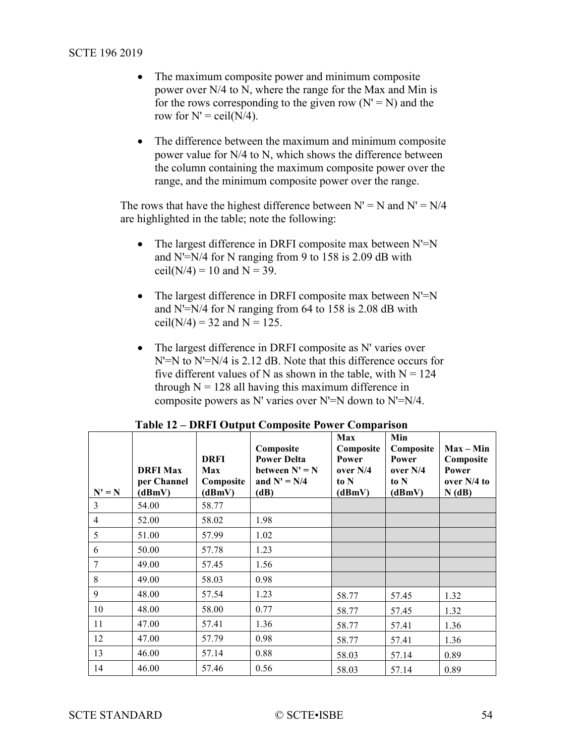- The maximum composite power and minimum composite power over N/4 to N, where the range for the Max and Min is for the rows corresponding to the given row (N' = N) and the row for N' = ceil(N/4).

- The difference between the maximum and minimum composite power value for N/4 to N, which shows the difference between the column containing the maximum composite power over the range, and the minimum composite power over the range.

The rows that have the highest difference between N' = N and N' = N/4 are highlighted in the table; note the following:

- The largest difference in DRFI composite max between N'=N and N'=N/4 for N ranging from 9 to 158 is 2.09 dB with ceil(N/4) = 10 and N = 39.

- The largest difference in DRFI composite max between N'=N and N'=N/4 for N ranging from 64 to 158 is 2.08 dB with ceil(N/4) = 32 and N = 125.

- The largest difference in DRFI composite as N' varies over N'=N to N'=N/4 is 2.12 dB. Note that this difference occurs for five different values of N as shown in the table, with N = 124 through N = 128 all having this maximum difference in composite powers as N' varies over N'=N down to N'=N/4.

**Table 12 – DRFI Output Composite Power Comparison**

| N' = N | DRFI Max per Channel (dBmV) | DRFI Max Composite (dBmV) | Composite Power Delta between N' = N and N' = N/4 (dB) | Max Composite Power over N/4 to N (dBmV) | Min Composite Power over N/4 to N (dBmV) | Max – Min Composite Power over N/4 to N (dB) |
|---|---|---|---|---|---|---|
| 3 | 54.00 | 58.77 | | | | |
| 4 | 52.00 | 58.02 | 1.98 | | | |
| 5 | 51.00 | 57.99 | 1.02 | | | |
| 6 | 50.00 | 57.78 | 1.23 | | | |
| 7 | 49.00 | 57.45 | 1.56 | | | |
| 8 | 49.00 | 58.03 | 0.98 | | | |
| 9 | 48.00 | 57.54 | 1.23 | 58.77 | 57.45 | 1.32 |
| 10 | 48.00 | 58.00 | 0.77 | 58.77 | 57.45 | 1.32 |
| 11 | 47.00 | 57.41 | 1.36 | 58.77 | 57.41 | 1.36 |
| 12 | 47.00 | 57.79 | 0.98 | 58.77 | 57.41 | 1.36 |
| 13 | 46.00 | 57.14 | 0.88 | 58.03 | 57.14 | 0.89 |
| 14 | 46.00 | 57.46 | 0.56 | 58.03 | 57.14 | 0.89 |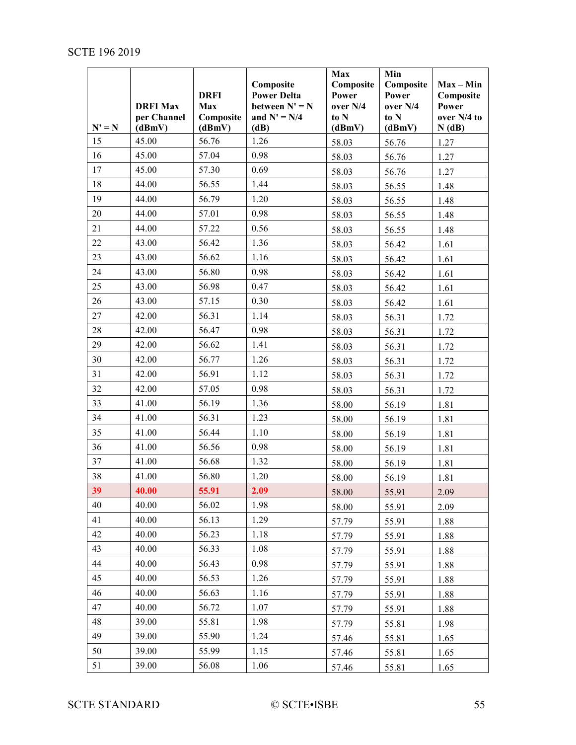| N' = N | DRFI Max per Channel (dBmV) | DRFI Max Composite (dBmV) | Composite Power Delta between N' = N and N' = N/4 (dB) | Max Composite Power over N/4 to N (dBmV) | Min Composite Power over N/4 to N (dBmV) | Max – Min Composite Power over N/4 to N (dB) |
|---|---|---|---|---|---|---|
| 15 | 45.00 | 56.76 | 1.26 | 58.03 | 56.76 | 1.27 |
| 16 | 45.00 | 57.04 | 0.98 | 58.03 | 56.76 | 1.27 |
| 17 | 45.00 | 57.30 | 0.69 | 58.03 | 56.76 | 1.27 |
| 18 | 44.00 | 56.55 | 1.44 | 58.03 | 56.55 | 1.48 |
| 19 | 44.00 | 56.79 | 1.20 | 58.03 | 56.55 | 1.48 |
| 20 | 44.00 | 57.01 | 0.98 | 58.03 | 56.55 | 1.48 |
| 21 | 44.00 | 57.22 | 0.56 | 58.03 | 56.55 | 1.48 |
| 22 | 43.00 | 56.42 | 1.36 | 58.03 | 56.42 | 1.61 |
| 23 | 43.00 | 56.62 | 1.16 | 58.03 | 56.42 | 1.61 |
| 24 | 43.00 | 56.80 | 0.98 | 58.03 | 56.42 | 1.61 |
| 25 | 43.00 | 56.98 | 0.47 | 58.03 | 56.42 | 1.61 |
| 26 | 43.00 | 57.15 | 0.30 | 58.03 | 56.42 | 1.61 |
| 27 | 42.00 | 56.31 | 1.14 | 58.03 | 56.31 | 1.72 |
| 28 | 42.00 | 56.47 | 0.98 | 58.03 | 56.31 | 1.72 |
| 29 | 42.00 | 56.62 | 1.41 | 58.03 | 56.31 | 1.72 |
| 30 | 42.00 | 56.77 | 1.26 | 58.03 | 56.31 | 1.72 |
| 31 | 42.00 | 56.91 | 1.12 | 58.03 | 56.31 | 1.72 |
| 32 | 42.00 | 57.05 | 0.98 | 58.03 | 56.31 | 1.72 |
| 33 | 41.00 | 56.19 | 1.36 | 58.00 | 56.19 | 1.81 |
| 34 | 41.00 | 56.31 | 1.23 | 58.00 | 56.19 | 1.81 |
| 35 | 41.00 | 56.44 | 1.10 | 58.00 | 56.19 | 1.81 |
| 36 | 41.00 | 56.56 | 0.98 | 58.00 | 56.19 | 1.81 |
| 37 | 41.00 | 56.68 | 1.32 | 58.00 | 56.19 | 1.81 |
| 38 | 41.00 | 56.80 | 1.20 | 58.00 | 56.19 | 1.81 |
| **39** | **40.00** | **55.91** | **2.09** | 58.00 | 55.91 | 2.09 |
| 40 | 40.00 | 56.02 | 1.98 | 58.00 | 55.91 | 2.09 |
| 41 | 40.00 | 56.13 | 1.29 | 57.79 | 55.91 | 1.88 |
| 42 | 40.00 | 56.23 | 1.18 | 57.79 | 55.91 | 1.88 |
| 43 | 40.00 | 56.33 | 1.08 | 57.79 | 55.91 | 1.88 |
| 44 | 40.00 | 56.43 | 0.98 | 57.79 | 55.91 | 1.88 |
| 45 | 40.00 | 56.53 | 1.26 | 57.79 | 55.91 | 1.88 |
| 46 | 40.00 | 56.63 | 1.16 | 57.79 | 55.91 | 1.88 |
| 47 | 40.00 | 56.72 | 1.07 | 57.79 | 55.91 | 1.88 |
| 48 | 39.00 | 55.81 | 1.98 | 57.79 | 55.81 | 1.98 |
| 49 | 39.00 | 55.90 | 1.24 | 57.46 | 55.81 | 1.65 |
| 50 | 39.00 | 55.99 | 1.15 | 57.46 | 55.81 | 1.65 |
| 51 | 39.00 | 56.08 | 1.06 | 57.46 | 55.81 | 1.65 |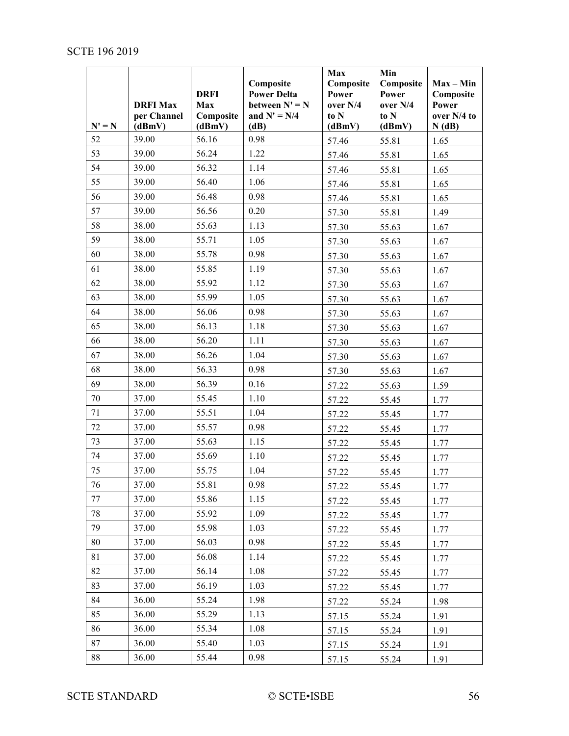| N' = N | DRFI Max per Channel (dBmV) | DRFI Max Composite (dBmV) | Composite Power Delta between N' = N and N' = N/4 (dB) | Max Composite Power over N/4 to N (dBmV) | Min Composite Power over N/4 to N (dBmV) | Max – Min Composite Power over N/4 to N (dB) |
|---|---|---|---|---|---|---|
| 52 | 39.00 | 56.16 | 0.98 | 57.46 | 55.81 | 1.65 |
| 53 | 39.00 | 56.24 | 1.22 | 57.46 | 55.81 | 1.65 |
| 54 | 39.00 | 56.32 | 1.14 | 57.46 | 55.81 | 1.65 |
| 55 | 39.00 | 56.40 | 1.06 | 57.46 | 55.81 | 1.65 |
| 56 | 39.00 | 56.48 | 0.98 | 57.46 | 55.81 | 1.65 |
| 57 | 39.00 | 56.56 | 0.20 | 57.30 | 55.81 | 1.49 |
| 58 | 38.00 | 55.63 | 1.13 | 57.30 | 55.63 | 1.67 |
| 59 | 38.00 | 55.71 | 1.05 | 57.30 | 55.63 | 1.67 |
| 60 | 38.00 | 55.78 | 0.98 | 57.30 | 55.63 | 1.67 |
| 61 | 38.00 | 55.85 | 1.19 | 57.30 | 55.63 | 1.67 |
| 62 | 38.00 | 55.92 | 1.12 | 57.30 | 55.63 | 1.67 |
| 63 | 38.00 | 55.99 | 1.05 | 57.30 | 55.63 | 1.67 |
| 64 | 38.00 | 56.06 | 0.98 | 57.30 | 55.63 | 1.67 |
| 65 | 38.00 | 56.13 | 1.18 | 57.30 | 55.63 | 1.67 |
| 66 | 38.00 | 56.20 | 1.11 | 57.30 | 55.63 | 1.67 |
| 67 | 38.00 | 56.26 | 1.04 | 57.30 | 55.63 | 1.67 |
| 68 | 38.00 | 56.33 | 0.98 | 57.30 | 55.63 | 1.67 |
| 69 | 38.00 | 56.39 | 0.16 | 57.22 | 55.63 | 1.59 |
| 70 | 37.00 | 55.45 | 1.10 | 57.22 | 55.45 | 1.77 |
| 71 | 37.00 | 55.51 | 1.04 | 57.22 | 55.45 | 1.77 |
| 72 | 37.00 | 55.57 | 0.98 | 57.22 | 55.45 | 1.77 |
| 73 | 37.00 | 55.63 | 1.15 | 57.22 | 55.45 | 1.77 |
| 74 | 37.00 | 55.69 | 1.10 | 57.22 | 55.45 | 1.77 |
| 75 | 37.00 | 55.75 | 1.04 | 57.22 | 55.45 | 1.77 |
| 76 | 37.00 | 55.81 | 0.98 | 57.22 | 55.45 | 1.77 |
| 77 | 37.00 | 55.86 | 1.15 | 57.22 | 55.45 | 1.77 |
| 78 | 37.00 | 55.92 | 1.09 | 57.22 | 55.45 | 1.77 |
| 79 | 37.00 | 55.98 | 1.03 | 57.22 | 55.45 | 1.77 |
| 80 | 37.00 | 56.03 | 0.98 | 57.22 | 55.45 | 1.77 |
| 81 | 37.00 | 56.08 | 1.14 | 57.22 | 55.45 | 1.77 |
| 82 | 37.00 | 56.14 | 1.08 | 57.22 | 55.45 | 1.77 |
| 83 | 37.00 | 56.19 | 1.03 | 57.22 | 55.45 | 1.77 |
| 84 | 36.00 | 55.24 | 1.98 | 57.22 | 55.24 | 1.98 |
| 85 | 36.00 | 55.29 | 1.13 | 57.15 | 55.24 | 1.91 |
| 86 | 36.00 | 55.34 | 1.08 | 57.15 | 55.24 | 1.91 |
| 87 | 36.00 | 55.40 | 1.03 | 57.15 | 55.24 | 1.91 |
| 88 | 36.00 | 55.44 | 0.98 | 57.15 | 55.24 | 1.91 |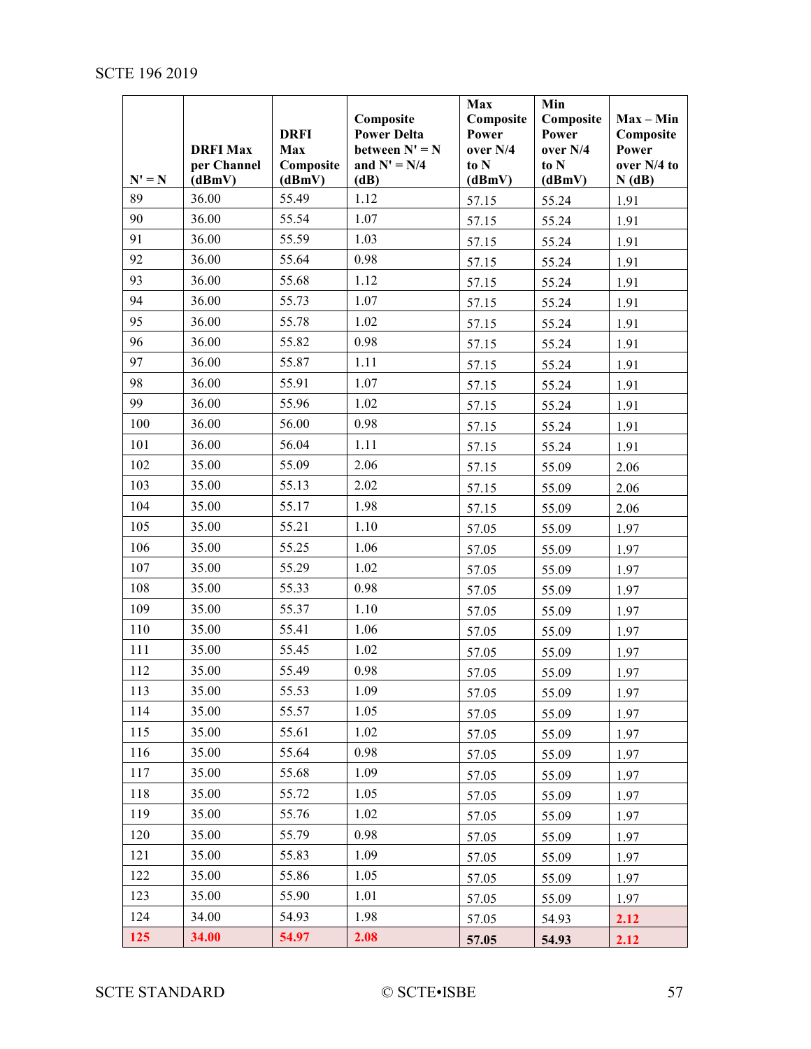| N' = N | DRFI Max per Channel (dBmV) | DRFI Max Composite (dBmV) | Composite Power Delta between N' = N and N' = N/4 (dB) | Max Composite Power over N/4 to N (dBmV) | Min Composite Power over N/4 to N (dBmV) | Max – Min Composite Power over N/4 to N (dB) |
|---|---|---|---|---|---|---|
| 89 | 36.00 | 55.49 | 1.12 | 57.15 | 55.24 | 1.91 |
| 90 | 36.00 | 55.54 | 1.07 | 57.15 | 55.24 | 1.91 |
| 91 | 36.00 | 55.59 | 1.03 | 57.15 | 55.24 | 1.91 |
| 92 | 36.00 | 55.64 | 0.98 | 57.15 | 55.24 | 1.91 |
| 93 | 36.00 | 55.68 | 1.12 | 57.15 | 55.24 | 1.91 |
| 94 | 36.00 | 55.73 | 1.07 | 57.15 | 55.24 | 1.91 |
| 95 | 36.00 | 55.78 | 1.02 | 57.15 | 55.24 | 1.91 |
| 96 | 36.00 | 55.82 | 0.98 | 57.15 | 55.24 | 1.91 |
| 97 | 36.00 | 55.87 | 1.11 | 57.15 | 55.24 | 1.91 |
| 98 | 36.00 | 55.91 | 1.07 | 57.15 | 55.24 | 1.91 |
| 99 | 36.00 | 55.96 | 1.02 | 57.15 | 55.24 | 1.91 |
| 100 | 36.00 | 56.00 | 0.98 | 57.15 | 55.24 | 1.91 |
| 101 | 36.00 | 56.04 | 1.11 | 57.15 | 55.24 | 1.91 |
| 102 | 35.00 | 55.09 | 2.06 | 57.15 | 55.09 | 2.06 |
| 103 | 35.00 | 55.13 | 2.02 | 57.15 | 55.09 | 2.06 |
| 104 | 35.00 | 55.17 | 1.98 | 57.15 | 55.09 | 2.06 |
| 105 | 35.00 | 55.21 | 1.10 | 57.05 | 55.09 | 1.97 |
| 106 | 35.00 | 55.25 | 1.06 | 57.05 | 55.09 | 1.97 |
| 107 | 35.00 | 55.29 | 1.02 | 57.05 | 55.09 | 1.97 |
| 108 | 35.00 | 55.33 | 0.98 | 57.05 | 55.09 | 1.97 |
| 109 | 35.00 | 55.37 | 1.10 | 57.05 | 55.09 | 1.97 |
| 110 | 35.00 | 55.41 | 1.06 | 57.05 | 55.09 | 1.97 |
| 111 | 35.00 | 55.45 | 1.02 | 57.05 | 55.09 | 1.97 |
| 112 | 35.00 | 55.49 | 0.98 | 57.05 | 55.09 | 1.97 |
| 113 | 35.00 | 55.53 | 1.09 | 57.05 | 55.09 | 1.97 |
| 114 | 35.00 | 55.57 | 1.05 | 57.05 | 55.09 | 1.97 |
| 115 | 35.00 | 55.61 | 1.02 | 57.05 | 55.09 | 1.97 |
| 116 | 35.00 | 55.64 | 0.98 | 57.05 | 55.09 | 1.97 |
| 117 | 35.00 | 55.68 | 1.09 | 57.05 | 55.09 | 1.97 |
| 118 | 35.00 | 55.72 | 1.05 | 57.05 | 55.09 | 1.97 |
| 119 | 35.00 | 55.76 | 1.02 | 57.05 | 55.09 | 1.97 |
| 120 | 35.00 | 55.79 | 0.98 | 57.05 | 55.09 | 1.97 |
| 121 | 35.00 | 55.83 | 1.09 | 57.05 | 55.09 | 1.97 |
| 122 | 35.00 | 55.86 | 1.05 | 57.05 | 55.09 | 1.97 |
| 123 | 35.00 | 55.90 | 1.01 | 57.05 | 55.09 | 1.97 |
| 124 | 34.00 | 54.93 | 1.98 | 57.05 | 54.93 | 2.12 |
| **125** | **34.00** | **54.97** | **2.08** | **57.05** | **54.93** | **2.12** |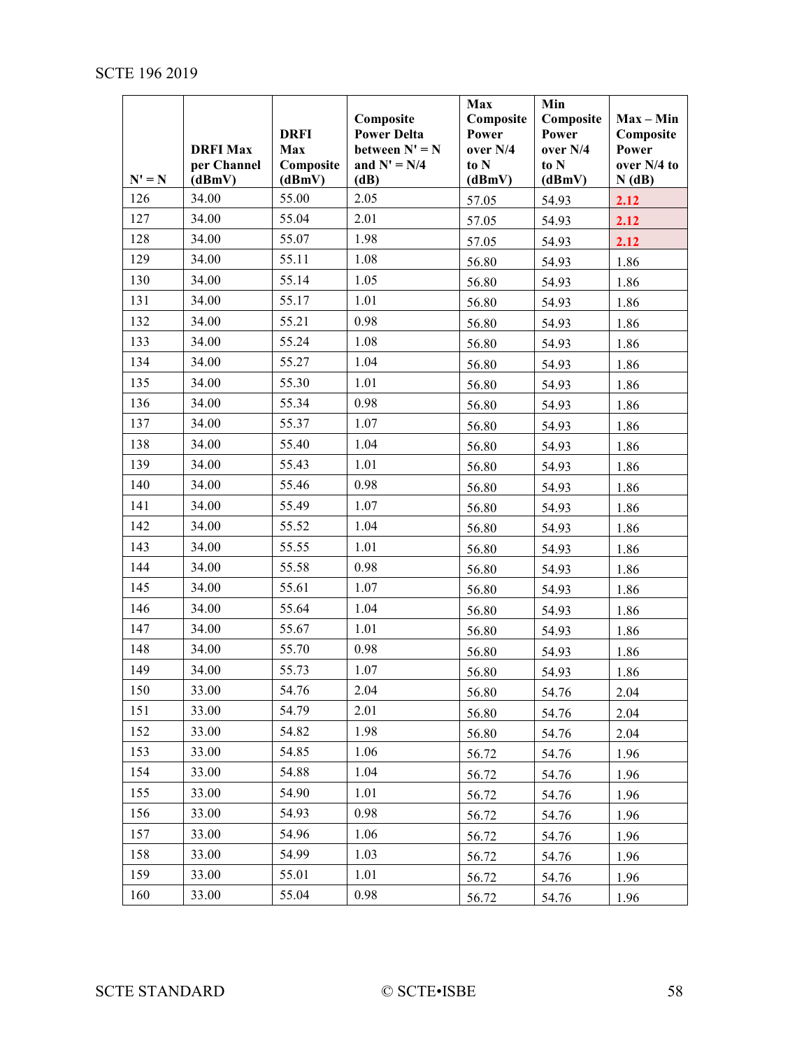| N' = N | DRFI Max per Channel (dBmV) | DRFI Max Composite (dBmV) | Composite Power Delta between N' = N and N' = N/4 (dB) | Max Composite Power over N/4 to N (dBmV) | Min Composite Power over N/4 to N (dBmV) | Max – Min Composite Power over N/4 to N (dB) |
|---|---|---|---|---|---|---|
| 126 | 34.00 | 55.00 | 2.05 | 57.05 | 54.93 | **2.12** |
| 127 | 34.00 | 55.04 | 2.01 | 57.05 | 54.93 | **2.12** |
| 128 | 34.00 | 55.07 | 1.98 | 57.05 | 54.93 | **2.12** |
| 129 | 34.00 | 55.11 | 1.08 | 56.80 | 54.93 | 1.86 |
| 130 | 34.00 | 55.14 | 1.05 | 56.80 | 54.93 | 1.86 |
| 131 | 34.00 | 55.17 | 1.01 | 56.80 | 54.93 | 1.86 |
| 132 | 34.00 | 55.21 | 0.98 | 56.80 | 54.93 | 1.86 |
| 133 | 34.00 | 55.24 | 1.08 | 56.80 | 54.93 | 1.86 |
| 134 | 34.00 | 55.27 | 1.04 | 56.80 | 54.93 | 1.86 |
| 135 | 34.00 | 55.30 | 1.01 | 56.80 | 54.93 | 1.86 |
| 136 | 34.00 | 55.34 | 0.98 | 56.80 | 54.93 | 1.86 |
| 137 | 34.00 | 55.37 | 1.07 | 56.80 | 54.93 | 1.86 |
| 138 | 34.00 | 55.40 | 1.04 | 56.80 | 54.93 | 1.86 |
| 139 | 34.00 | 55.43 | 1.01 | 56.80 | 54.93 | 1.86 |
| 140 | 34.00 | 55.46 | 0.98 | 56.80 | 54.93 | 1.86 |
| 141 | 34.00 | 55.49 | 1.07 | 56.80 | 54.93 | 1.86 |
| 142 | 34.00 | 55.52 | 1.04 | 56.80 | 54.93 | 1.86 |
| 143 | 34.00 | 55.55 | 1.01 | 56.80 | 54.93 | 1.86 |
| 144 | 34.00 | 55.58 | 0.98 | 56.80 | 54.93 | 1.86 |
| 145 | 34.00 | 55.61 | 1.07 | 56.80 | 54.93 | 1.86 |
| 146 | 34.00 | 55.64 | 1.04 | 56.80 | 54.93 | 1.86 |
| 147 | 34.00 | 55.67 | 1.01 | 56.80 | 54.93 | 1.86 |
| 148 | 34.00 | 55.70 | 0.98 | 56.80 | 54.93 | 1.86 |
| 149 | 34.00 | 55.73 | 1.07 | 56.80 | 54.93 | 1.86 |
| 150 | 33.00 | 54.76 | 2.04 | 56.80 | 54.76 | 2.04 |
| 151 | 33.00 | 54.79 | 2.01 | 56.80 | 54.76 | 2.04 |
| 152 | 33.00 | 54.82 | 1.98 | 56.80 | 54.76 | 2.04 |
| 153 | 33.00 | 54.85 | 1.06 | 56.72 | 54.76 | 1.96 |
| 154 | 33.00 | 54.88 | 1.04 | 56.72 | 54.76 | 1.96 |
| 155 | 33.00 | 54.90 | 1.01 | 56.72 | 54.76 | 1.96 |
| 156 | 33.00 | 54.93 | 0.98 | 56.72 | 54.76 | 1.96 |
| 157 | 33.00 | 54.96 | 1.06 | 56.72 | 54.76 | 1.96 |
| 158 | 33.00 | 54.99 | 1.03 | 56.72 | 54.76 | 1.96 |
| 159 | 33.00 | 55.01 | 1.01 | 56.72 | 54.76 | 1.96 |
| 160 | 33.00 | 55.04 | 0.98 | 56.72 | 54.76 | 1.96 |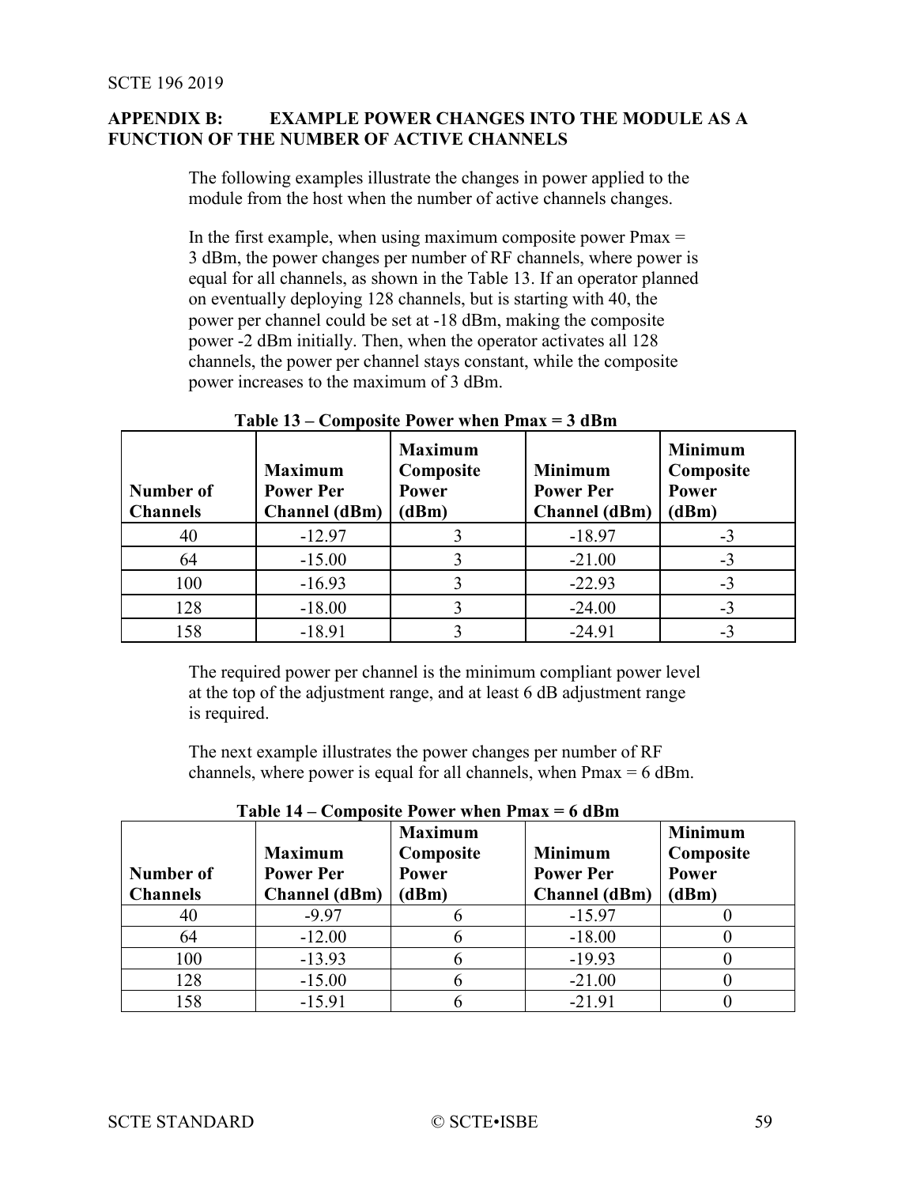## APPENDIX B: EXAMPLE POWER CHANGES INTO THE MODULE AS A FUNCTION OF THE NUMBER OF ACTIVE CHANNELS

The following examples illustrate the changes in power applied to the module from the host when the number of active channels changes.

In the first example, when using maximum composite power Pmax = 3 dBm, the power changes per number of RF channels, where power is equal for all channels, as shown in the Table 13. If an operator planned on eventually deploying 128 channels, but is starting with 40, the power per channel could be set at -18 dBm, making the composite power -2 dBm initially. Then, when the operator activates all 128 channels, the power per channel stays constant, while the composite power increases to the maximum of 3 dBm.

**Table 13 – Composite Power when Pmax = 3 dBm**

| Number of Channels | Maximum Power Per Channel (dBm) | Maximum Composite Power (dBm) | Minimum Power Per Channel (dBm) | Minimum Composite Power (dBm) |
|---|---|---|---|---|
| 40 | -12.97 | 3 | -18.97 | -3 |
| 64 | -15.00 | 3 | -21.00 | -3 |
| 100 | -16.93 | 3 | -22.93 | -3 |
| 128 | -18.00 | 3 | -24.00 | -3 |
| 158 | -18.91 | 3 | -24.91 | -3 |

The required power per channel is the minimum compliant power level at the top of the adjustment range, and at least 6 dB adjustment range is required.

The next example illustrates the power changes per number of RF channels, where power is equal for all channels, when Pmax = 6 dBm.

**Table 14 – Composite Power when Pmax = 6 dBm**

| Number of Channels | Maximum Power Per Channel (dBm) | Maximum Composite Power (dBm) | Minimum Power Per Channel (dBm) | Minimum Composite Power (dBm) |
|---|---|---|---|---|
| 40 | -9.97 | 6 | -15.97 | 0 |
| 64 | -12.00 | 6 | -18.00 | 0 |
| 100 | -13.93 | 6 | -19.93 | 0 |
| 128 | -15.00 | 6 | -21.00 | 0 |
| 158 | -15.91 | 6 | -21.91 | 0 |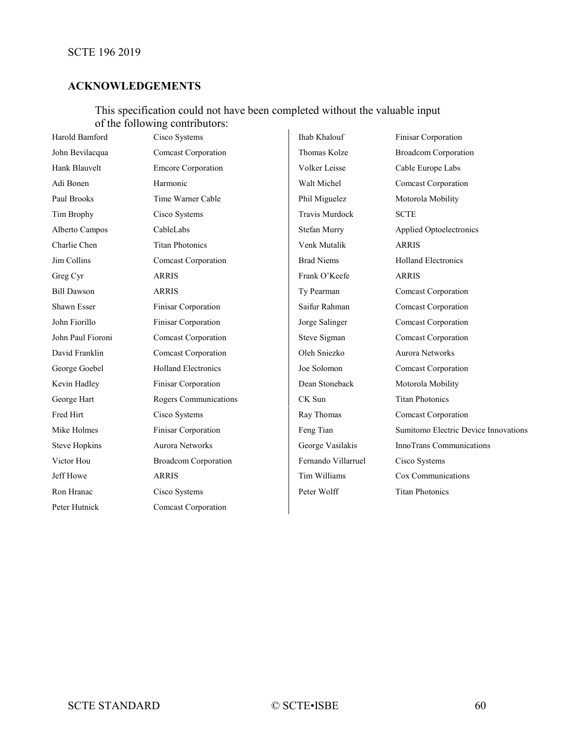## ACKNOWLEDGEMENTS

This specification could not have been completed without the valuable input of the following contributors:

| | |
|---|---|
| Harold Bamford | Cisco Systems |
| John Bevilacqua | Comcast Corporation |
| Hank Blauvelt | Emcore Corporation |
| Adi Bonen | Harmonic |
| Paul Brooks | Time Warner Cable |
| Tim Brophy | Cisco Systems |
| Alberto Campos | CableLabs |
| Charlie Chen | Titan Photonics |
| Jim Collins | Comcast Corporation |
| Greg Cyr | ARRIS |
| Bill Dawson | ARRIS |
| Shawn Esser | Finisar Corporation |
| John Fiorillo | Finisar Corporation |
| John Paul Fioroni | Comcast Corporation |
| David Franklin | Comcast Corporation |
| George Goebel | Holland Electronics |
| Kevin Hadley | Finisar Corporation |
| George Hart | Rogers Communications |
| Fred Hirt | Cisco Systems |
| Mike Holmes | Finisar Corporation |
| Steve Hopkins | Aurora Networks |
| Victor Hou | Broadcom Corporation |
| Jeff Howe | ARRIS |
| Ron Hranac | Cisco Systems |
| Peter Hutnick | Comcast Corporation |
| Ihab Khalouf | Finisar Corporation |
| Thomas Kolze | Broadcom Corporation |
| Volker Leisse | Cable Europe Labs |
| Walt Michel | Comcast Corporation |
| Phil Miguelez | Motorola Mobility |
| Travis Murdock | SCTE |
| Stefan Murry | Applied Optoelectronics |
| Venk Mutalik | ARRIS |
| Brad Niems | Holland Electronics |
| Frank O'Keefe | ARRIS |
| Ty Pearman | Comcast Corporation |
| Saifur Rahman | Comcast Corporation |
| Jorge Salinger | Comcast Corporation |
| Steve Sigman | Comcast Corporation |
| Oleh Sniezko | Aurora Networks |
| Joe Solomon | Comcast Corporation |
| Dean Stoneback | Motorola Mobility |
| CK Sun | Titan Photonics |
| Ray Thomas | Comcast Corporation |
| Feng Tian | Sumitomo Electric Device Innovations |
| George Vasilakis | InnoTrans Communications |
| Fernando Villarruel | Cisco Systems |
| Tim Williams | Cox Communications |
| Peter Wolff | Titan Photonics |